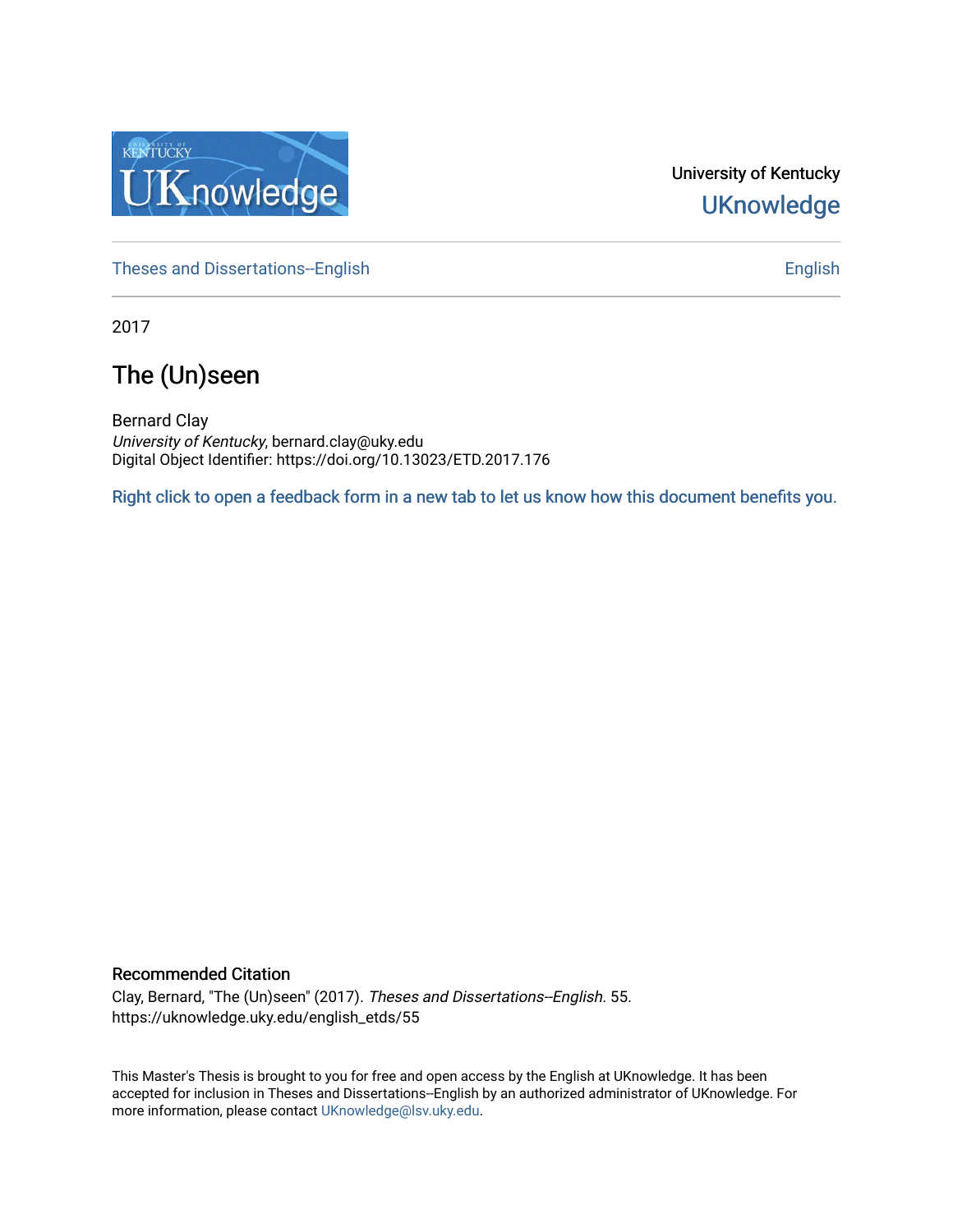University of Kentucky

UKnowledge

Theses and Dissertations--English

English

2017

# The (Un)seen

Bernard Clay
*University of Kentucky*, bernard.clay@uky.edu
Digital Object Identifier: https://doi.org/10.13023/ETD.2017.176

Right click to open a feedback form in a new tab to let us know how this document benefits you.

## Recommended Citation

Clay, Bernard, "The (Un)seen" (2017). *Theses and Dissertations--English*. 55.
https://uknowledge.uky.edu/english_etds/55

This Master's Thesis is brought to you for free and open access by the English at UKnowledge. It has been accepted for inclusion in Theses and Dissertations--English by an authorized administrator of UKnowledge. For more information, please contact UKnowledge@lsv.uky.edu.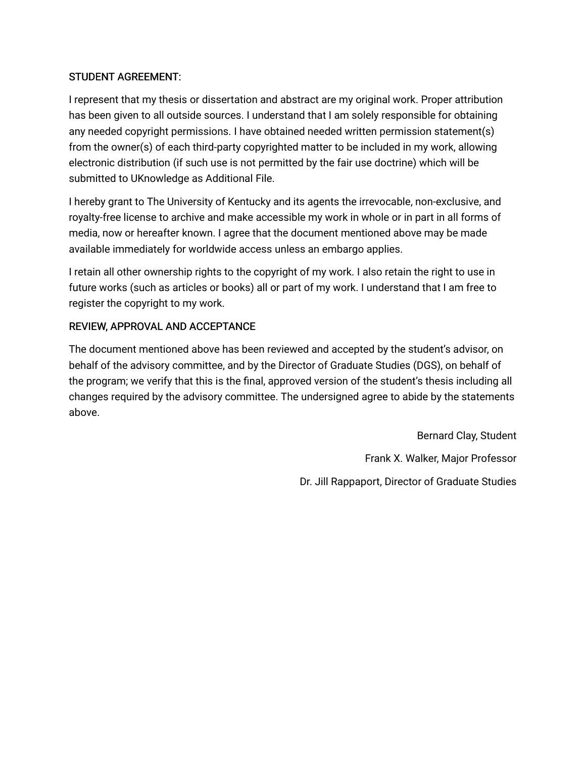STUDENT AGREEMENT:

I represent that my thesis or dissertation and abstract are my original work. Proper attribution has been given to all outside sources. I understand that I am solely responsible for obtaining any needed copyright permissions. I have obtained needed written permission statement(s) from the owner(s) of each third-party copyrighted matter to be included in my work, allowing electronic distribution (if such use is not permitted by the fair use doctrine) which will be submitted to UKnowledge as Additional File.

I hereby grant to The University of Kentucky and its agents the irrevocable, non-exclusive, and royalty-free license to archive and make accessible my work in whole or in part in all forms of media, now or hereafter known. I agree that the document mentioned above may be made available immediately for worldwide access unless an embargo applies.

I retain all other ownership rights to the copyright of my work. I also retain the right to use in future works (such as articles or books) all or part of my work. I understand that I am free to register the copyright to my work.

REVIEW, APPROVAL AND ACCEPTANCE

The document mentioned above has been reviewed and accepted by the student's advisor, on behalf of the advisory committee, and by the Director of Graduate Studies (DGS), on behalf of the program; we verify that this is the final, approved version of the student's thesis including all changes required by the advisory committee. The undersigned agree to abide by the statements above.

Bernard Clay, Student

Frank X. Walker, Major Professor

Dr. Jill Rappaport, Director of Graduate Studies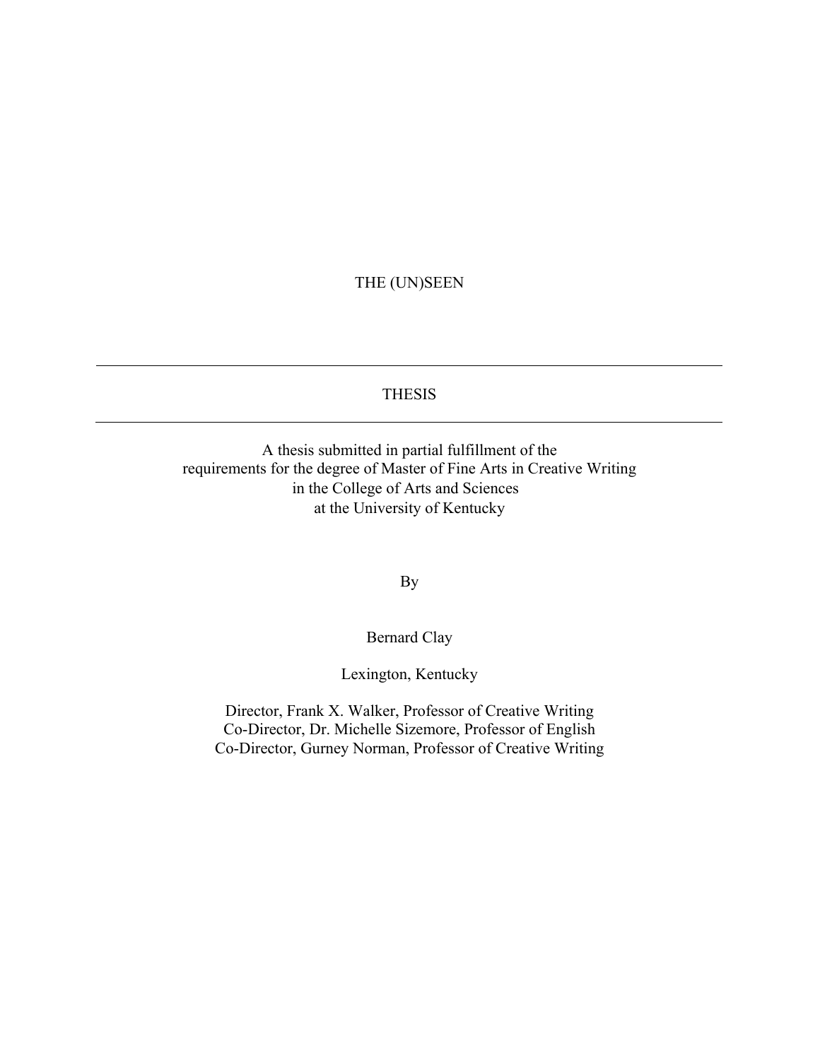# THE (UN)SEEN

---

THESIS

---

A thesis submitted in partial fulfillment of the
requirements for the degree of Master of Fine Arts in Creative Writing
in the College of Arts and Sciences
at the University of Kentucky

By

Bernard Clay

Lexington, Kentucky

Director, Frank X. Walker, Professor of Creative Writing
Co-Director, Dr. Michelle Sizemore, Professor of English
Co-Director, Gurney Norman, Professor of Creative Writing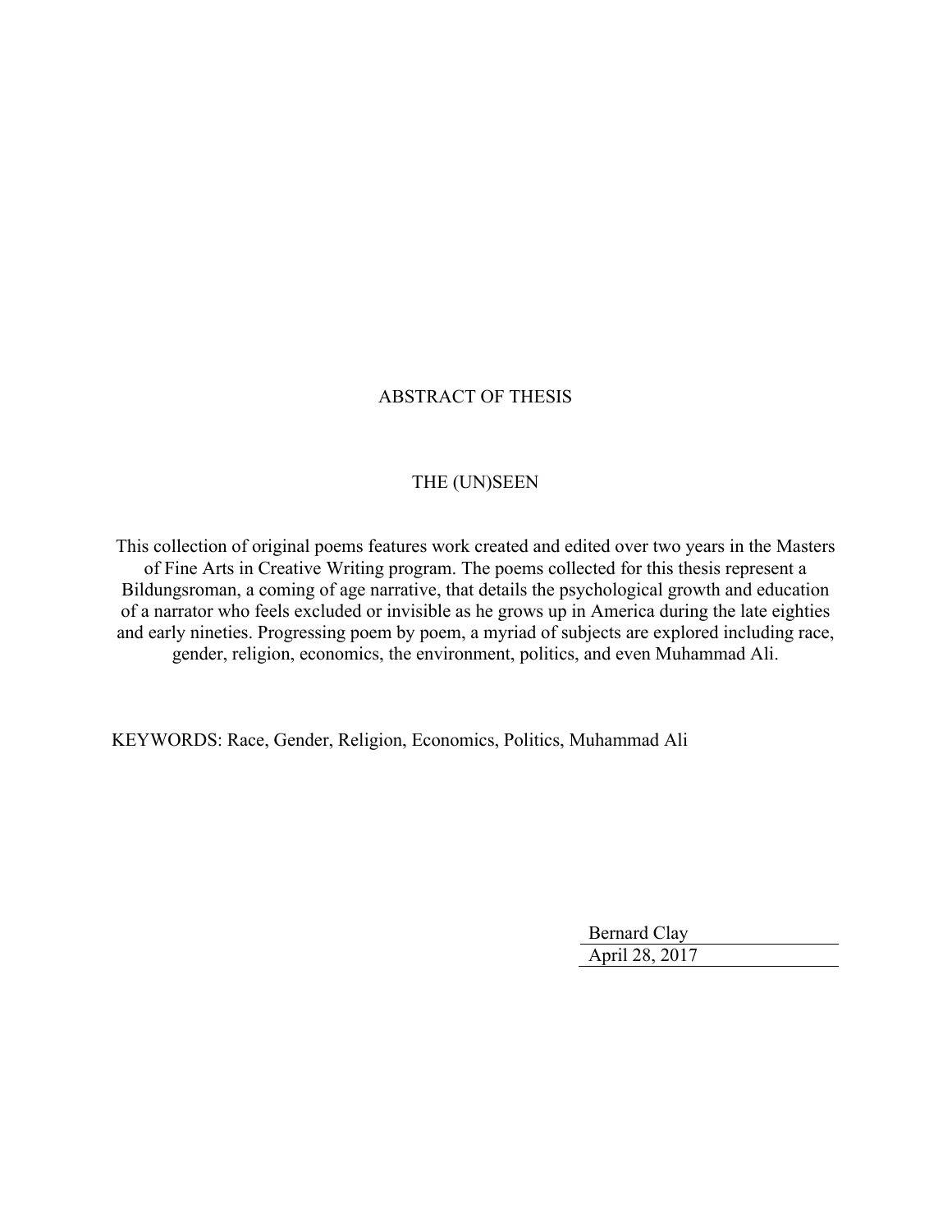# ABSTRACT OF THESIS

## THE (UN)SEEN

This collection of original poems features work created and edited over two years in the Masters of Fine Arts in Creative Writing program. The poems collected for this thesis represent a Bildungsroman, a coming of age narrative, that details the psychological growth and education of a narrator who feels excluded or invisible as he grows up in America during the late eighties and early nineties. Progressing poem by poem, a myriad of subjects are explored including race, gender, religion, economics, the environment, politics, and even Muhammad Ali.

KEYWORDS: Race, Gender, Religion, Economics, Politics, Muhammad Ali

Bernard Clay

April 28, 2017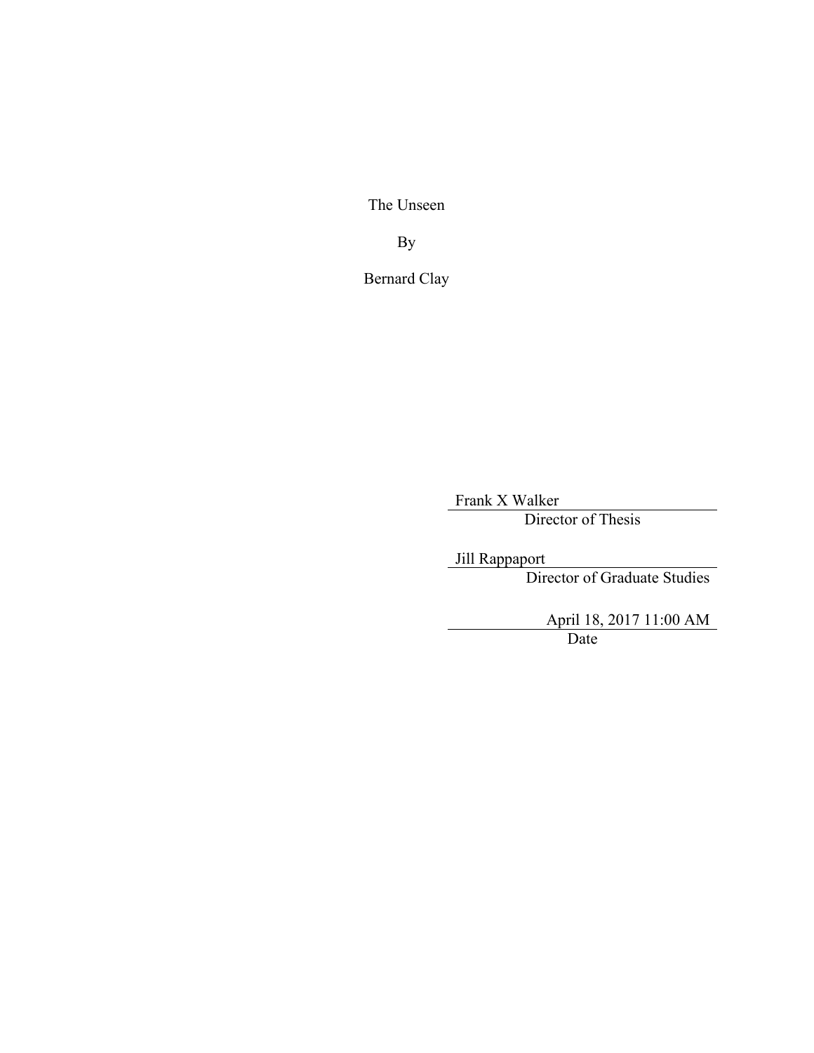The Unseen

By

Bernard Clay

Frank X Walker
Director of Thesis

Jill Rappaport
Director of Graduate Studies

April 18, 2017 11:00 AM
Date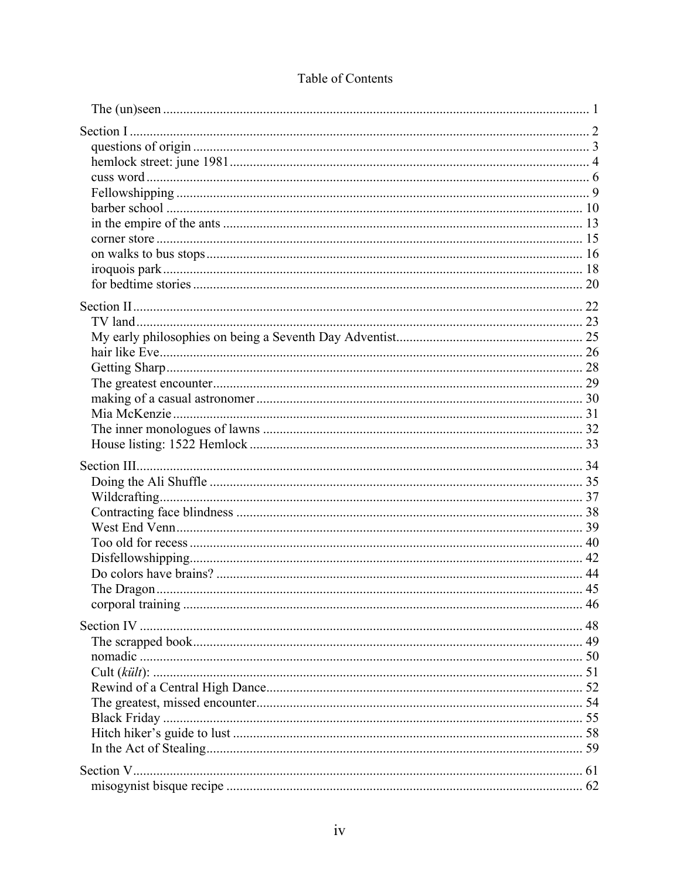# Table of Contents

The (un)seen ..... 1

Section I ..... 2
- questions of origin ..... 3
- hemlock street: june 1981 ..... 4
- cuss word ..... 6
- Fellowshipping ..... 9
- barber school ..... 10
- in the empire of the ants ..... 13
- corner store ..... 15
- on walks to bus stops ..... 16
- iroquois park ..... 18
- for bedtime stories ..... 20

Section II ..... 22
- TV land ..... 23
- My early philosophies on being a Seventh Day Adventist ..... 25
- hair like Eve ..... 26
- Getting Sharp ..... 28
- The greatest encounter ..... 29
- making of a casual astronomer ..... 30
- Mia McKenzie ..... 31
- The inner monologues of lawns ..... 32
- House listing: 1522 Hemlock ..... 33

Section III ..... 34
- Doing the Ali Shuffle ..... 35
- Wildcrafting ..... 37
- Contracting face blindness ..... 38
- West End Venn ..... 39
- Too old for recess ..... 40
- Disfellowshipping ..... 42
- Do colors have brains? ..... 44
- The Dragon ..... 45
- corporal training ..... 46

Section IV ..... 48
- The scrapped book ..... 49
- nomadic ..... 50
- Cult (*kült*): ..... 51
- Rewind of a Central High Dance ..... 52
- The greatest, missed encounter ..... 54
- Black Friday ..... 55
- Hitch hiker's guide to lust ..... 58
- In the Act of Stealing ..... 59

Section V ..... 61
- misogynist bisque recipe ..... 62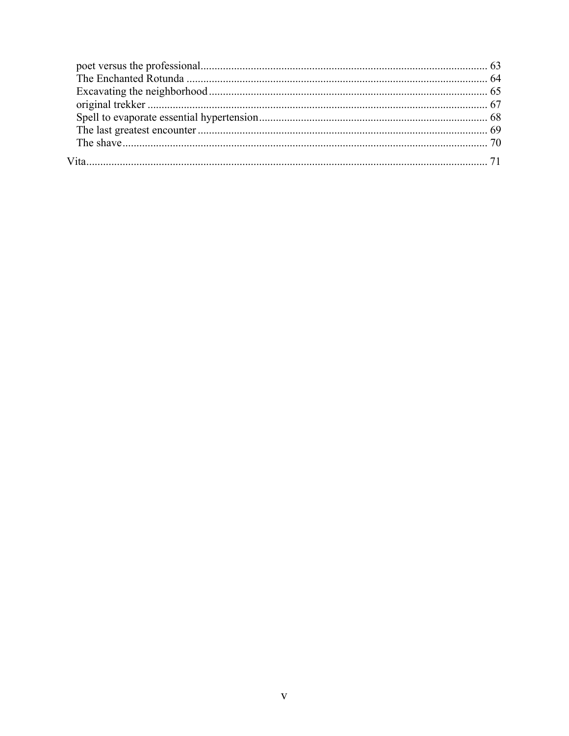poet versus the professional ........................................ 63
The Enchanted Rotunda ........................................ 64
Excavating the neighborhood ........................................ 65
original trekker ........................................ 67
Spell to evaporate essential hypertension ........................................ 68
The last greatest encounter ........................................ 69
The shave ........................................ 70

Vita ........................................ 71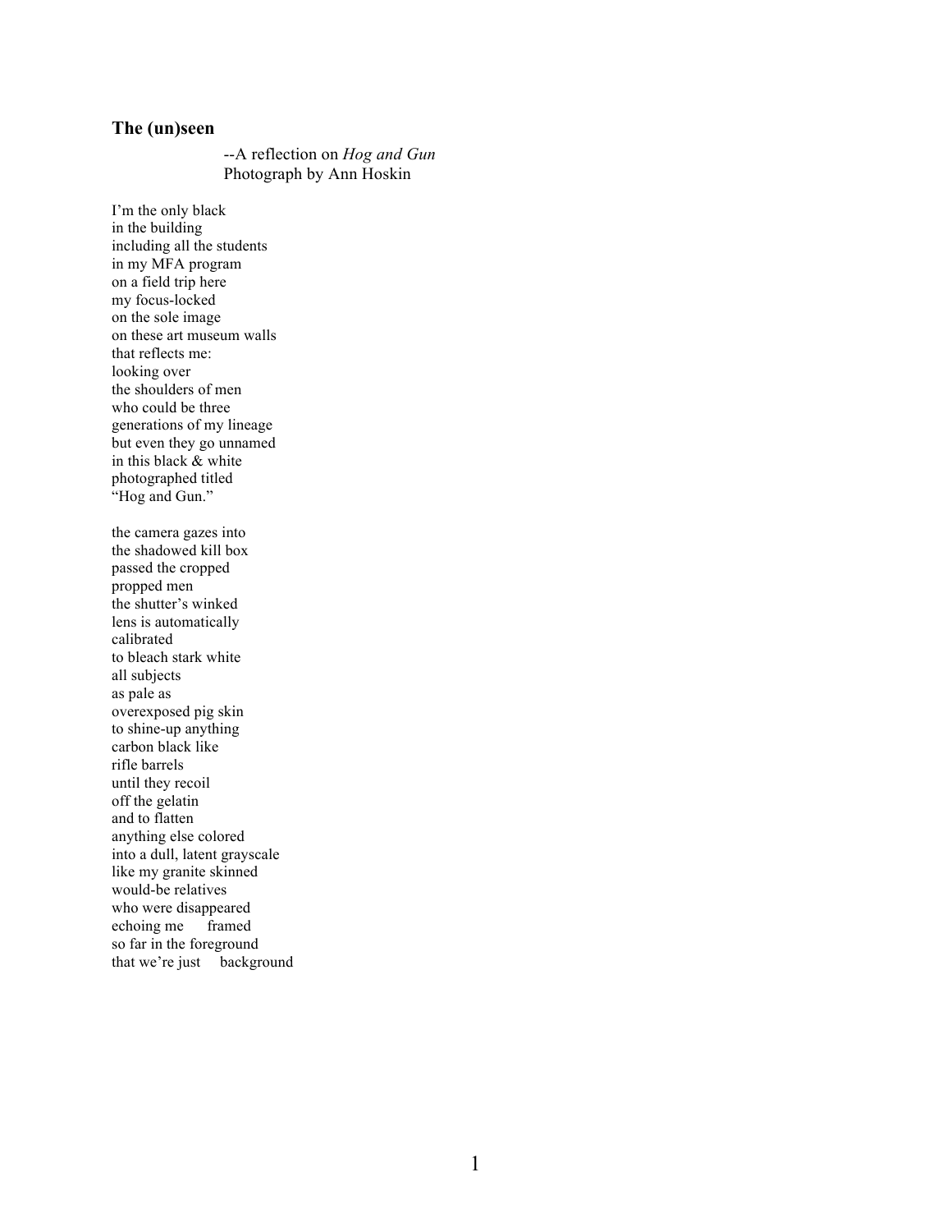### The (un)seen

--A reflection on *Hog and Gun*
Photograph by Ann Hoskin

I'm the only black
in the building
including all the students
in my MFA program
on a field trip here
my focus-locked
on the sole image
on these art museum walls
that reflects me:
looking over
the shoulders of men
who could be three
generations of my lineage
but even they go unnamed
in this black & white
photographed titled
"Hog and Gun."

the camera gazes into
the shadowed kill box
passed the cropped
propped men
the shutter's winked
lens is automatically
calibrated
to bleach stark white
all subjects
as pale as
overexposed pig skin
to shine-up anything
carbon black like
rifle barrels
until they recoil
off the gelatin
and to flatten
anything else colored
into a dull, latent grayscale
like my granite skinned
would-be relatives
who were disappeared
echoing me      framed
so far in the foreground
that we're just     background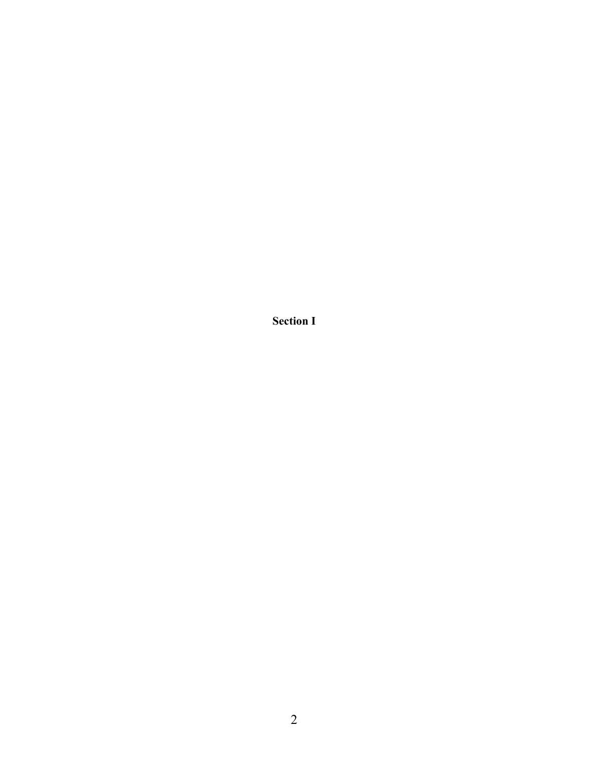# Section I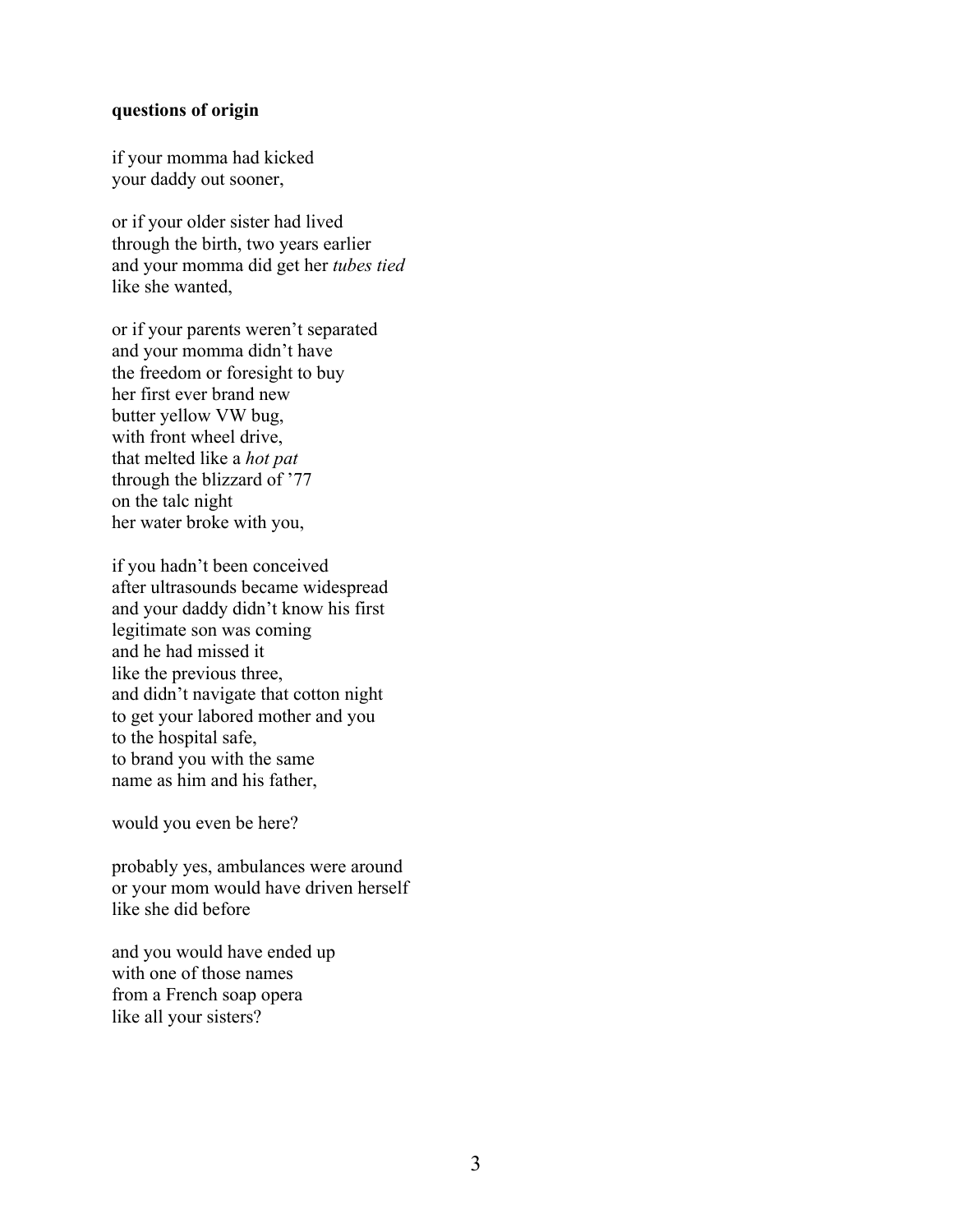**questions of origin**

if your momma had kicked  
your daddy out sooner,

or if your older sister had lived  
through the birth, two years earlier  
and your momma did get her *tubes tied*  
like she wanted,

or if your parents weren't separated  
and your momma didn't have  
the freedom or foresight to buy  
her first ever brand new  
butter yellow VW bug,  
with front wheel drive,  
that melted like a *hot pat*  
through the blizzard of '77  
on the talc night  
her water broke with you,

if you hadn't been conceived  
after ultrasounds became widespread  
and your daddy didn't know his first  
legitimate son was coming  
and he had missed it  
like the previous three,  
and didn't navigate that cotton night  
to get your labored mother and you  
to the hospital safe,  
to brand you with the same  
name as him and his father,

would you even be here?

probably yes, ambulances were around  
or your mom would have driven herself  
like she did before

and you would have ended up  
with one of those names  
from a French soap opera  
like all your sisters?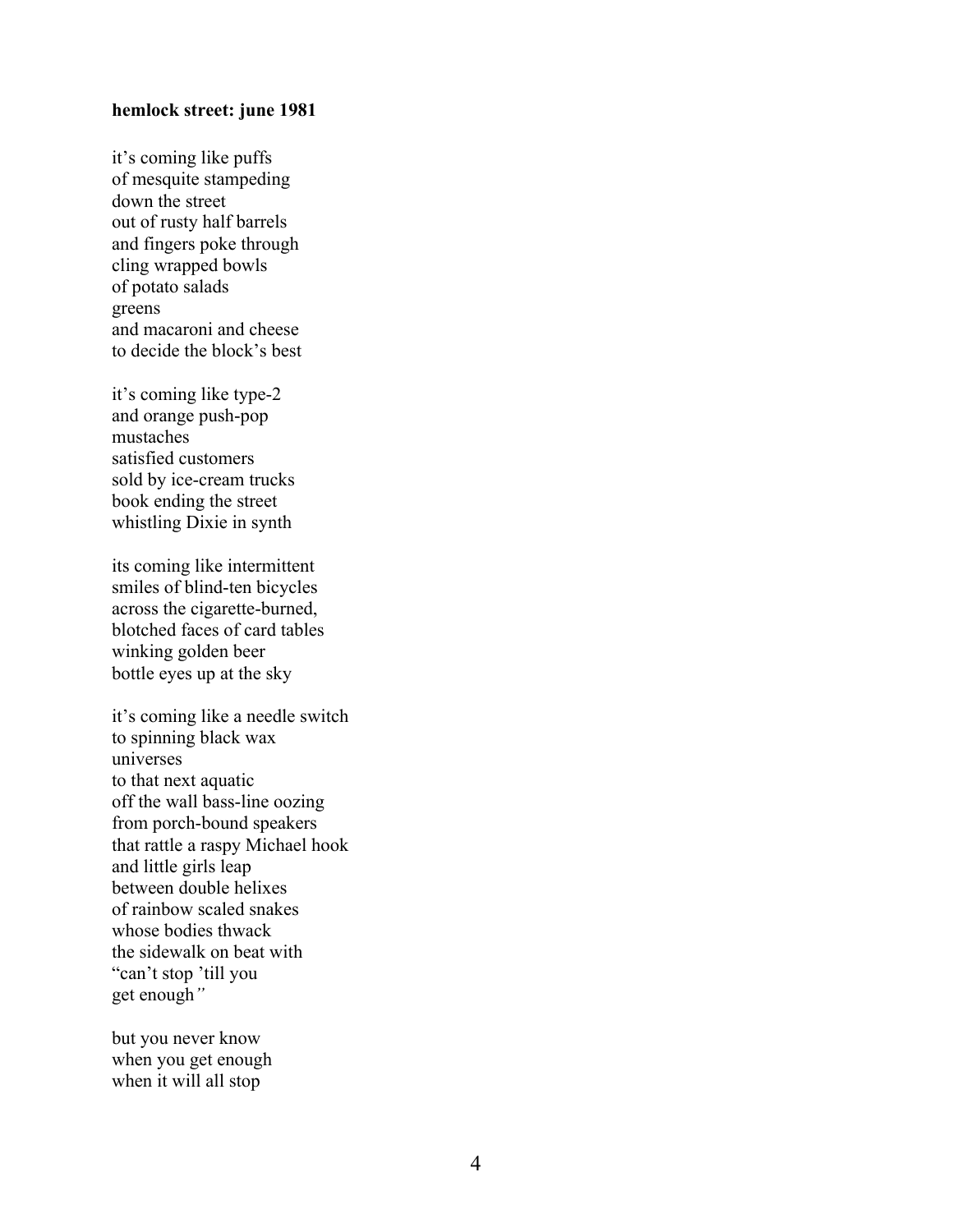**hemlock street: june 1981**

it's coming like puffs  
of mesquite stampeding  
down the street  
out of rusty half barrels  
and fingers poke through  
cling wrapped bowls  
of potato salads  
greens  
and macaroni and cheese  
to decide the block's best

it's coming like type-2  
and orange push-pop  
mustaches  
satisfied customers  
sold by ice-cream trucks  
book ending the street  
whistling Dixie in synth

its coming like intermittent  
smiles of blind-ten bicycles  
across the cigarette-burned,  
blotched faces of card tables  
winking golden beer  
bottle eyes up at the sky

it's coming like a needle switch  
to spinning black wax  
universes  
to that next aquatic  
off the wall bass-line oozing  
from porch-bound speakers  
that rattle a raspy Michael hook  
and little girls leap  
between double helixes  
of rainbow scaled snakes  
whose bodies thwack  
the sidewalk on beat with  
"can't stop 'till you  
get enough*"*

but you never know  
when you get enough  
when it will all stop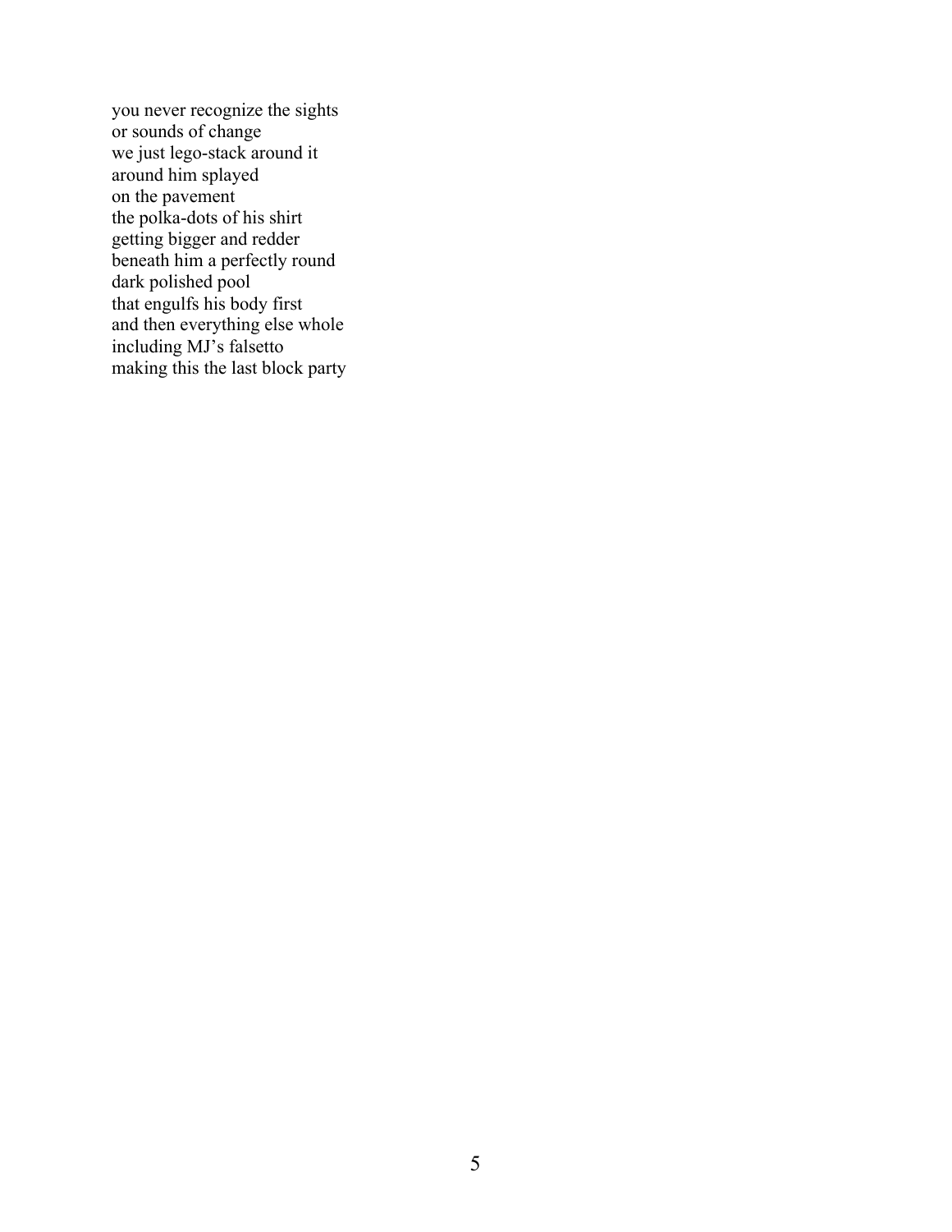you never recognize the sights  
or sounds of change  
we just lego-stack around it  
around him splayed  
on the pavement  
the polka-dots of his shirt  
getting bigger and redder  
beneath him a perfectly round  
dark polished pool  
that engulfs his body first  
and then everything else whole  
including MJ's falsetto  
making this the last block party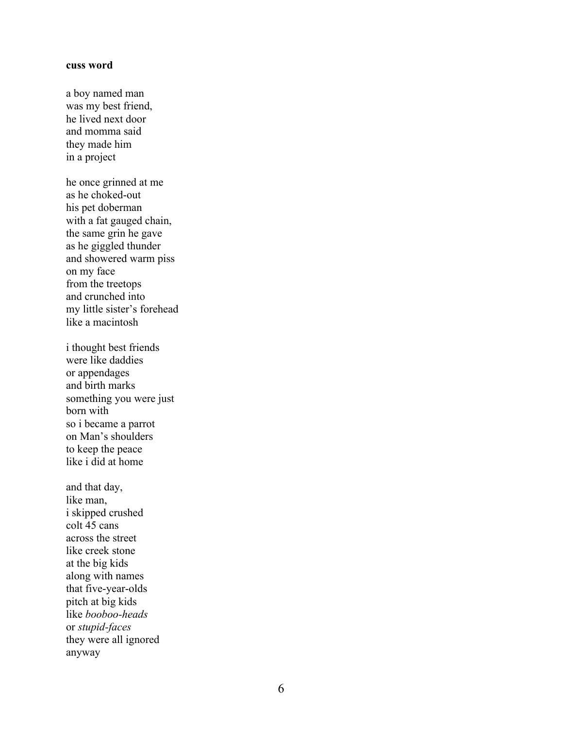**cuss word**

a boy named man
was my best friend,
he lived next door
and momma said
they made him
in a project

he once grinned at me
as he choked-out
his pet doberman
with a fat gauged chain,
the same grin he gave
as he giggled thunder
and showered warm piss
on my face
from the treetops
and crunched into
my little sister's forehead
like a macintosh

i thought best friends
were like daddies
or appendages
and birth marks
something you were just
born with
so i became a parrot
on Man's shoulders
to keep the peace
like i did at home

and that day,
like man,
i skipped crushed
colt 45 cans
across the street
like creek stone
at the big kids
along with names
that five-year-olds
pitch at big kids
like *booboo-heads*
or *stupid-faces*
they were all ignored
anyway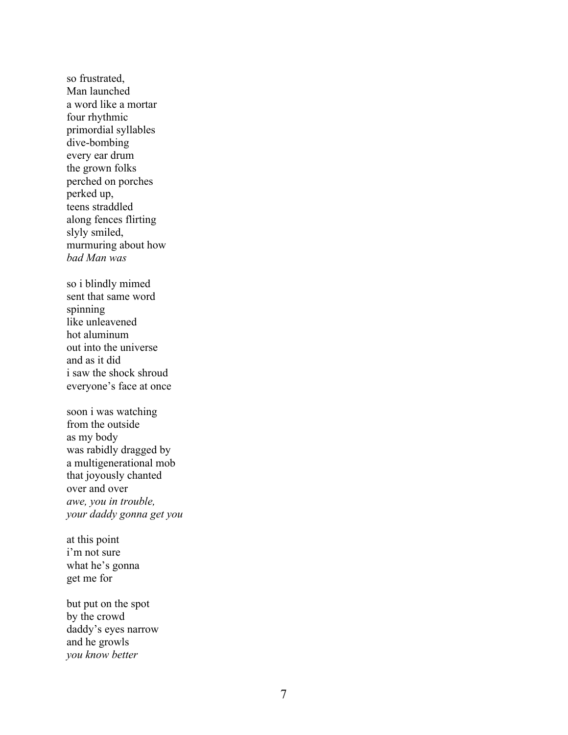so frustrated,  
Man launched  
a word like a mortar  
four rhythmic  
primordial syllables  
dive-bombing  
every ear drum  
the grown folks  
perched on porches  
perked up,  
teens straddled  
along fences flirting  
slyly smiled,  
murmuring about how  
*bad Man was*

so i blindly mimed  
sent that same word  
spinning  
like unleavened  
hot aluminum  
out into the universe  
and as it did  
i saw the shock shroud  
everyone's face at once

soon i was watching  
from the outside  
as my body  
was rabidly dragged by  
a multigenerational mob  
that joyously chanted  
over and over  
*awe, you in trouble,*  
*your daddy gonna get you*

at this point  
i'm not sure  
what he's gonna  
get me for

but put on the spot  
by the crowd  
daddy's eyes narrow  
and he growls  
*you know better*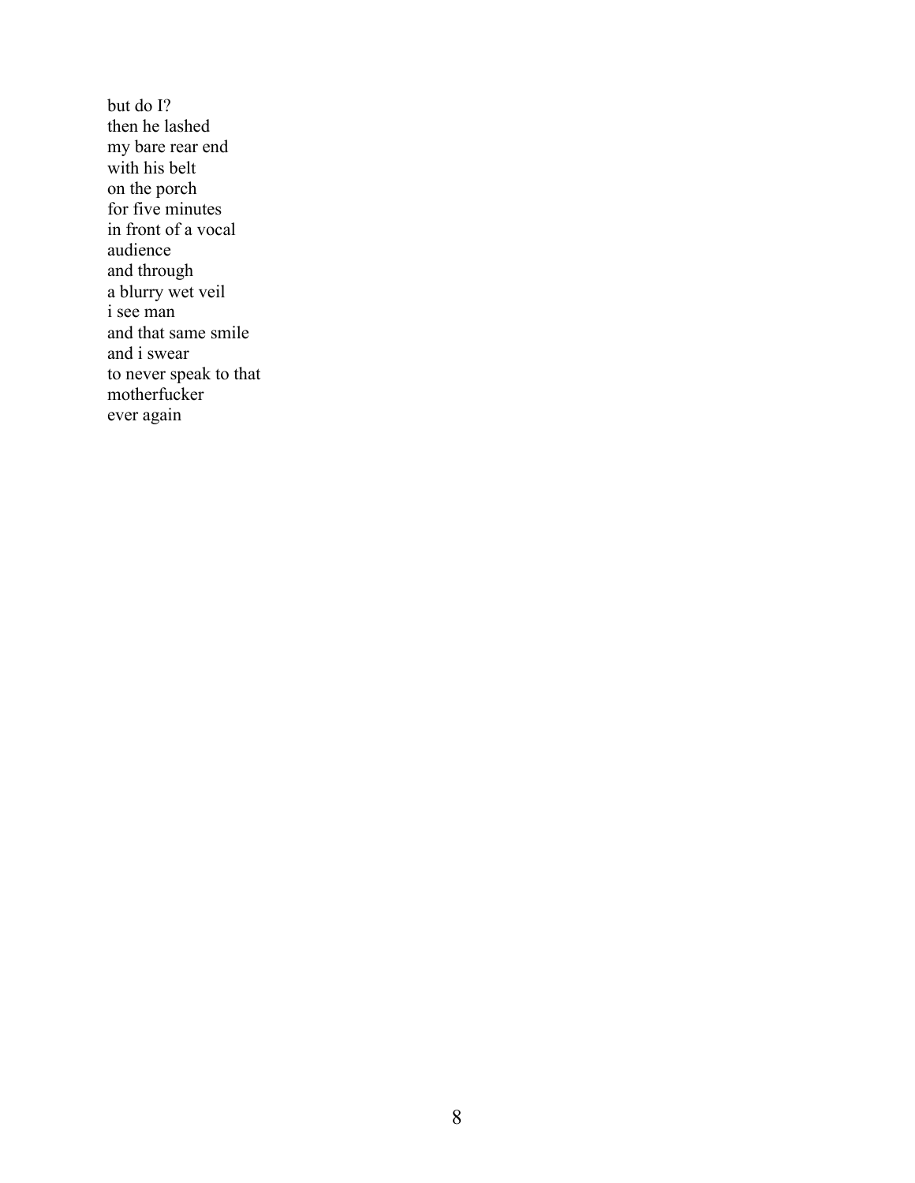but do I?
then he lashed
my bare rear end
with his belt
on the porch
for five minutes
in front of a vocal
audience
and through
a blurry wet veil
i see man
and that same smile
and i swear
to never speak to that
motherfucker
ever again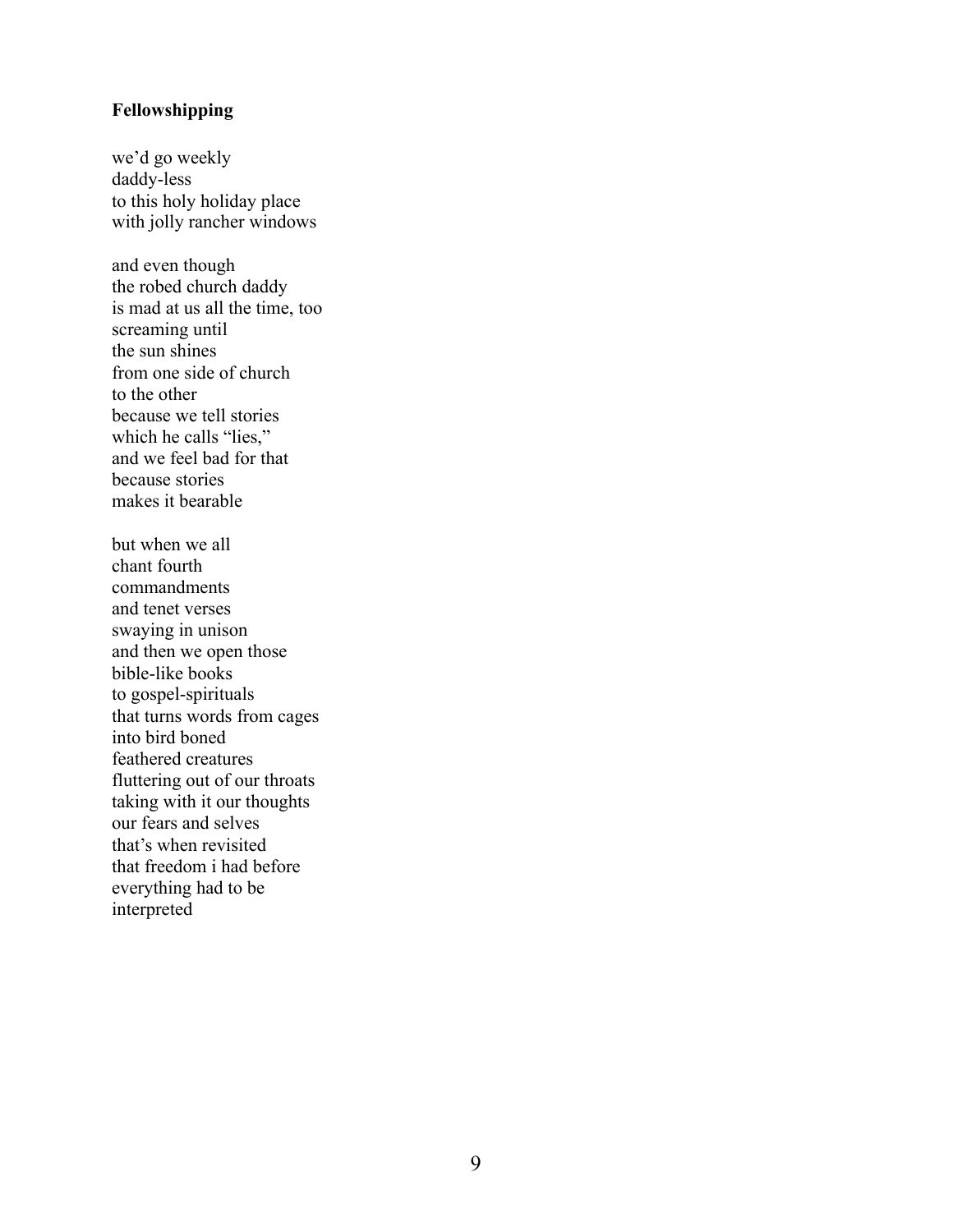**Fellowshipping**

we'd go weekly  
daddy-less  
to this holy holiday place  
with jolly rancher windows

and even though  
the robed church daddy  
is mad at us all the time, too  
screaming until  
the sun shines  
from one side of church  
to the other  
because we tell stories  
which he calls "lies,"  
and we feel bad for that  
because stories  
makes it bearable

but when we all  
chant fourth  
commandments  
and tenet verses  
swaying in unison  
and then we open those  
bible-like books  
to gospel-spirituals  
that turns words from cages  
into bird boned  
feathered creatures  
fluttering out of our throats  
taking with it our thoughts  
our fears and selves  
that's when revisited  
that freedom i had before  
everything had to be  
interpreted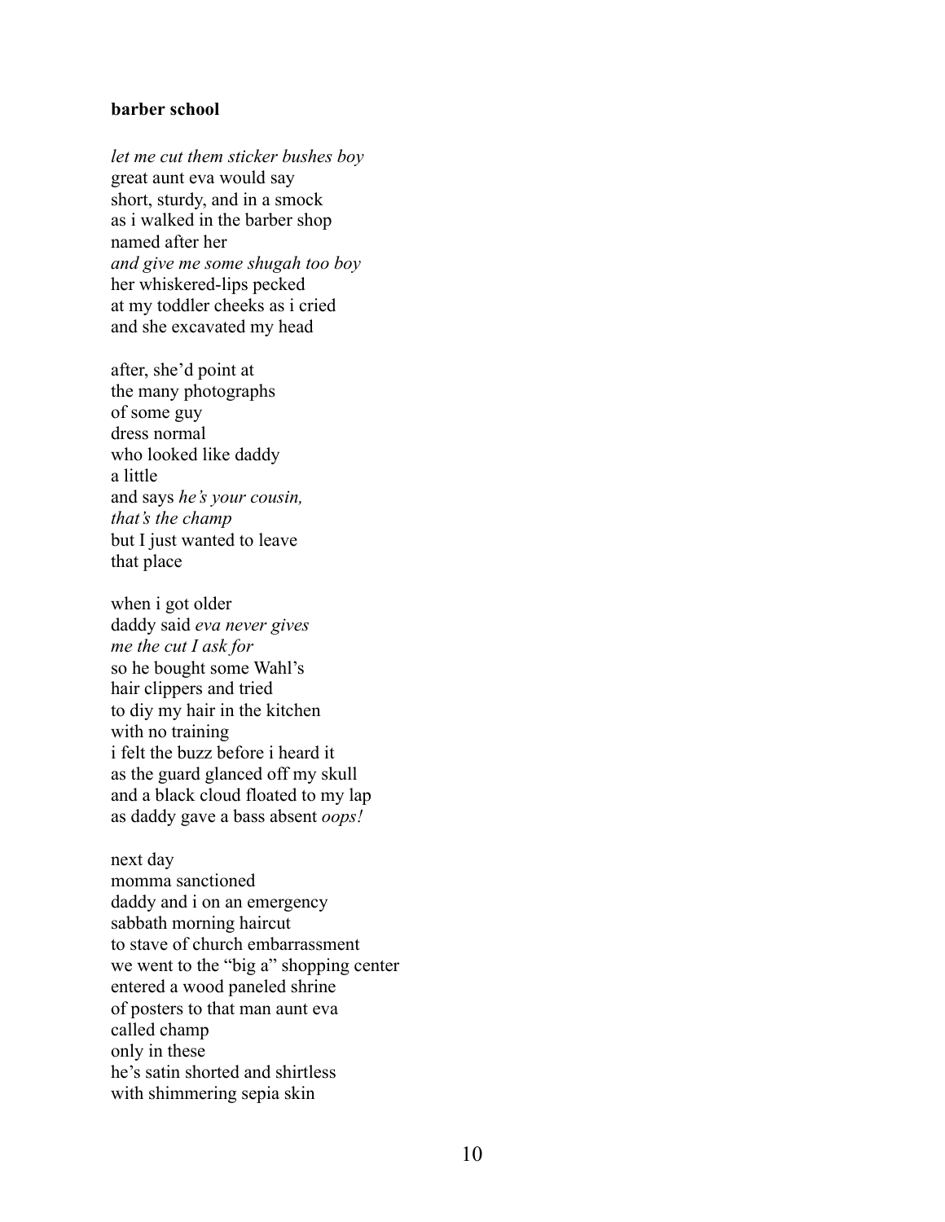**barber school**

*let me cut them sticker bushes boy*  
great aunt eva would say  
short, sturdy, and in a smock  
as i walked in the barber shop  
named after her  
*and give me some shugah too boy*  
her whiskered-lips pecked  
at my toddler cheeks as i cried  
and she excavated my head

after, she'd point at  
the many photographs  
of some guy  
dress normal  
who looked like daddy  
a little  
and says *he's your cousin,*  
*that's the champ*  
but I just wanted to leave  
that place

when i got older  
daddy said *eva never gives*  
*me the cut I ask for*  
so he bought some Wahl's  
hair clippers and tried  
to diy my hair in the kitchen  
with no training  
i felt the buzz before i heard it  
as the guard glanced off my skull  
and a black cloud floated to my lap  
as daddy gave a bass absent *oops!*

next day  
momma sanctioned  
daddy and i on an emergency  
sabbath morning haircut  
to stave of church embarrassment  
we went to the "big a" shopping center  
entered a wood paneled shrine  
of posters to that man aunt eva  
called champ  
only in these  
he's satin shorted and shirtless  
with shimmering sepia skin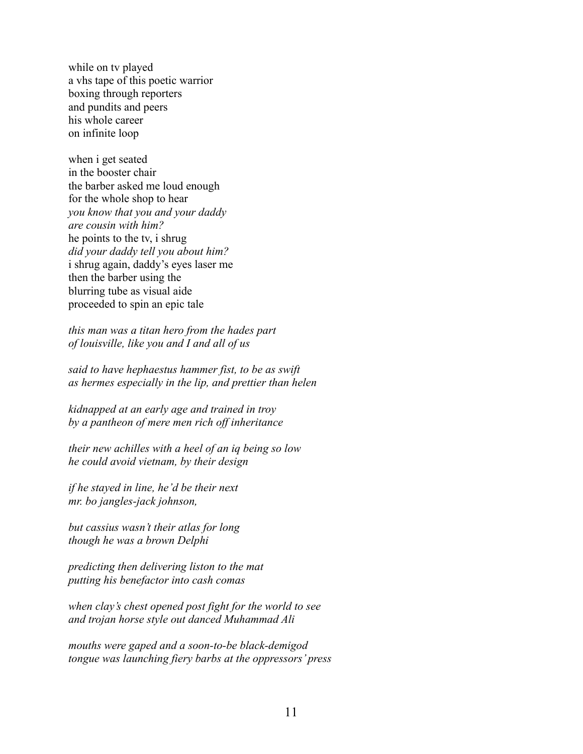while on tv played  
a vhs tape of this poetic warrior  
boxing through reporters  
and pundits and peers  
his whole career  
on infinite loop

when i get seated  
in the booster chair  
the barber asked me loud enough  
for the whole shop to hear  
*you know that you and your daddy*  
*are cousin with him?*  
he points to the tv, i shrug  
*did your daddy tell you about him?*  
i shrug again, daddy's eyes laser me  
then the barber using the  
blurring tube as visual aide  
proceeded to spin an epic tale

*this man was a titan hero from the hades part*  
*of louisville, like you and I and all of us*

*said to have hephaestus hammer fist, to be as swift*  
*as hermes especially in the lip, and prettier than helen*

*kidnapped at an early age and trained in troy*  
*by a pantheon of mere men rich off inheritance*

*their new achilles with a heel of an iq being so low*  
*he could avoid vietnam, by their design*

*if he stayed in line, he'd be their next*  
*mr. bo jangles-jack johnson,*

*but cassius wasn't their atlas for long*  
*though he was a brown Delphi*

*predicting then delivering liston to the mat*  
*putting his benefactor into cash comas*

*when clay's chest opened post fight for the world to see*  
*and trojan horse style out danced Muhammad Ali*

*mouths were gaped and a soon-to-be black-demigod*  
*tongue was launching fiery barbs at the oppressors' press*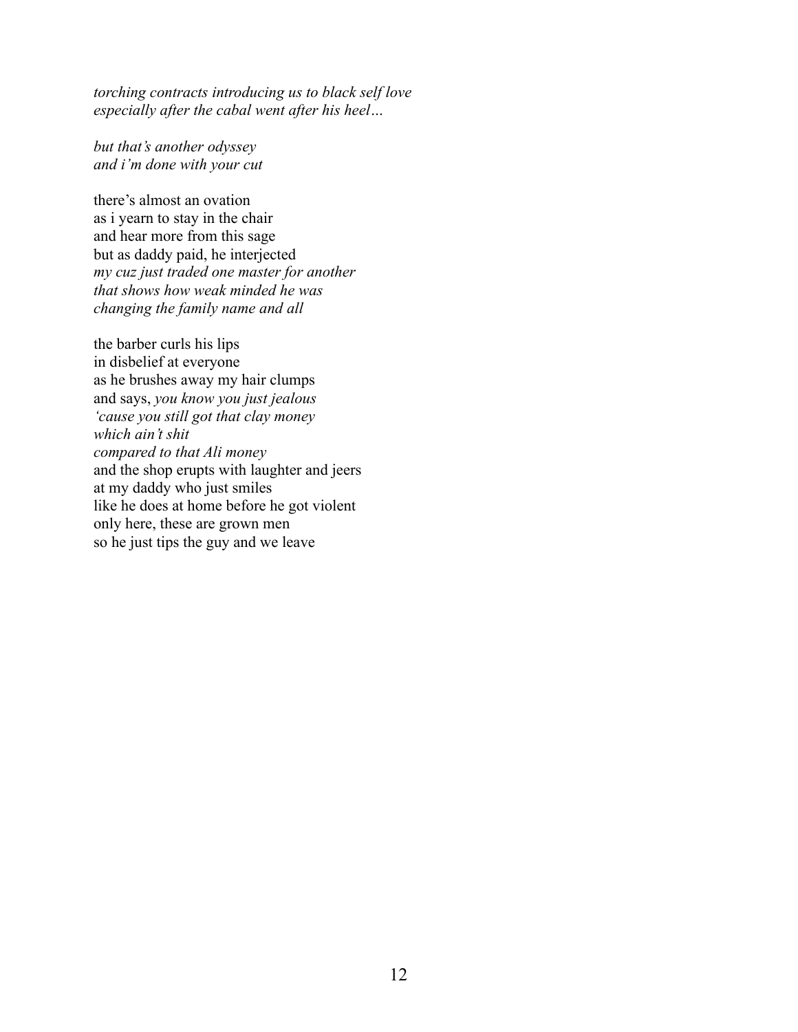*torching contracts introducing us to black self love*
*especially after the cabal went after his heel…*

*but that's another odyssey*
*and i'm done with your cut*

there's almost an ovation
as i yearn to stay in the chair
and hear more from this sage
but as daddy paid, he interjected
*my cuz just traded one master for another*
*that shows how weak minded he was*
*changing the family name and all*

the barber curls his lips
in disbelief at everyone
as he brushes away my hair clumps
and says, *you know you just jealous*
*'cause you still got that clay money*
*which ain't shit*
*compared to that Ali money*
and the shop erupts with laughter and jeers
at my daddy who just smiles
like he does at home before he got violent
only here, these are grown men
so he just tips the guy and we leave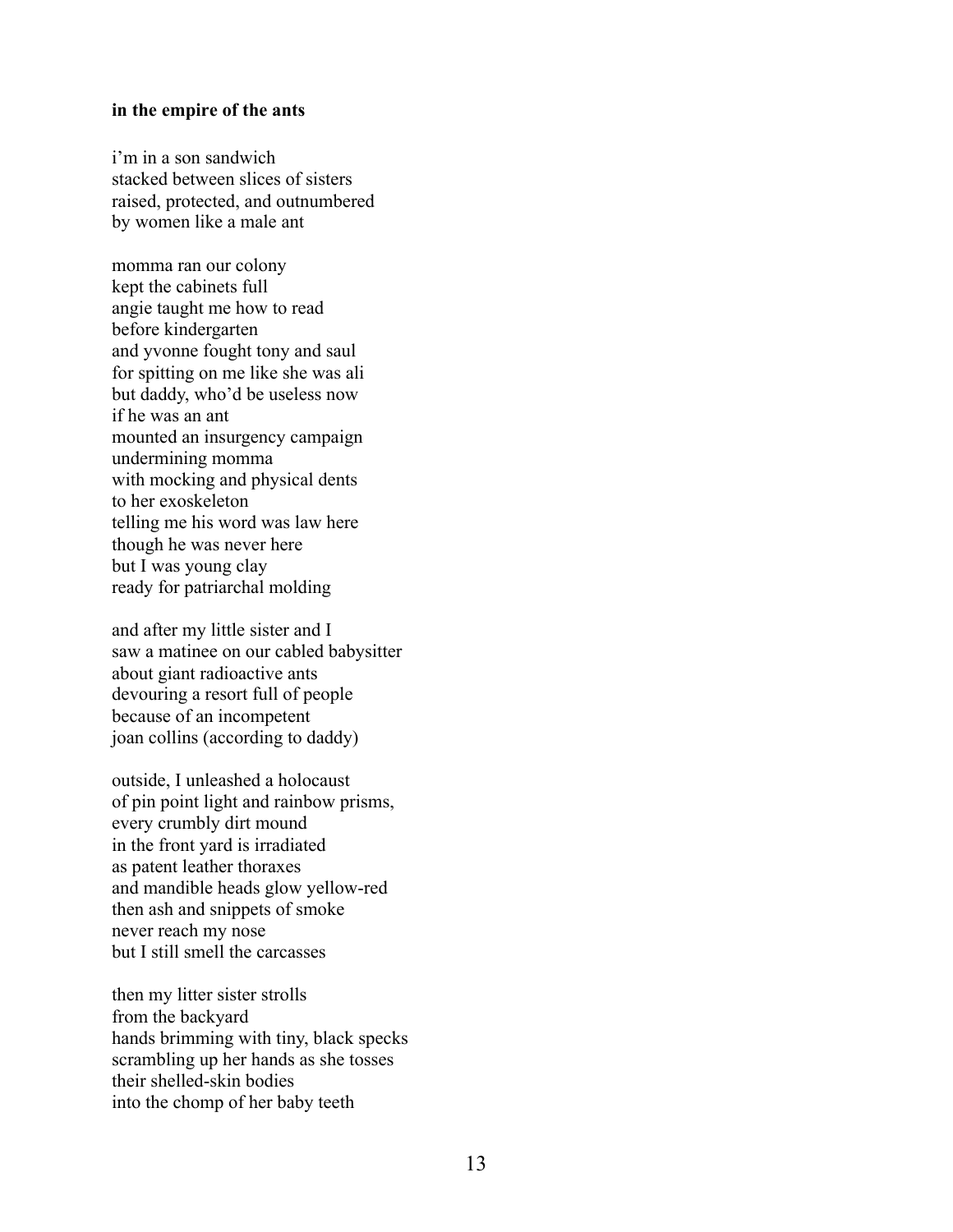**in the empire of the ants**

i'm in a son sandwich  
stacked between slices of sisters  
raised, protected, and outnumbered  
by women like a male ant

momma ran our colony  
kept the cabinets full  
angie taught me how to read  
before kindergarten  
and yvonne fought tony and saul  
for spitting on me like she was ali  
but daddy, who'd be useless now  
if he was an ant  
mounted an insurgency campaign  
undermining momma  
with mocking and physical dents  
to her exoskeleton  
telling me his word was law here  
though he was never here  
but I was young clay  
ready for patriarchal molding

and after my little sister and I  
saw a matinee on our cabled babysitter  
about giant radioactive ants  
devouring a resort full of people  
because of an incompetent  
joan collins (according to daddy)

outside, I unleashed a holocaust  
of pin point light and rainbow prisms,  
every crumbly dirt mound  
in the front yard is irradiated  
as patent leather thoraxes  
and mandible heads glow yellow-red  
then ash and snippets of smoke  
never reach my nose  
but I still smell the carcasses

then my litter sister strolls  
from the backyard  
hands brimming with tiny, black specks  
scrambling up her hands as she tosses  
their shelled-skin bodies  
into the chomp of her baby teeth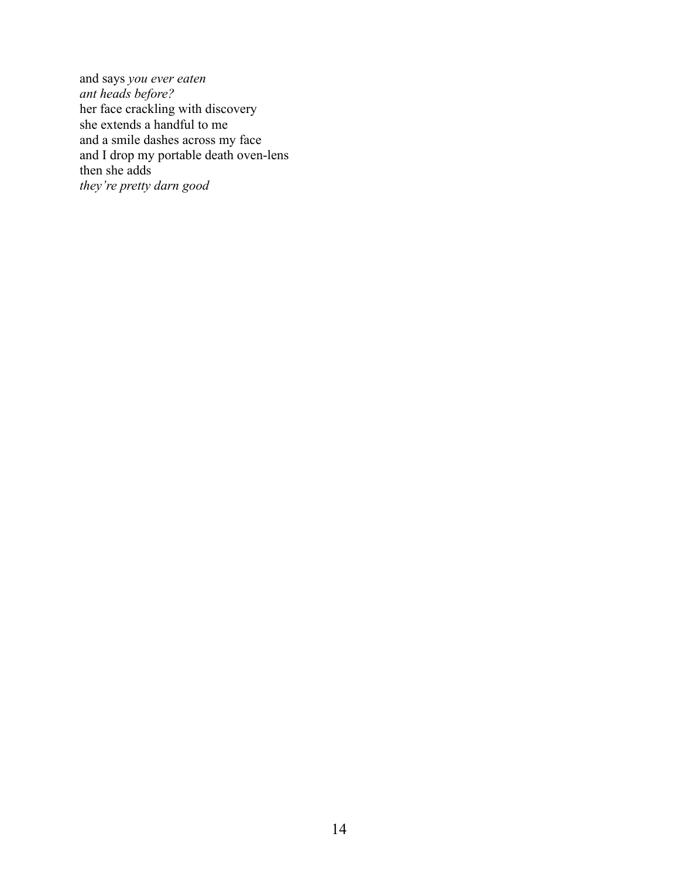and says *you ever eaten*  
*ant heads before?*  
her face crackling with discovery  
she extends a handful to me  
and a smile dashes across my face  
and I drop my portable death oven-lens  
then she adds  
*they're pretty darn good*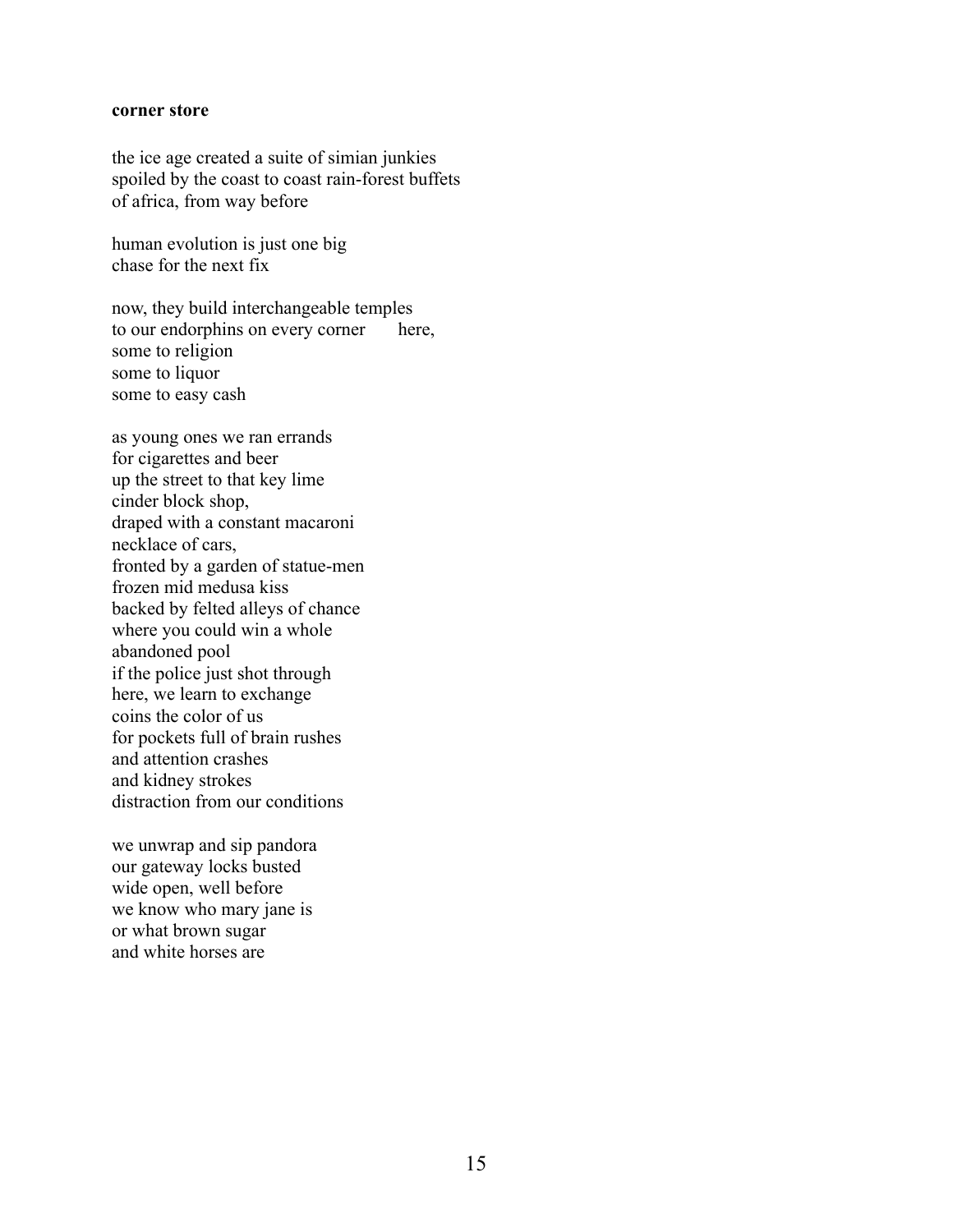**corner store**

the ice age created a suite of simian junkies  
spoiled by the coast to coast rain-forest buffets  
of africa, from way before

human evolution is just one big  
chase for the next fix

now, they build interchangeable temples  
to our endorphins on every corner      here,  
some to religion  
some to liquor  
some to easy cash

as young ones we ran errands  
for cigarettes and beer  
up the street to that key lime  
cinder block shop,  
draped with a constant macaroni  
necklace of cars,  
fronted by a garden of statue-men  
frozen mid medusa kiss  
backed by felted alleys of chance  
where you could win a whole  
abandoned pool  
if the police just shot through  
here, we learn to exchange  
coins the color of us  
for pockets full of brain rushes  
and attention crashes  
and kidney strokes  
distraction from our conditions

we unwrap and sip pandora  
our gateway locks busted  
wide open, well before  
we know who mary jane is  
or what brown sugar  
and white horses are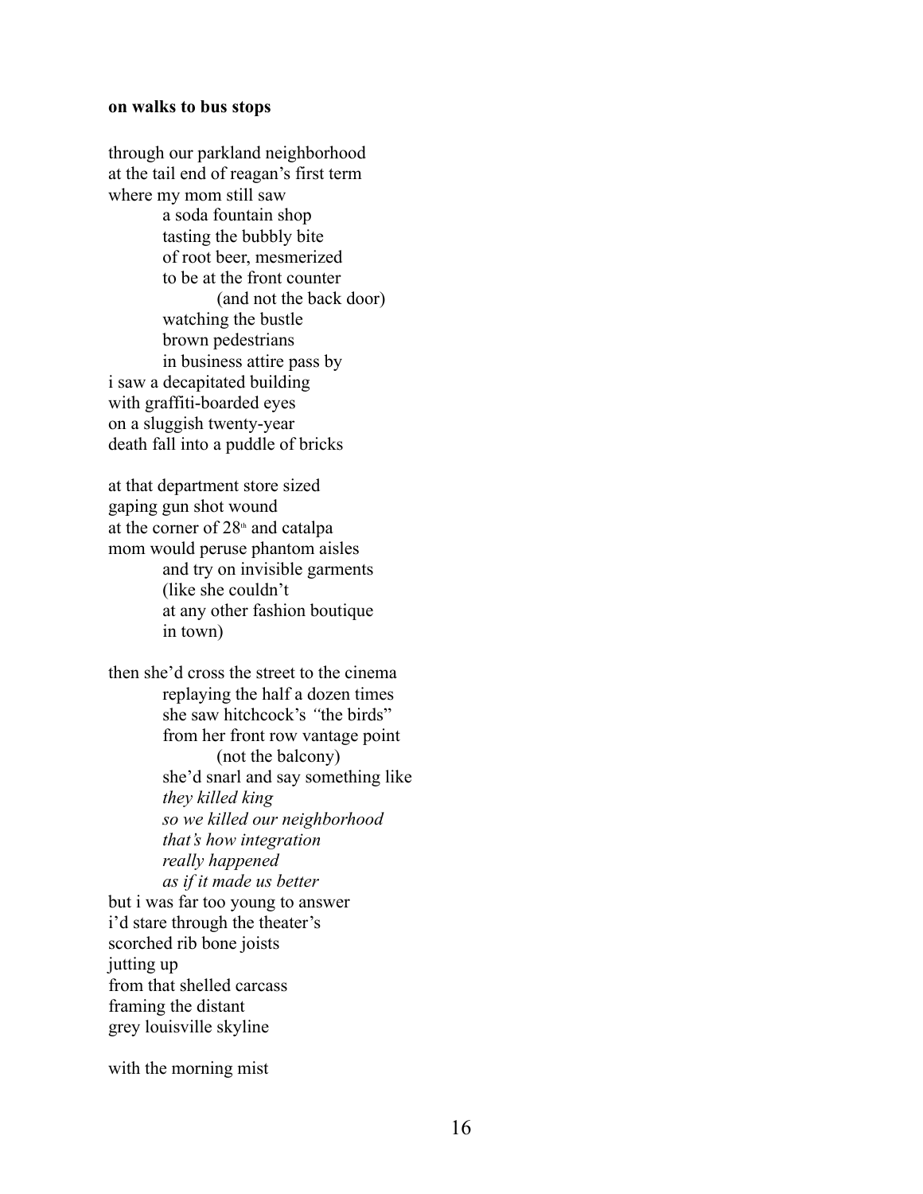**on walks to bus stops**

through our parkland neighborhood
at the tail end of reagan's first term
where my mom still saw
&nbsp;&nbsp;&nbsp;&nbsp;&nbsp;&nbsp;&nbsp;&nbsp;a soda fountain shop
&nbsp;&nbsp;&nbsp;&nbsp;&nbsp;&nbsp;&nbsp;&nbsp;tasting the bubbly bite
&nbsp;&nbsp;&nbsp;&nbsp;&nbsp;&nbsp;&nbsp;&nbsp;of root beer, mesmerized
&nbsp;&nbsp;&nbsp;&nbsp;&nbsp;&nbsp;&nbsp;&nbsp;to be at the front counter
&nbsp;&nbsp;&nbsp;&nbsp;&nbsp;&nbsp;&nbsp;&nbsp;&nbsp;&nbsp;&nbsp;&nbsp;&nbsp;&nbsp;&nbsp;&nbsp;(and not the back door)
&nbsp;&nbsp;&nbsp;&nbsp;&nbsp;&nbsp;&nbsp;&nbsp;watching the bustle
&nbsp;&nbsp;&nbsp;&nbsp;&nbsp;&nbsp;&nbsp;&nbsp;brown pedestrians
&nbsp;&nbsp;&nbsp;&nbsp;&nbsp;&nbsp;&nbsp;&nbsp;in business attire pass by
i saw a decapitated building
with graffiti-boarded eyes
on a sluggish twenty-year
death fall into a puddle of bricks

at that department store sized
gaping gun shot wound
at the corner of 28th and catalpa
mom would peruse phantom aisles
&nbsp;&nbsp;&nbsp;&nbsp;&nbsp;&nbsp;&nbsp;&nbsp;and try on invisible garments
&nbsp;&nbsp;&nbsp;&nbsp;&nbsp;&nbsp;&nbsp;&nbsp;(like she couldn't
&nbsp;&nbsp;&nbsp;&nbsp;&nbsp;&nbsp;&nbsp;&nbsp;at any other fashion boutique
&nbsp;&nbsp;&nbsp;&nbsp;&nbsp;&nbsp;&nbsp;&nbsp;in town)

then she'd cross the street to the cinema
&nbsp;&nbsp;&nbsp;&nbsp;&nbsp;&nbsp;&nbsp;&nbsp;replaying the half a dozen times
&nbsp;&nbsp;&nbsp;&nbsp;&nbsp;&nbsp;&nbsp;&nbsp;she saw hitchcock's "the birds"
&nbsp;&nbsp;&nbsp;&nbsp;&nbsp;&nbsp;&nbsp;&nbsp;from her front row vantage point
&nbsp;&nbsp;&nbsp;&nbsp;&nbsp;&nbsp;&nbsp;&nbsp;&nbsp;&nbsp;&nbsp;&nbsp;&nbsp;&nbsp;&nbsp;&nbsp;(not the balcony)
&nbsp;&nbsp;&nbsp;&nbsp;&nbsp;&nbsp;&nbsp;&nbsp;she'd snarl and say something like
&nbsp;&nbsp;&nbsp;&nbsp;&nbsp;&nbsp;&nbsp;&nbsp;*they killed king*
&nbsp;&nbsp;&nbsp;&nbsp;&nbsp;&nbsp;&nbsp;&nbsp;*so we killed our neighborhood*
&nbsp;&nbsp;&nbsp;&nbsp;&nbsp;&nbsp;&nbsp;&nbsp;*that's how integration*
&nbsp;&nbsp;&nbsp;&nbsp;&nbsp;&nbsp;&nbsp;&nbsp;*really happened*
&nbsp;&nbsp;&nbsp;&nbsp;&nbsp;&nbsp;&nbsp;&nbsp;*as if it made us better*
but i was far too young to answer
i'd stare through the theater's
scorched rib bone joists
jutting up
from that shelled carcass
framing the distant
grey louisville skyline

with the morning mist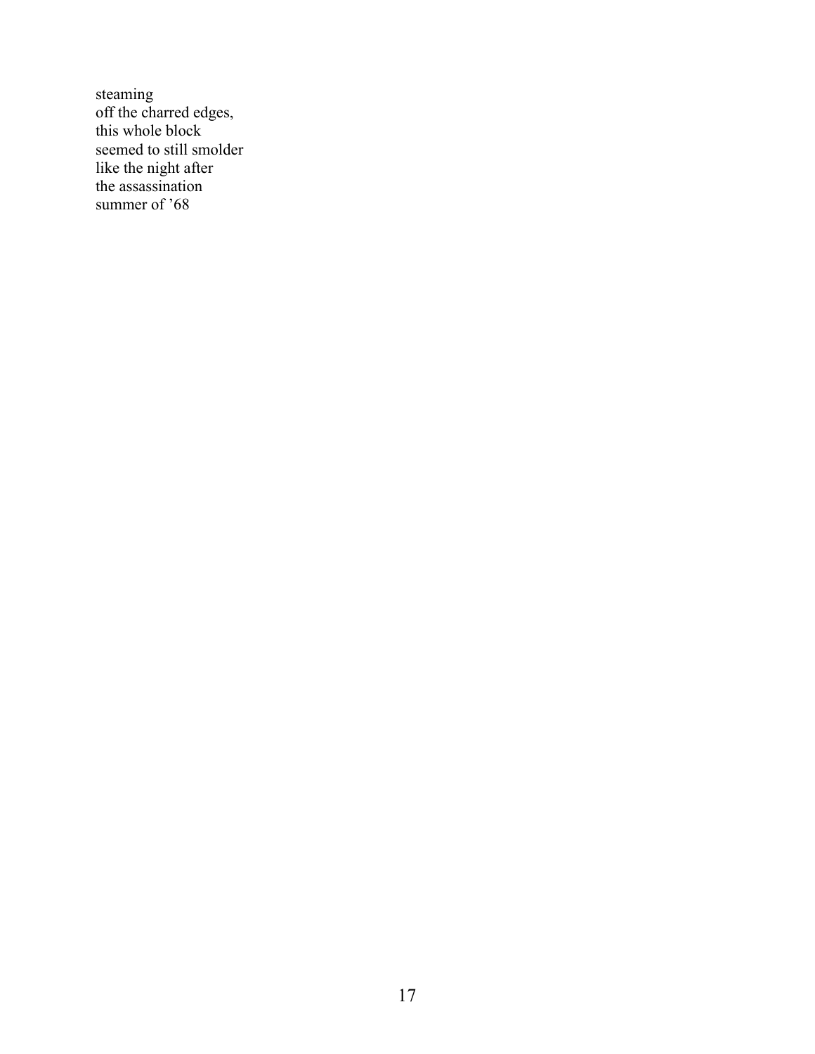steaming  
off the charred edges,  
this whole block  
seemed to still smolder  
like the night after  
the assassination  
summer of ’68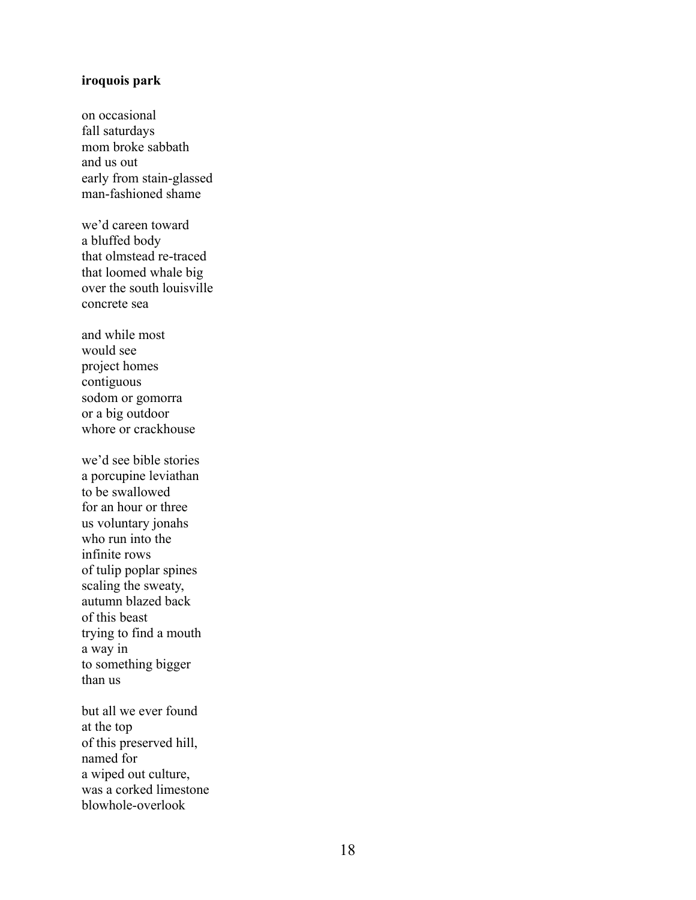**iroquois park**

on occasional  
fall saturdays  
mom broke sabbath  
and us out  
early from stain-glassed  
man-fashioned shame

we'd careen toward  
a bluffed body  
that olmstead re-traced  
that loomed whale big  
over the south louisville  
concrete sea

and while most  
would see  
project homes  
contiguous  
sodom or gomorra  
or a big outdoor  
whore or crackhouse

we'd see bible stories  
a porcupine leviathan  
to be swallowed  
for an hour or three  
us voluntary jonahs  
who run into the  
infinite rows  
of tulip poplar spines  
scaling the sweaty,  
autumn blazed back  
of this beast  
trying to find a mouth  
a way in  
to something bigger  
than us

but all we ever found  
at the top  
of this preserved hill,  
named for  
a wiped out culture,  
was a corked limestone  
blowhole-overlook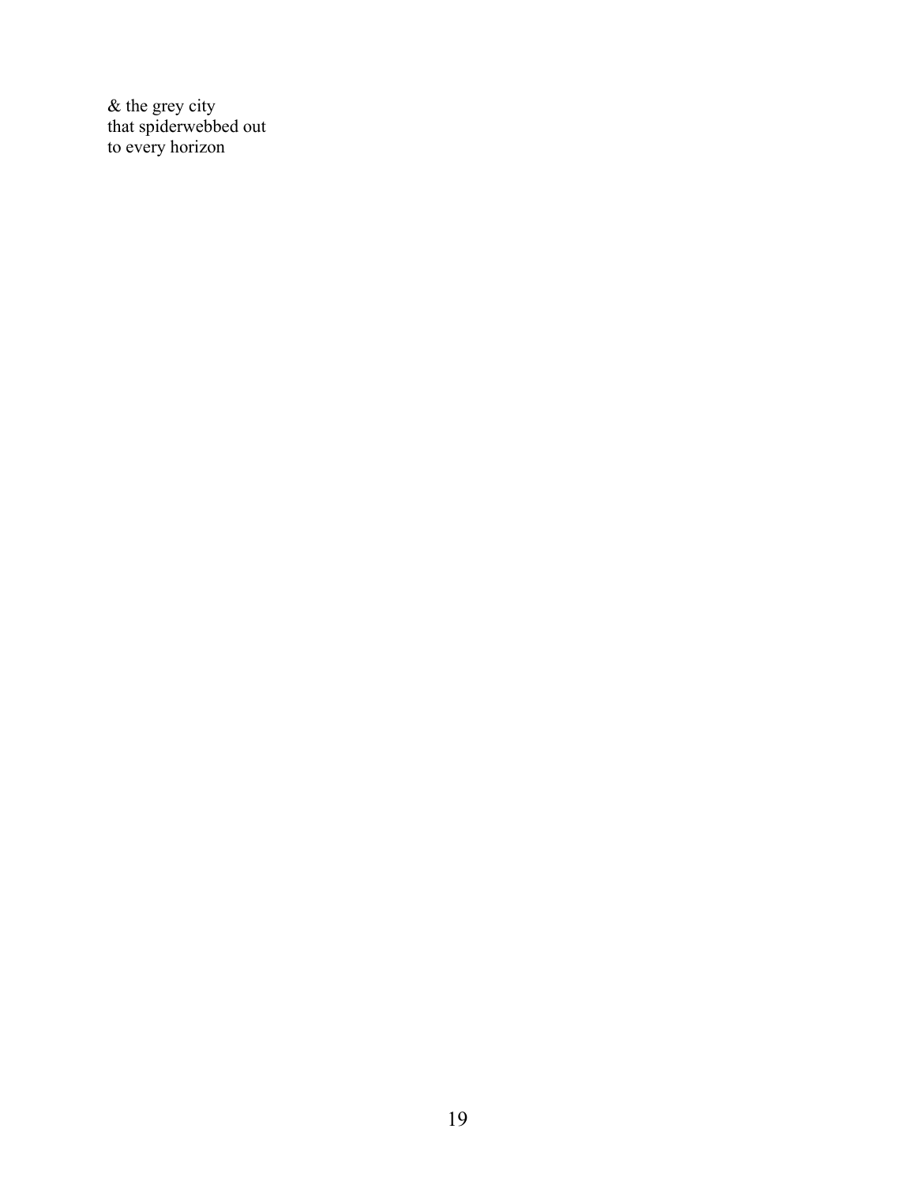& the grey city  
that spiderwebbed out  
to every horizon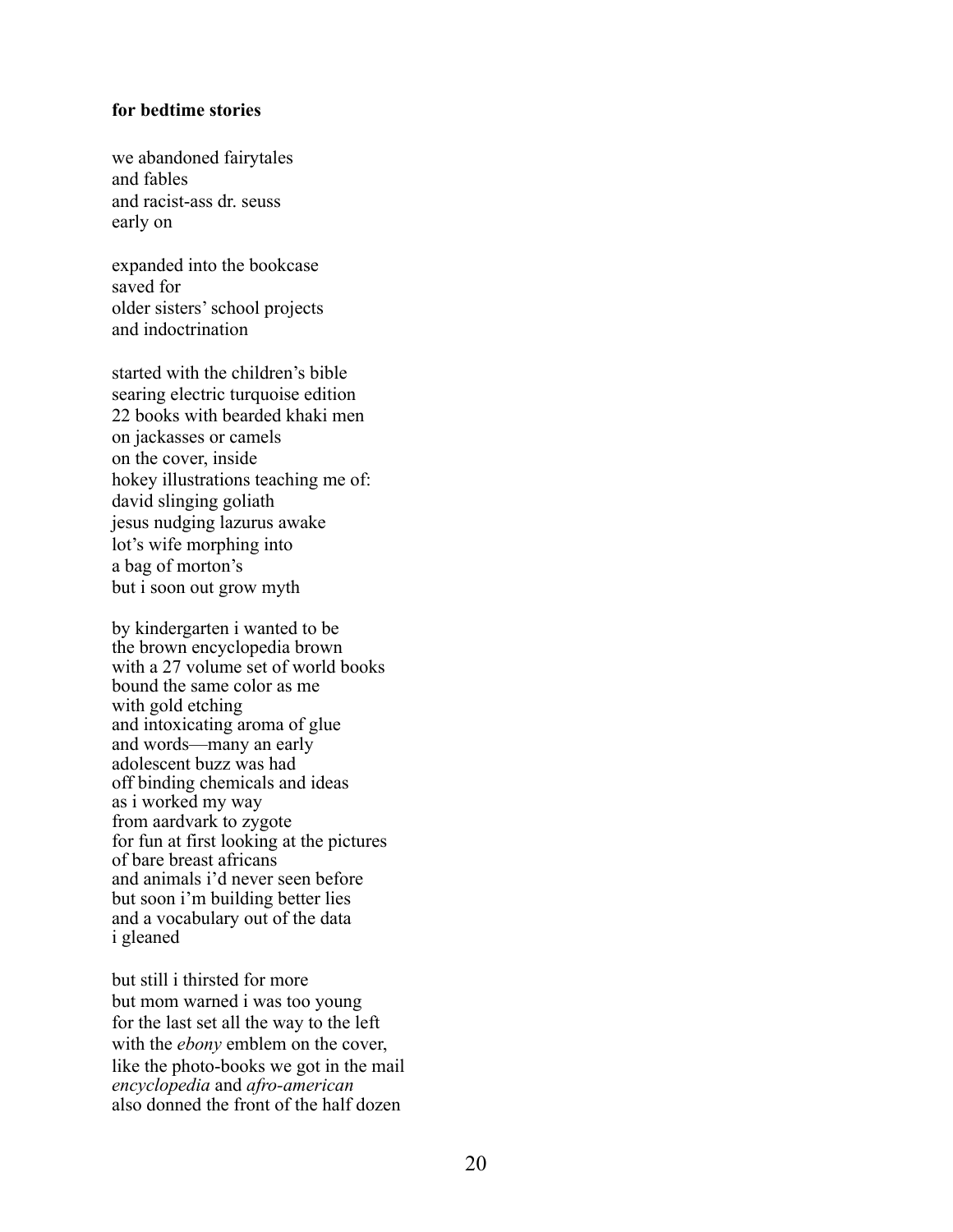**for bedtime stories**

we abandoned fairytales
and fables
and racist-ass dr. seuss
early on

expanded into the bookcase
saved for
older sisters' school projects
and indoctrination

started with the children's bible
searing electric turquoise edition
22 books with bearded khaki men
on jackasses or camels
on the cover, inside
hokey illustrations teaching me of:
david slinging goliath
jesus nudging lazurus awake
lot's wife morphing into
a bag of morton's
but i soon out grow myth

by kindergarten i wanted to be
the brown encyclopedia brown
with a 27 volume set of world books
bound the same color as me
with gold etching
and intoxicating aroma of glue
and words—many an early
adolescent buzz was had
off binding chemicals and ideas
as i worked my way
from aardvark to zygote
for fun at first looking at the pictures
of bare breast africans
and animals i'd never seen before
but soon i'm building better lies
and a vocabulary out of the data
i gleaned

but still i thirsted for more
but mom warned i was too young
for the last set all the way to the left
with the *ebony* emblem on the cover,
like the photo-books we got in the mail
*encyclopedia* and *afro-american*
also donned the front of the half dozen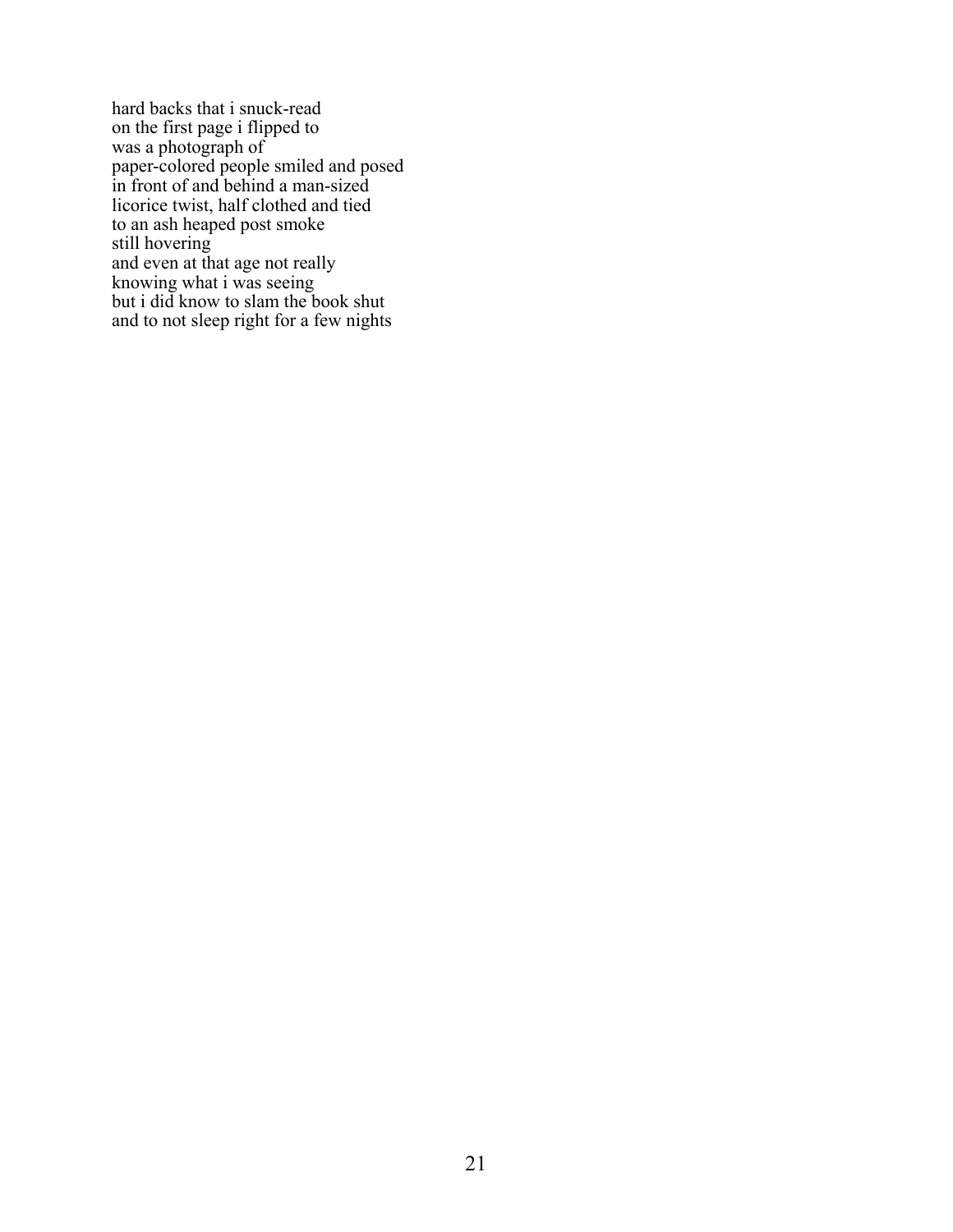hard backs that i snuck-read  
on the first page i flipped to  
was a photograph of  
paper-colored people smiled and posed  
in front of and behind a man-sized  
licorice twist, half clothed and tied  
to an ash heaped post smoke  
still hovering  
and even at that age not really  
knowing what i was seeing  
but i did know to slam the book shut  
and to not sleep right for a few nights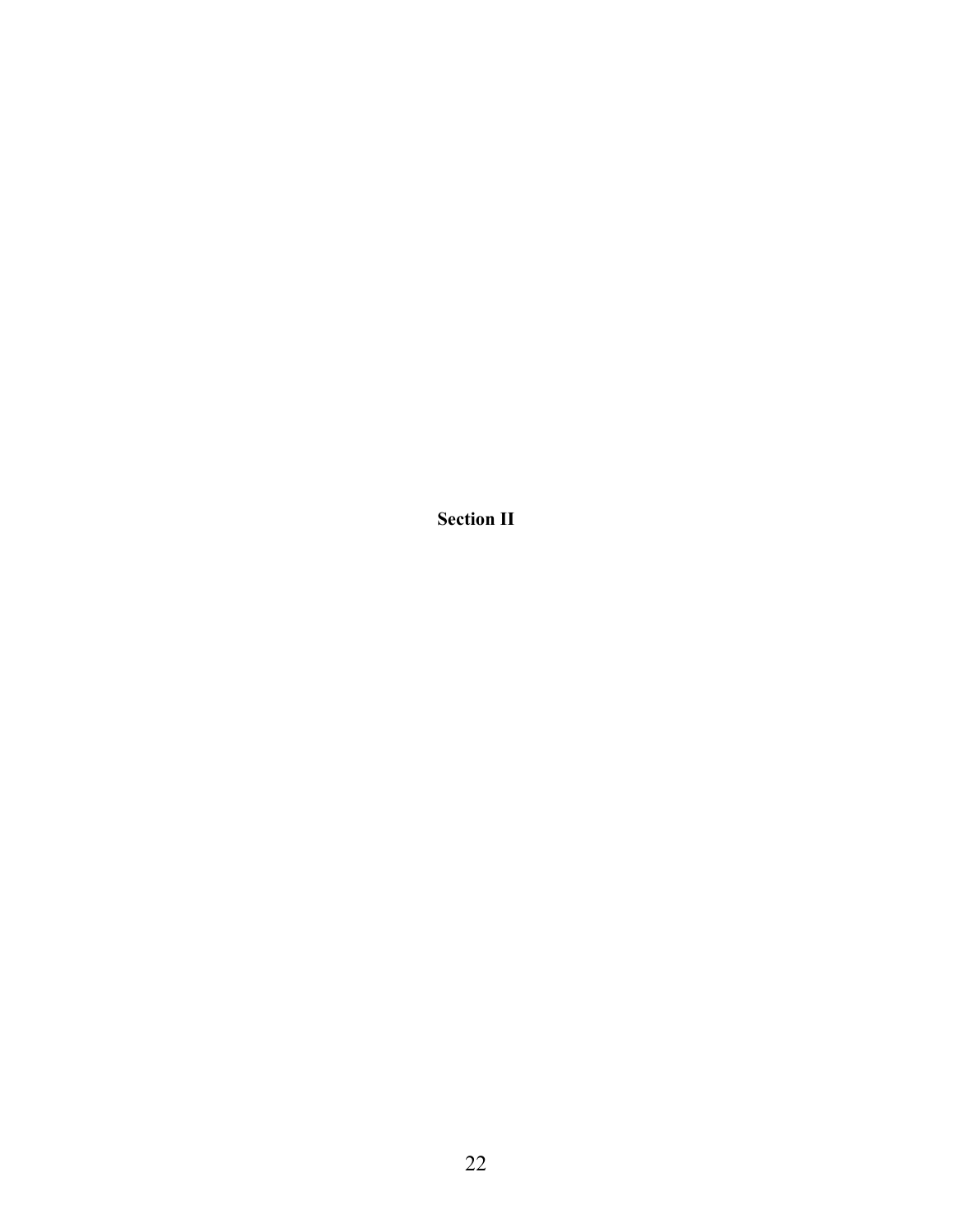# Section II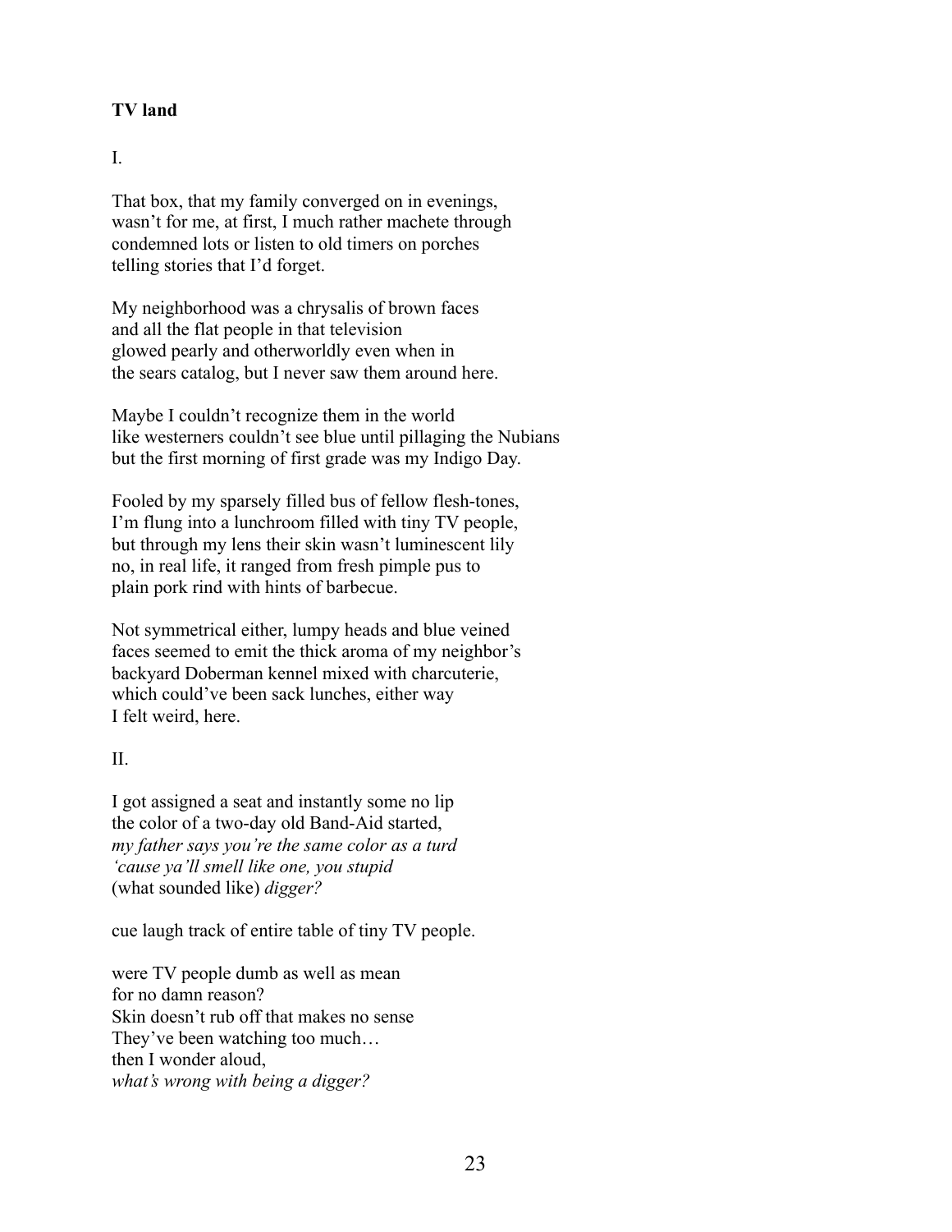**TV land**

I.

That box, that my family converged on in evenings,
wasn't for me, at first, I much rather machete through
condemned lots or listen to old timers on porches
telling stories that I'd forget.

My neighborhood was a chrysalis of brown faces
and all the flat people in that television
glowed pearly and otherworldly even when in
the sears catalog, but I never saw them around here.

Maybe I couldn't recognize them in the world
like westerners couldn't see blue until pillaging the Nubians
but the first morning of first grade was my Indigo Day.

Fooled by my sparsely filled bus of fellow flesh-tones,
I'm flung into a lunchroom filled with tiny TV people,
but through my lens their skin wasn't luminescent lily
no, in real life, it ranged from fresh pimple pus to
plain pork rind with hints of barbecue.

Not symmetrical either, lumpy heads and blue veined
faces seemed to emit the thick aroma of my neighbor's
backyard Doberman kennel mixed with charcuterie,
which could've been sack lunches, either way
I felt weird, here.

II.

I got assigned a seat and instantly some no lip
the color of a two-day old Band-Aid started,
*my father says you're the same color as a turd*
*'cause ya'll smell like one, you stupid*
(what sounded like) *digger?*

cue laugh track of entire table of tiny TV people.

were TV people dumb as well as mean
for no damn reason?
Skin doesn't rub off that makes no sense
They've been watching too much…
then I wonder aloud,
*what's wrong with being a digger?*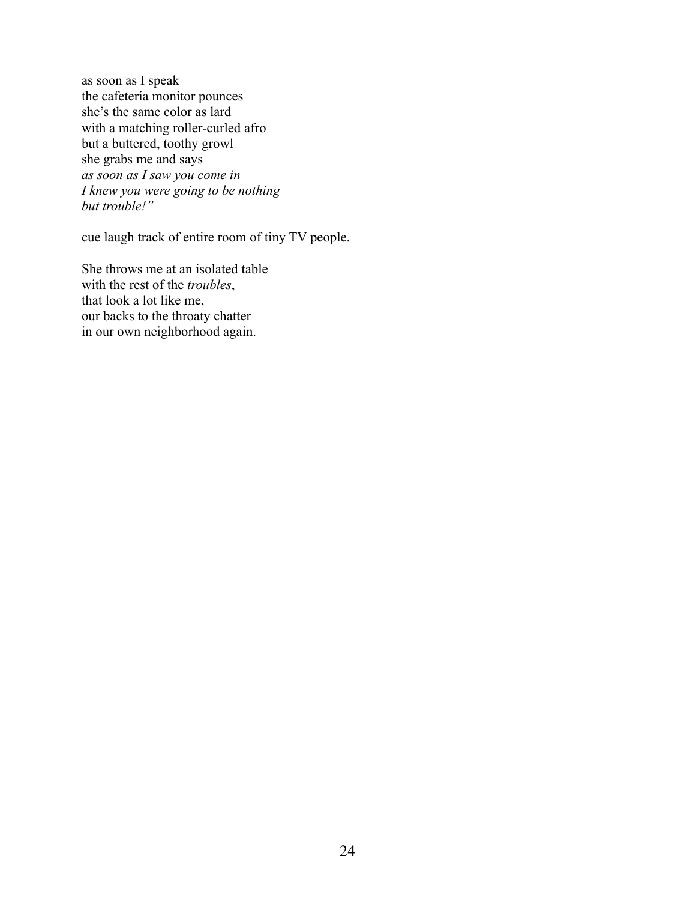as soon as I speak  
the cafeteria monitor pounces  
she's the same color as lard  
with a matching roller-curled afro  
but a buttered, toothy growl  
she grabs me and says  
*as soon as I saw you come in*  
*I knew you were going to be nothing*  
*but trouble!"*

cue laugh track of entire room of tiny TV people.

She throws me at an isolated table  
with the rest of the *troubles*,  
that look a lot like me,  
our backs to the throaty chatter  
in our own neighborhood again.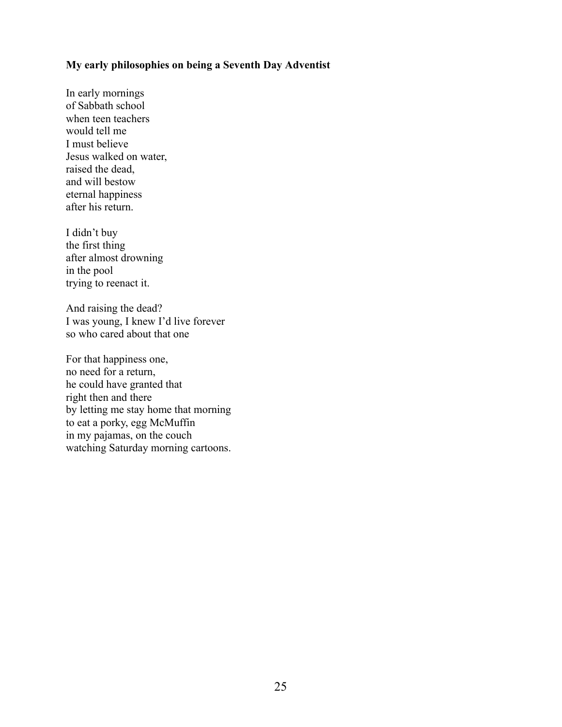**My early philosophies on being a Seventh Day Adventist**

In early mornings  
of Sabbath school  
when teen teachers  
would tell me  
I must believe  
Jesus walked on water,  
raised the dead,  
and will bestow  
eternal happiness  
after his return.

I didn't buy  
the first thing  
after almost drowning  
in the pool  
trying to reenact it.

And raising the dead?  
I was young, I knew I'd live forever  
so who cared about that one

For that happiness one,  
no need for a return,  
he could have granted that  
right then and there  
by letting me stay home that morning  
to eat a porky, egg McMuffin  
in my pajamas, on the couch  
watching Saturday morning cartoons.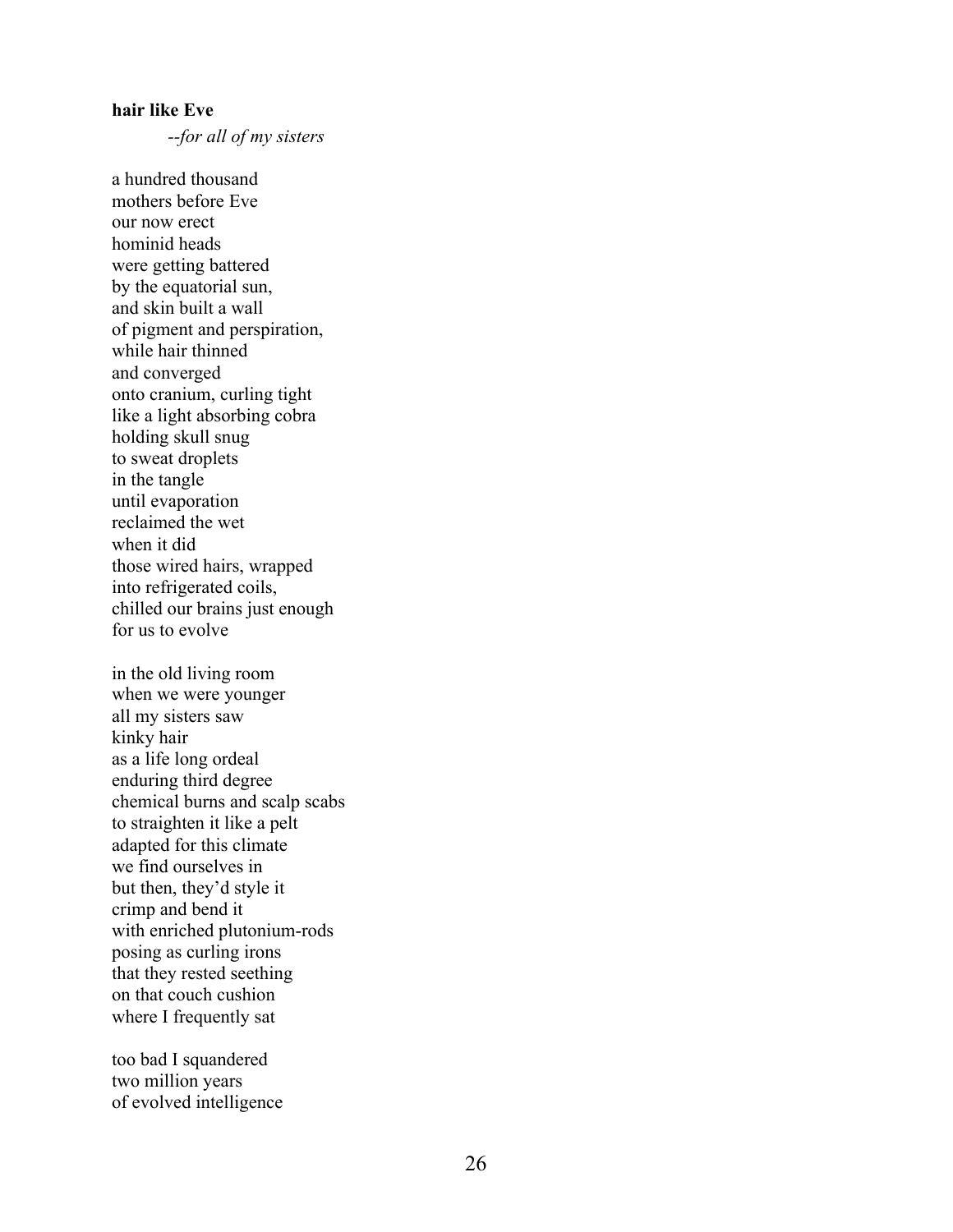**hair like Eve**

*--for all of my sisters*

a hundred thousand  
mothers before Eve  
our now erect  
hominid heads  
were getting battered  
by the equatorial sun,  
and skin built a wall  
of pigment and perspiration,  
while hair thinned  
and converged  
onto cranium, curling tight  
like a light absorbing cobra  
holding skull snug  
to sweat droplets  
in the tangle  
until evaporation  
reclaimed the wet  
when it did  
those wired hairs, wrapped  
into refrigerated coils,  
chilled our brains just enough  
for us to evolve

in the old living room  
when we were younger  
all my sisters saw  
kinky hair  
as a life long ordeal  
enduring third degree  
chemical burns and scalp scabs  
to straighten it like a pelt  
adapted for this climate  
we find ourselves in  
but then, they'd style it  
crimp and bend it  
with enriched plutonium-rods  
posing as curling irons  
that they rested seething  
on that couch cushion  
where I frequently sat

too bad I squandered  
two million years  
of evolved intelligence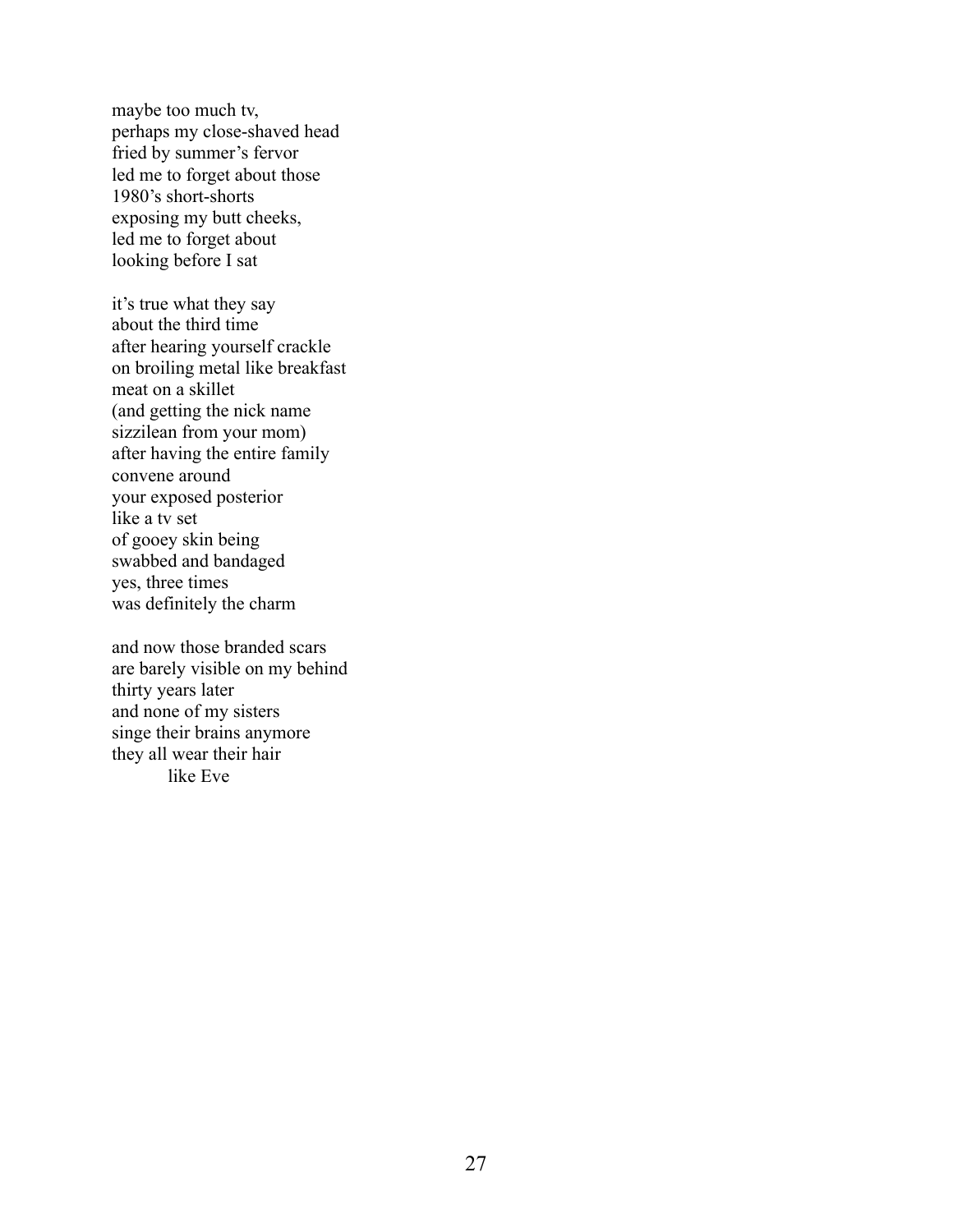maybe too much tv,
perhaps my close-shaved head
fried by summer's fervor
led me to forget about those
1980's short-shorts
exposing my butt cheeks,
led me to forget about
looking before I sat

it's true what they say
about the third time
after hearing yourself crackle
on broiling metal like breakfast
meat on a skillet
(and getting the nick name
sizzilean from your mom)
after having the entire family
convene around
your exposed posterior
like a tv set
of gooey skin being
swabbed and bandaged
yes, three times
was definitely the charm

and now those branded scars
are barely visible on my behind
thirty years later
and none of my sisters
singe their brains anymore
they all wear their hair
        like Eve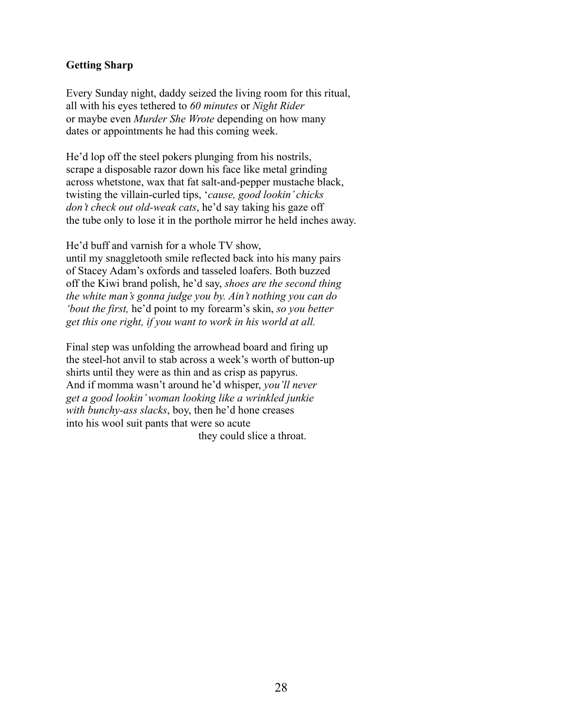**Getting Sharp**

Every Sunday night, daddy seized the living room for this ritual,
all with his eyes tethered to *60 minutes* or *Night Rider*
or maybe even *Murder She Wrote* depending on how many
dates or appointments he had this coming week.

He'd lop off the steel pokers plunging from his nostrils,
scrape a disposable razor down his face like metal grinding
across whetstone, wax that fat salt-and-pepper mustache black,
twisting the villain-curled tips, '*cause, good lookin' chicks
don't check out old-weak cats*, he'd say taking his gaze off
the tube only to lose it in the porthole mirror he held inches away.

He'd buff and varnish for a whole TV show,
until my snaggletooth smile reflected back into his many pairs
of Stacey Adam's oxfords and tasseled loafers. Both buzzed
off the Kiwi brand polish, he'd say, *shoes are the second thing
the white man's gonna judge you by. Ain't nothing you can do
'bout the first,* he'd point to my forearm's skin, *so you better
get this one right, if you want to work in his world at all.*

Final step was unfolding the arrowhead board and firing up
the steel-hot anvil to stab across a week's worth of button-up
shirts until they were as thin and as crisp as papyrus.
And if momma wasn't around he'd whisper, *you'll never
get a good lookin' woman looking like a wrinkled junkie
with bunchy-ass slacks*, boy, then he'd hone creases
into his wool suit pants that were so acute
they could slice a throat.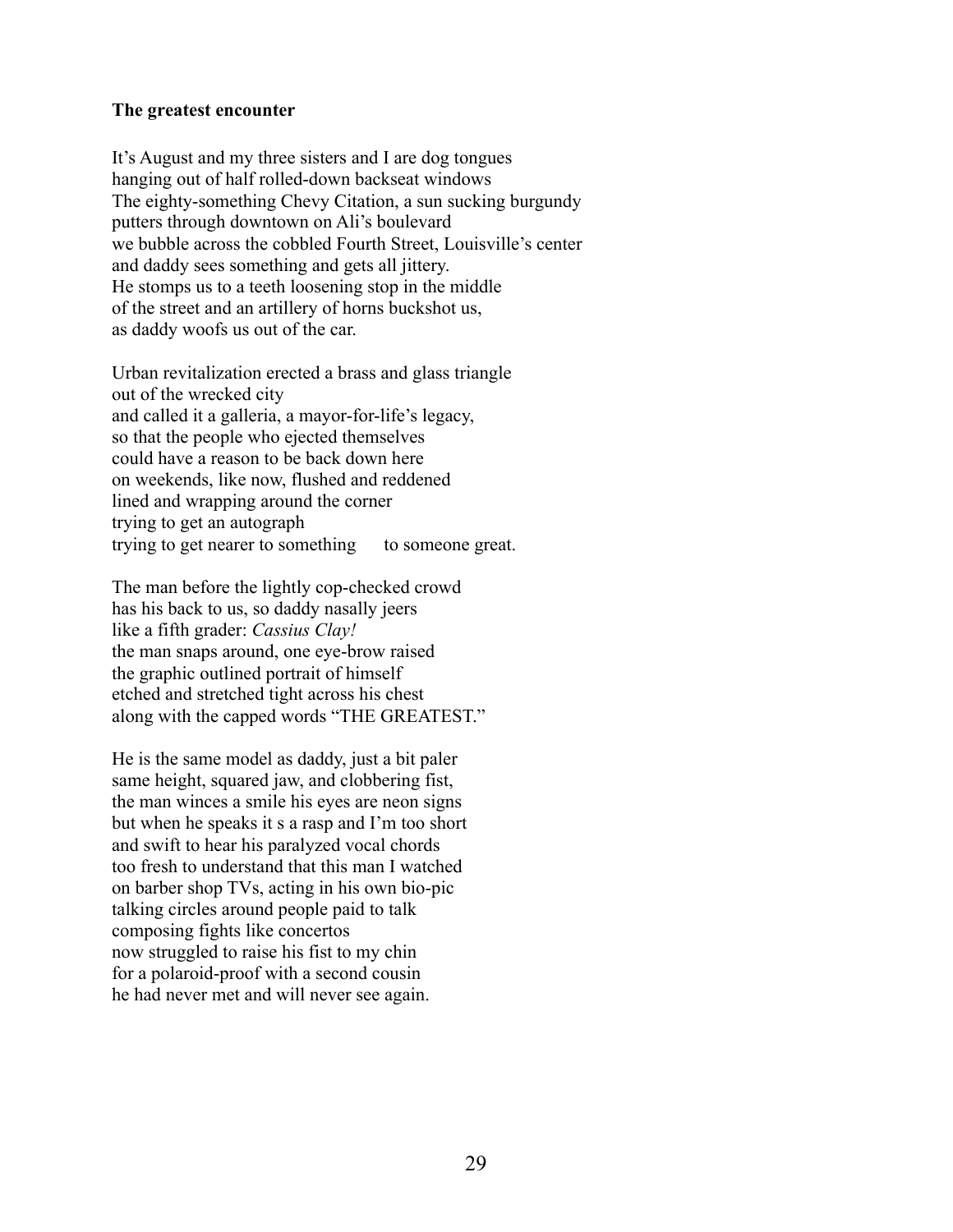**The greatest encounter**

It's August and my three sisters and I are dog tongues
hanging out of half rolled-down backseat windows
The eighty-something Chevy Citation, a sun sucking burgundy
putters through downtown on Ali's boulevard
we bubble across the cobbled Fourth Street, Louisville's center
and daddy sees something and gets all jittery.
He stomps us to a teeth loosening stop in the middle
of the street and an artillery of horns buckshot us,
as daddy woofs us out of the car.

Urban revitalization erected a brass and glass triangle
out of the wrecked city
and called it a galleria, a mayor-for-life's legacy,
so that the people who ejected themselves
could have a reason to be back down here
on weekends, like now, flushed and reddened
lined and wrapping around the corner
trying to get an autograph
trying to get nearer to something      to someone great.

The man before the lightly cop-checked crowd
has his back to us, so daddy nasally jeers
like a fifth grader: *Cassius Clay!*
the man snaps around, one eye-brow raised
the graphic outlined portrait of himself
etched and stretched tight across his chest
along with the capped words "THE GREATEST."

He is the same model as daddy, just a bit paler
same height, squared jaw, and clobbering fist,
the man winces a smile his eyes are neon signs
but when he speaks it s a rasp and I'm too short
and swift to hear his paralyzed vocal chords
too fresh to understand that this man I watched
on barber shop TVs, acting in his own bio-pic
talking circles around people paid to talk
composing fights like concertos
now struggled to raise his fist to my chin
for a polaroid-proof with a second cousin
he had never met and will never see again.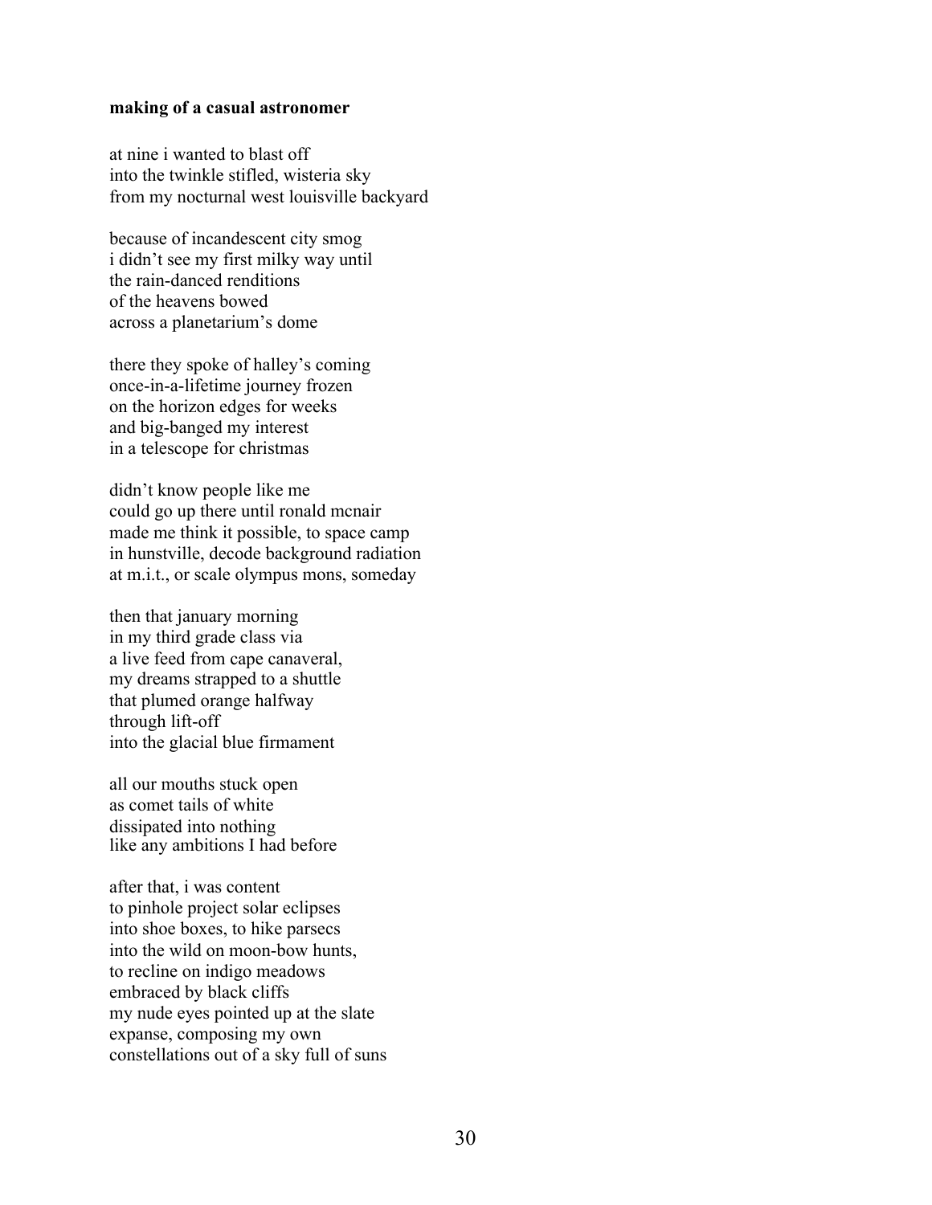**making of a casual astronomer**

at nine i wanted to blast off
into the twinkle stifled, wisteria sky
from my nocturnal west louisville backyard

because of incandescent city smog
i didn't see my first milky way until
the rain-danced renditions
of the heavens bowed
across a planetarium's dome

there they spoke of halley's coming
once-in-a-lifetime journey frozen
on the horizon edges for weeks
and big-banged my interest
in a telescope for christmas

didn't know people like me
could go up there until ronald mcnair
made me think it possible, to space camp
in hunstville, decode background radiation
at m.i.t., or scale olympus mons, someday

then that january morning
in my third grade class via
a live feed from cape canaveral,
my dreams strapped to a shuttle
that plumed orange halfway
through lift-off
into the glacial blue firmament

all our mouths stuck open
as comet tails of white
dissipated into nothing
like any ambitions I had before

after that, i was content
to pinhole project solar eclipses
into shoe boxes, to hike parsecs
into the wild on moon-bow hunts,
to recline on indigo meadows
embraced by black cliffs
my nude eyes pointed up at the slate
expanse, composing my own
constellations out of a sky full of suns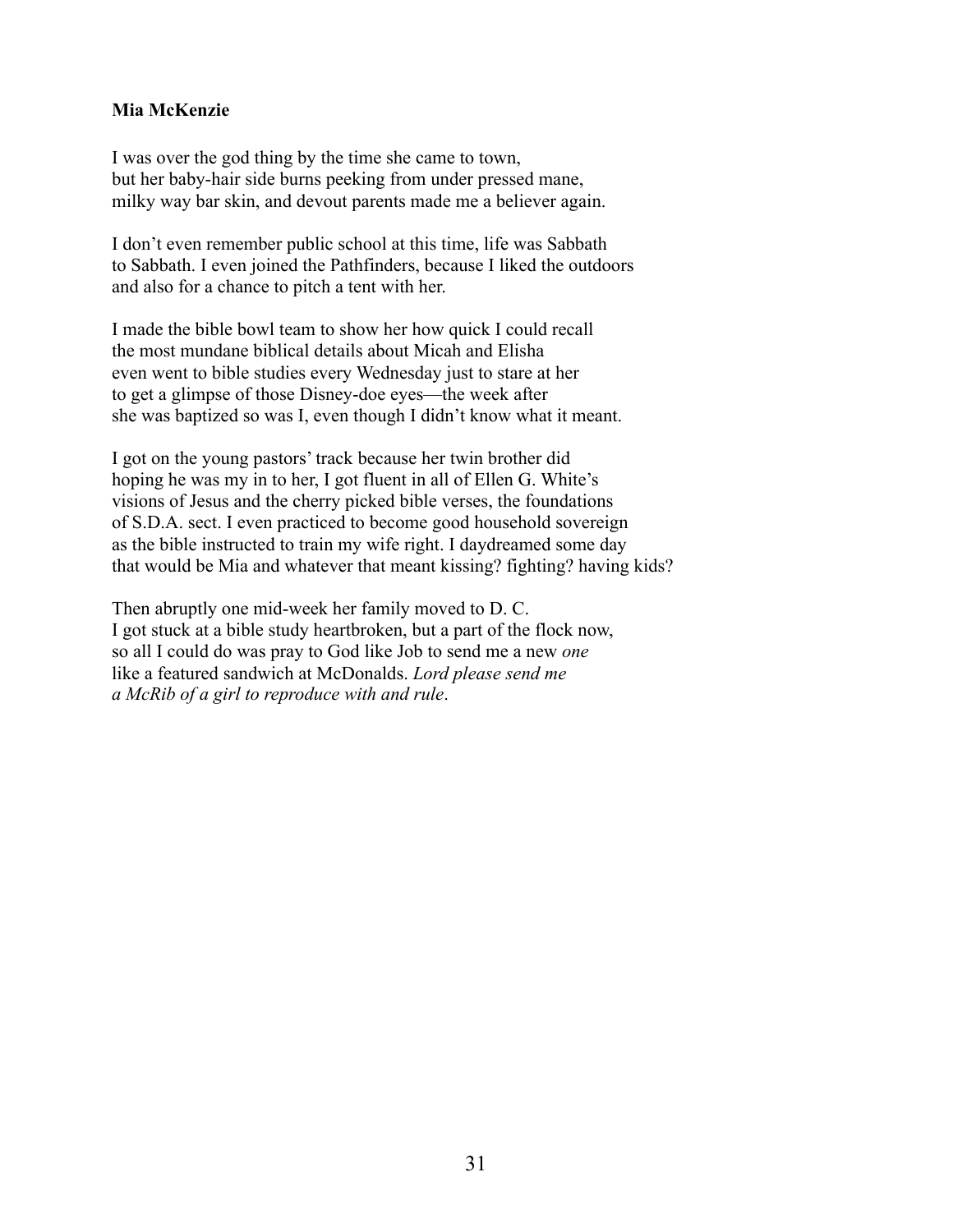**Mia McKenzie**

I was over the god thing by the time she came to town,  
but her baby-hair side burns peeking from under pressed mane,  
milky way bar skin, and devout parents made me a believer again.

I don't even remember public school at this time, life was Sabbath  
to Sabbath. I even joined the Pathfinders, because I liked the outdoors  
and also for a chance to pitch a tent with her.

I made the bible bowl team to show her how quick I could recall  
the most mundane biblical details about Micah and Elisha  
even went to bible studies every Wednesday just to stare at her  
to get a glimpse of those Disney-doe eyes—the week after  
she was baptized so was I, even though I didn't know what it meant.

I got on the young pastors' track because her twin brother did  
hoping he was my in to her, I got fluent in all of Ellen G. White's  
visions of Jesus and the cherry picked bible verses, the foundations  
of S.D.A. sect. I even practiced to become good household sovereign  
as the bible instructed to train my wife right. I daydreamed some day  
that would be Mia and whatever that meant kissing? fighting? having kids?

Then abruptly one mid-week her family moved to D. C.  
I got stuck at a bible study heartbroken, but a part of the flock now,  
so all I could do was pray to God like Job to send me a new *one*  
like a featured sandwich at McDonalds. *Lord please send me*  
*a McRib of a girl to reproduce with and rule*.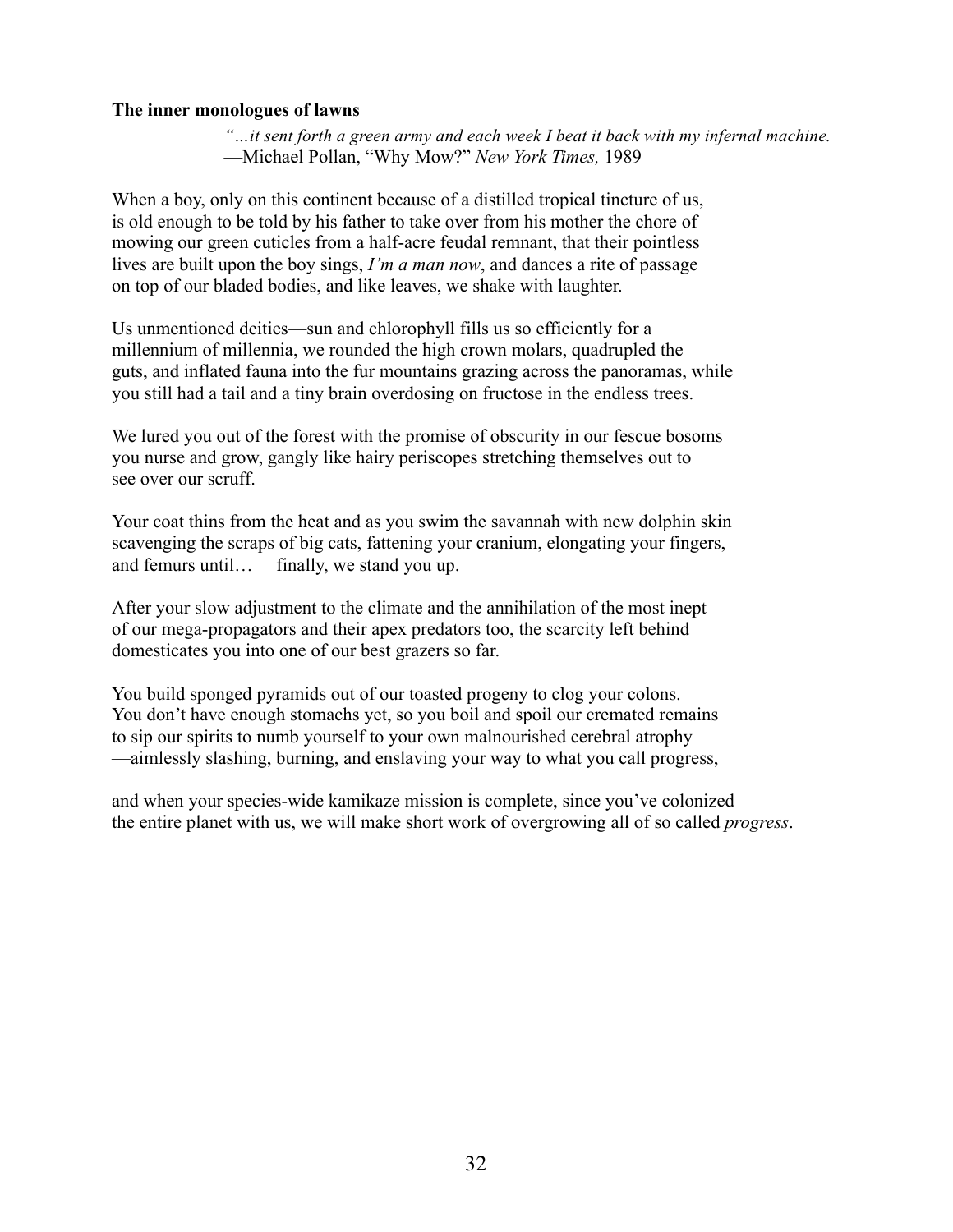**The inner monologues of lawns**

> *"…it sent forth a green army and each week I beat it back with my infernal machine.*
> —Michael Pollan, "Why Mow?" *New York Times,* 1989

When a boy, only on this continent because of a distilled tropical tincture of us,
is old enough to be told by his father to take over from his mother the chore of
mowing our green cuticles from a half-acre feudal remnant, that their pointless
lives are built upon the boy sings, *I'm a man now*, and dances a rite of passage
on top of our bladed bodies, and like leaves, we shake with laughter.

Us unmentioned deities—sun and chlorophyll fills us so efficiently for a
millennium of millennia, we rounded the high crown molars, quadrupled the
guts, and inflated fauna into the fur mountains grazing across the panoramas, while
you still had a tail and a tiny brain overdosing on fructose in the endless trees.

We lured you out of the forest with the promise of obscurity in our fescue bosoms
you nurse and grow, gangly like hairy periscopes stretching themselves out to
see over our scruff.

Your coat thins from the heat and as you swim the savannah with new dolphin skin
scavenging the scraps of big cats, fattening your cranium, elongating your fingers,
and femurs until…     finally, we stand you up.

After your slow adjustment to the climate and the annihilation of the most inept
of our mega-propagators and their apex predators too, the scarcity left behind
domesticates you into one of our best grazers so far.

You build sponged pyramids out of our toasted progeny to clog your colons.
You don't have enough stomachs yet, so you boil and spoil our cremated remains
to sip our spirits to numb yourself to your own malnourished cerebral atrophy
—aimlessly slashing, burning, and enslaving your way to what you call progress,

and when your species-wide kamikaze mission is complete, since you've colonized
the entire planet with us, we will make short work of overgrowing all of so called *progress*.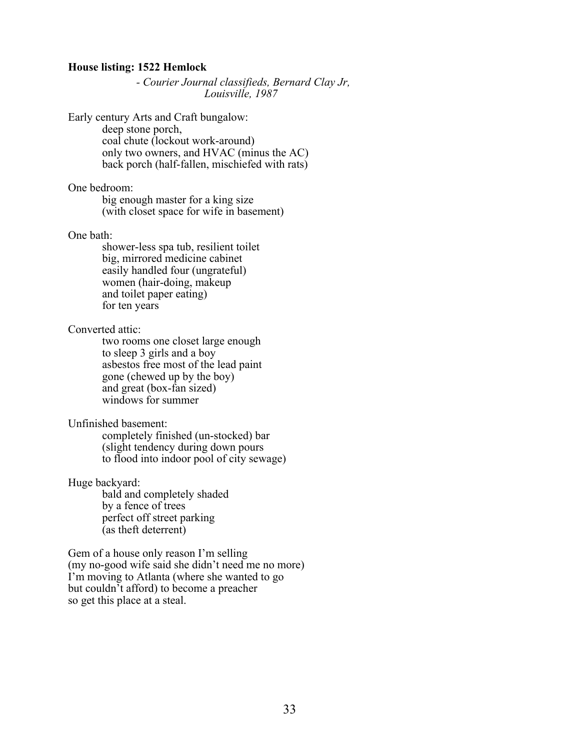**House listing: 1522 Hemlock**

*- Courier Journal classifieds, Bernard Clay Jr,*
*Louisville, 1987*

Early century Arts and Craft bungalow:
deep stone porch,
coal chute (lockout work-around)
only two owners, and HVAC (minus the AC)
back porch (half-fallen, mischiefed with rats)

One bedroom:
big enough master for a king size
(with closet space for wife in basement)

One bath:
shower-less spa tub, resilient toilet
big, mirrored medicine cabinet
easily handled four (ungrateful)
women (hair-doing, makeup
and toilet paper eating)
for ten years

Converted attic:
two rooms one closet large enough
to sleep 3 girls and a boy
asbestos free most of the lead paint
gone (chewed up by the boy)
and great (box-fan sized)
windows for summer

Unfinished basement:
completely finished (un-stocked) bar
(slight tendency during down pours
to flood into indoor pool of city sewage)

Huge backyard:
bald and completely shaded
by a fence of trees
perfect off street parking
(as theft deterrent)

Gem of a house only reason I'm selling
(my no-good wife said she didn't need me no more)
I'm moving to Atlanta (where she wanted to go
but couldn't afford) to become a preacher
so get this place at a steal.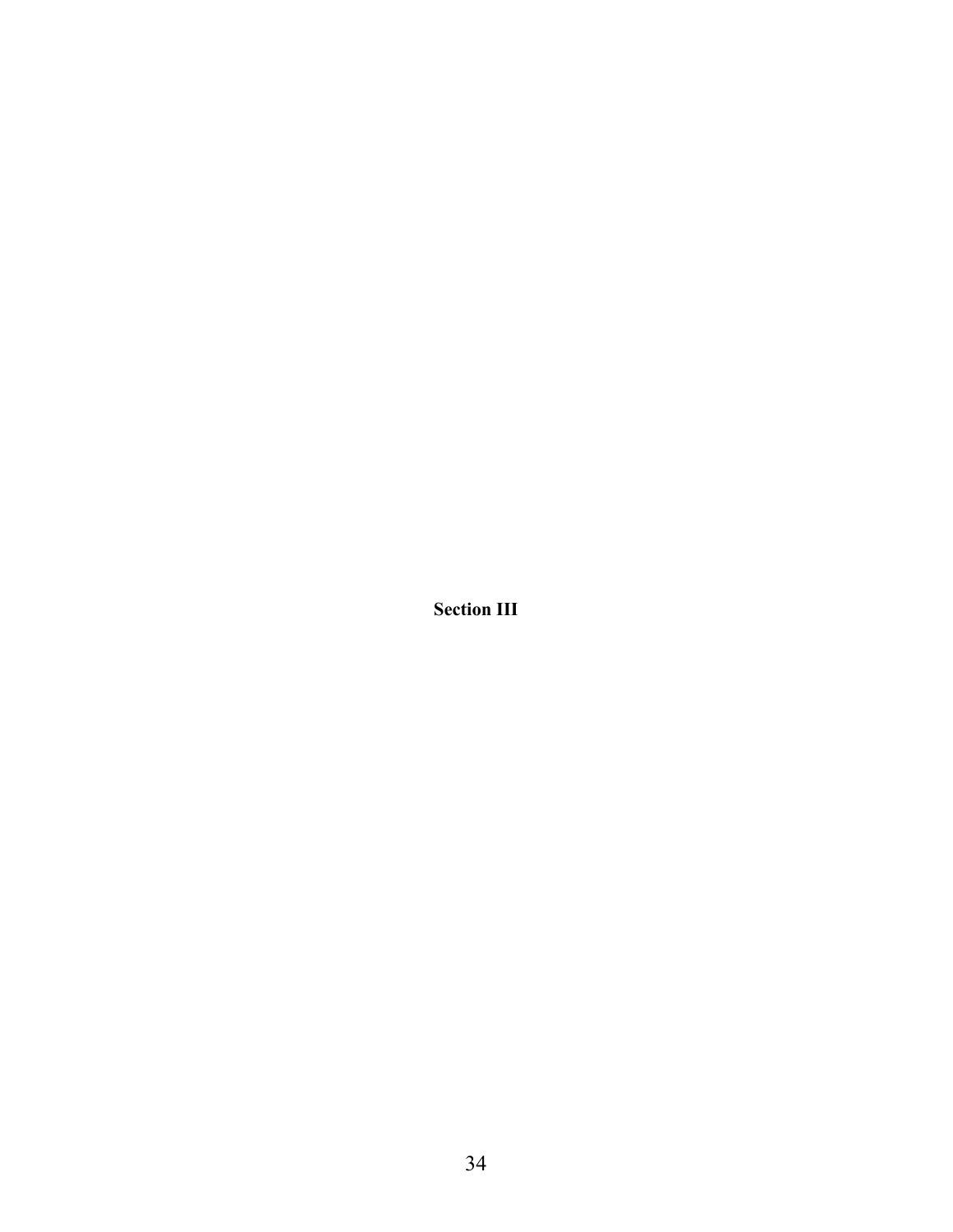# Section III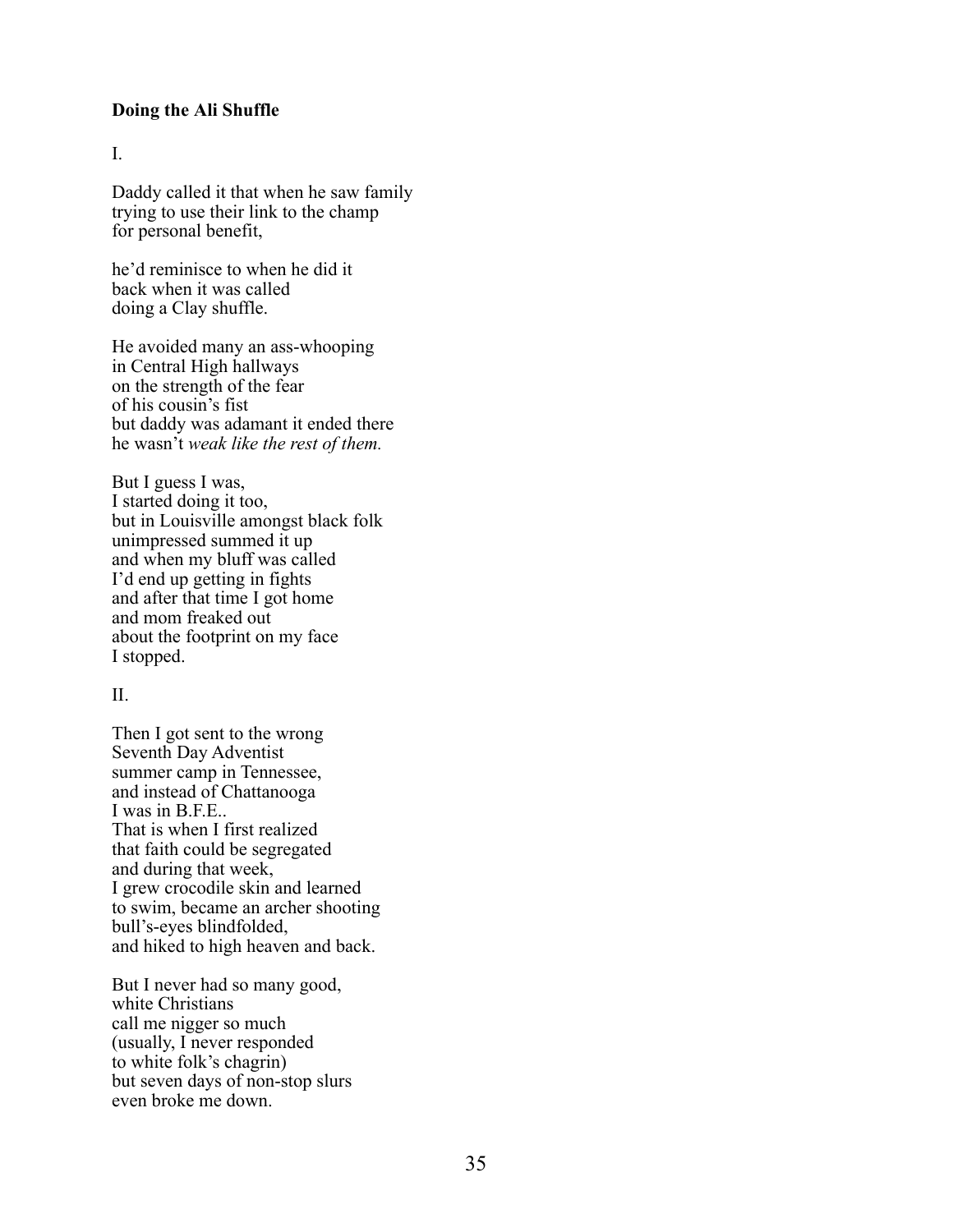**Doing the Ali Shuffle**

I.

Daddy called it that when he saw family
trying to use their link to the champ
for personal benefit,

he'd reminisce to when he did it
back when it was called
doing a Clay shuffle.

He avoided many an ass-whooping
in Central High hallways
on the strength of the fear
of his cousin's fist
but daddy was adamant it ended there
he wasn't *weak like the rest of them.*

But I guess I was,
I started doing it too,
but in Louisville amongst black folk
unimpressed summed it up
and when my bluff was called
I'd end up getting in fights
and after that time I got home
and mom freaked out
about the footprint on my face
I stopped.

II.

Then I got sent to the wrong
Seventh Day Adventist
summer camp in Tennessee,
and instead of Chattanooga
I was in B.F.E..
That is when I first realized
that faith could be segregated
and during that week,
I grew crocodile skin and learned
to swim, became an archer shooting
bull's-eyes blindfolded,
and hiked to high heaven and back.

But I never had so many good,
white Christians
call me nigger so much
(usually, I never responded
to white folk's chagrin)
but seven days of non-stop slurs
even broke me down.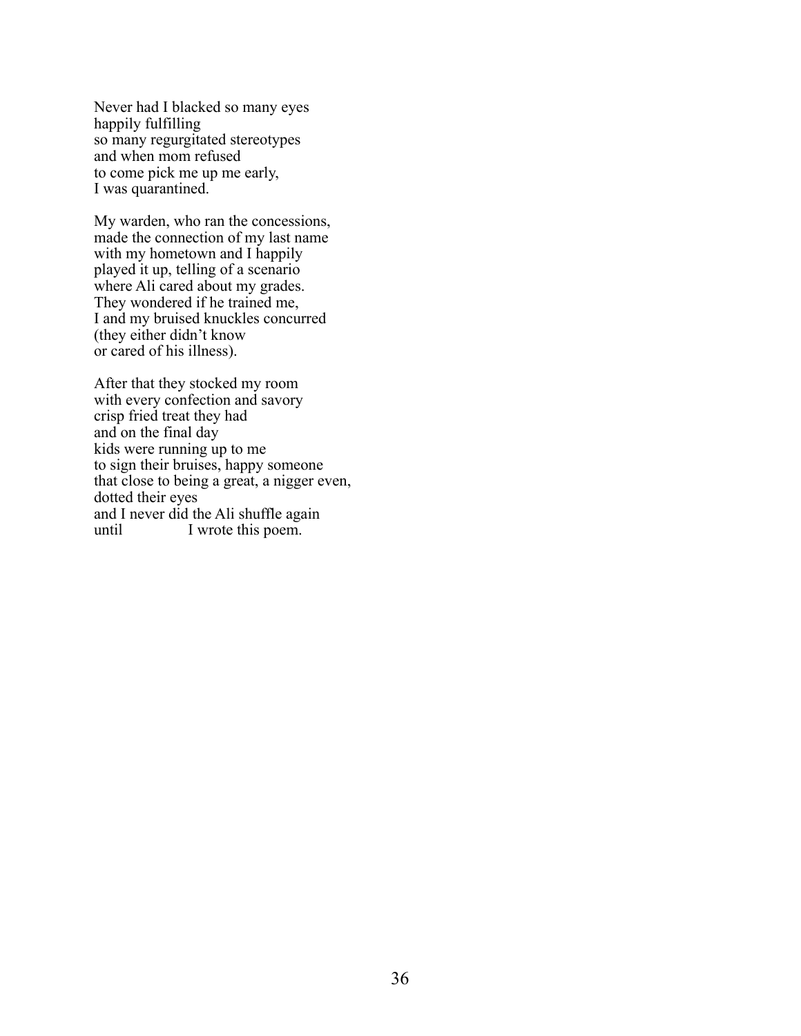Never had I blacked so many eyes
happily fulfilling
so many regurgitated stereotypes
and when mom refused
to come pick me up me early,
I was quarantined.

My warden, who ran the concessions,
made the connection of my last name
with my hometown and I happily
played it up, telling of a scenario
where Ali cared about my grades.
They wondered if he trained me,
I and my bruised knuckles concurred
(they either didn't know
or cared of his illness).

After that they stocked my room
with every confection and savory
crisp fried treat they had
and on the final day
kids were running up to me
to sign their bruises, happy someone
that close to being a great, a nigger even,
dotted their eyes
and I never did the Ali shuffle again
until                I wrote this poem.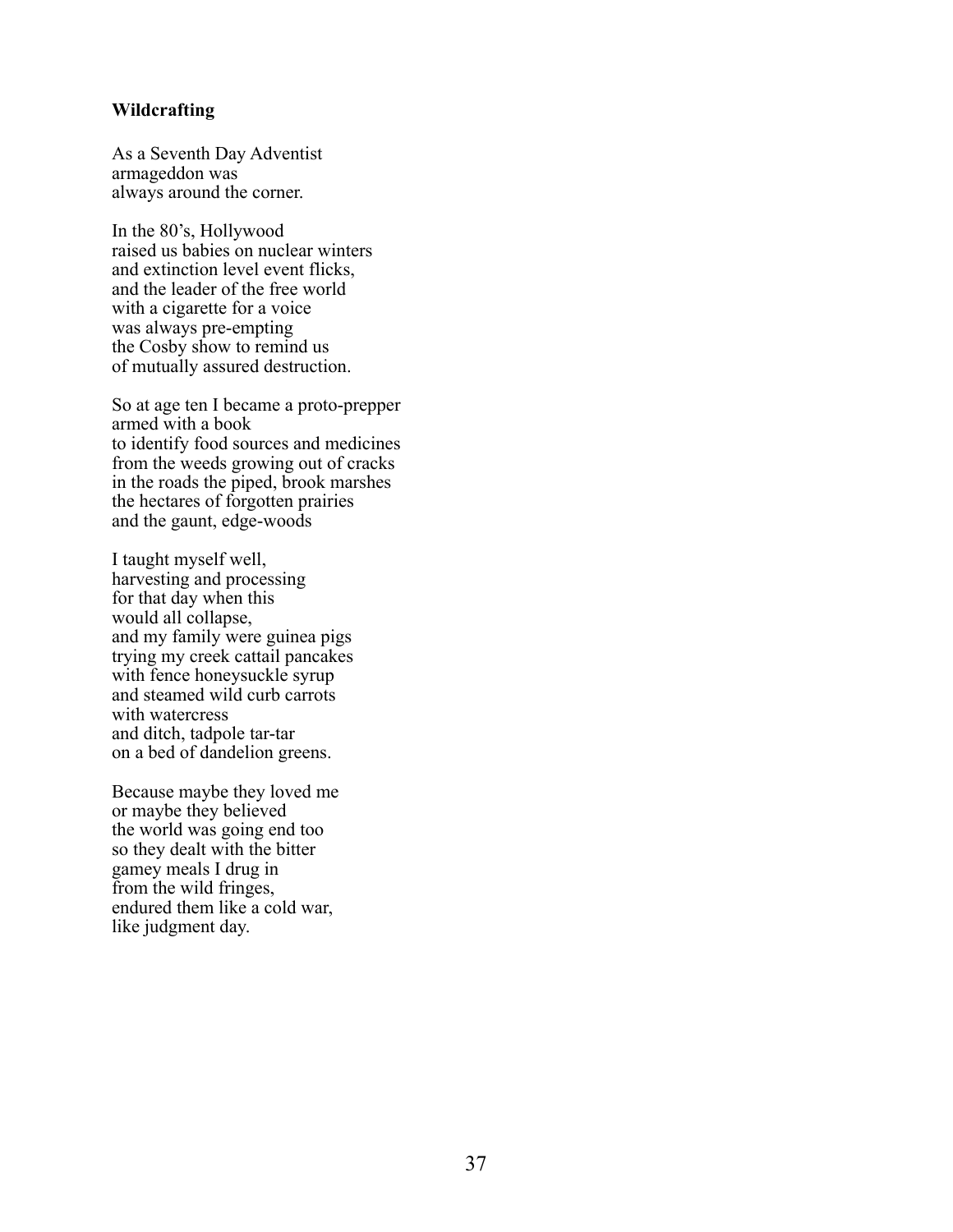**Wildcrafting**

As a Seventh Day Adventist
armageddon was
always around the corner.

In the 80's, Hollywood
raised us babies on nuclear winters
and extinction level event flicks,
and the leader of the free world
with a cigarette for a voice
was always pre-empting
the Cosby show to remind us
of mutually assured destruction.

So at age ten I became a proto-prepper
armed with a book
to identify food sources and medicines
from the weeds growing out of cracks
in the roads the piped, brook marshes
the hectares of forgotten prairies
and the gaunt, edge-woods

I taught myself well,
harvesting and processing
for that day when this
would all collapse,
and my family were guinea pigs
trying my creek cattail pancakes
with fence honeysuckle syrup
and steamed wild curb carrots
with watercress
and ditch, tadpole tar-tar
on a bed of dandelion greens.

Because maybe they loved me
or maybe they believed
the world was going end too
so they dealt with the bitter
gamey meals I drug in
from the wild fringes,
endured them like a cold war,
like judgment day.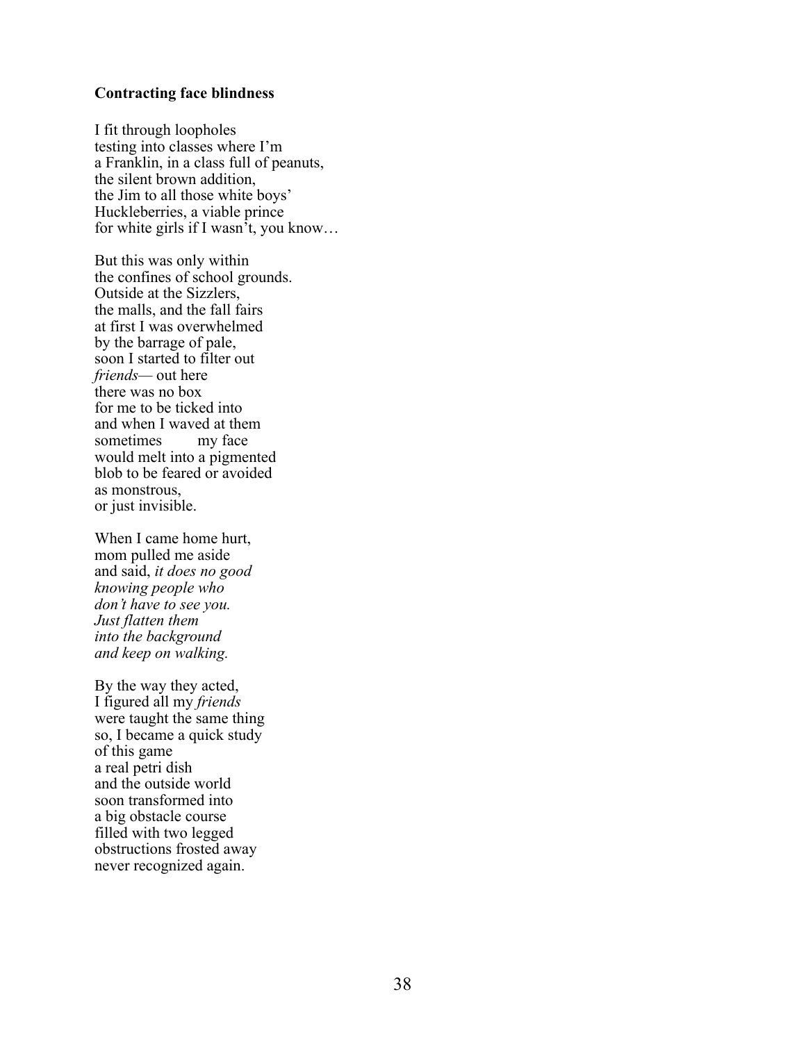**Contracting face blindness**

I fit through loopholes  
testing into classes where I'm  
a Franklin, in a class full of peanuts,  
the silent brown addition,  
the Jim to all those white boys'  
Huckleberries, a viable prince  
for white girls if I wasn't, you know…

But this was only within  
the confines of school grounds.  
Outside at the Sizzlers,  
the malls, and the fall fairs  
at first I was overwhelmed  
by the barrage of pale,  
soon I started to filter out  
*friends*— out here  
there was no box  
for me to be ticked into  
and when I waved at them  
sometimes        my face  
would melt into a pigmented  
blob to be feared or avoided  
as monstrous,  
or just invisible.

When I came home hurt,  
mom pulled me aside  
and said, *it does no good*  
*knowing people who*  
*don't have to see you.*  
*Just flatten them*  
*into the background*  
*and keep on walking.*

By the way they acted,  
I figured all my *friends*  
were taught the same thing  
so, I became a quick study  
of this game  
a real petri dish  
and the outside world  
soon transformed into  
a big obstacle course  
filled with two legged  
obstructions frosted away  
never recognized again.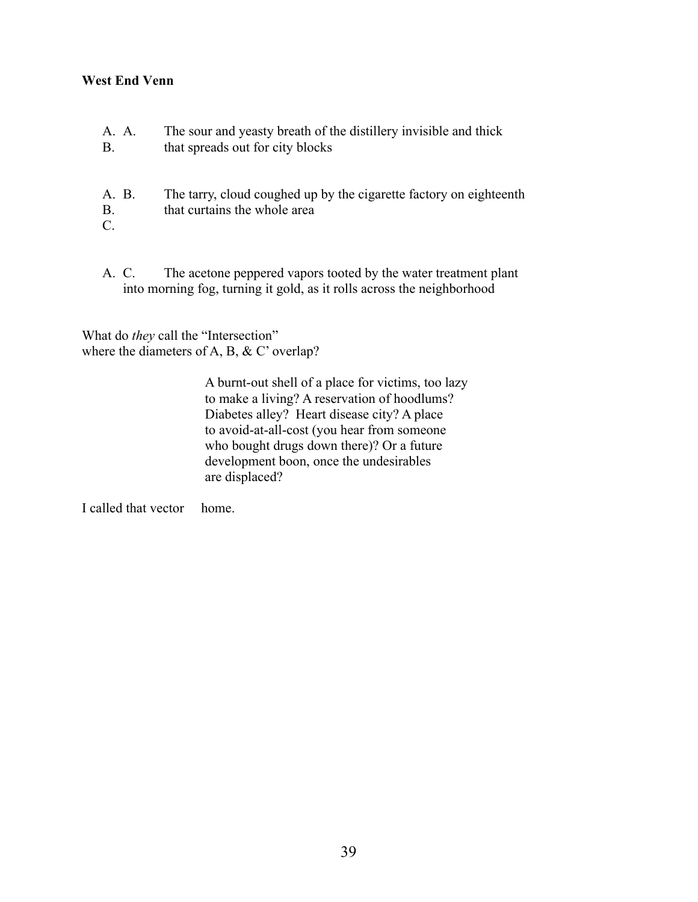**West End Venn**

A. A. The sour and yeasty breath of the distillery invisible and thick
B. that spreads out for city blocks

A. B. The tarry, cloud coughed up by the cigarette factory on eighteenth
B. that curtains the whole area
C.

A. C. The acetone peppered vapors tooted by the water treatment plant
into morning fog, turning it gold, as it rolls across the neighborhood

What do *they* call the “Intersection”
where the diameters of A, B, & C’ overlap?

> A burnt-out shell of a place for victims, too lazy
> to make a living? A reservation of hoodlums?
> Diabetes alley? Heart disease city? A place
> to avoid-at-all-cost (you hear from someone
> who bought drugs down there)? Or a future
> development boon, once the undesirables
> are displaced?

I called that vector home.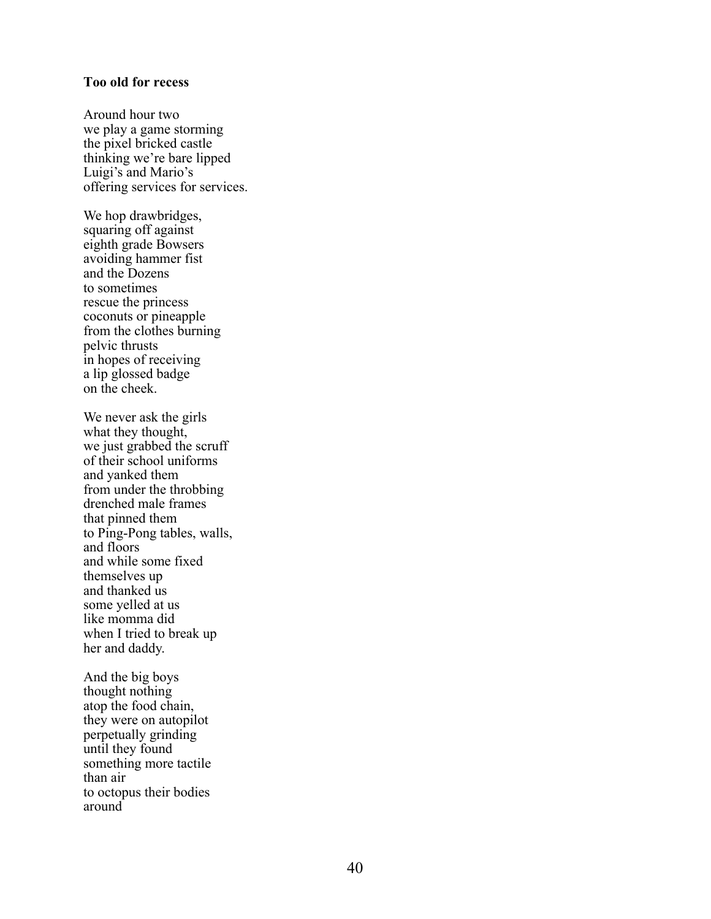**Too old for recess**

Around hour two  
we play a game storming  
the pixel bricked castle  
thinking we're bare lipped  
Luigi's and Mario's  
offering services for services.

We hop drawbridges,  
squaring off against  
eighth grade Bowsers  
avoiding hammer fist  
and the Dozens  
to sometimes  
rescue the princess  
coconuts or pineapple  
from the clothes burning  
pelvic thrusts  
in hopes of receiving  
a lip glossed badge  
on the cheek.

We never ask the girls  
what they thought,  
we just grabbed the scruff  
of their school uniforms  
and yanked them  
from under the throbbing  
drenched male frames  
that pinned them  
to Ping-Pong tables, walls,  
and floors  
and while some fixed  
themselves up  
and thanked us  
some yelled at us  
like momma did  
when I tried to break up  
her and daddy.

And the big boys  
thought nothing  
atop the food chain,  
they were on autopilot  
perpetually grinding  
until they found  
something more tactile  
than air  
to octopus their bodies  
around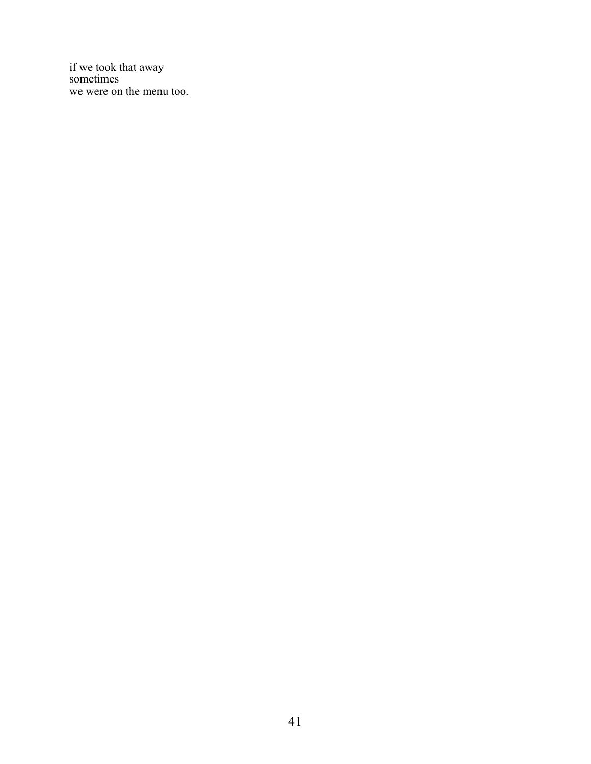if we took that away  
sometimes  
we were on the menu too.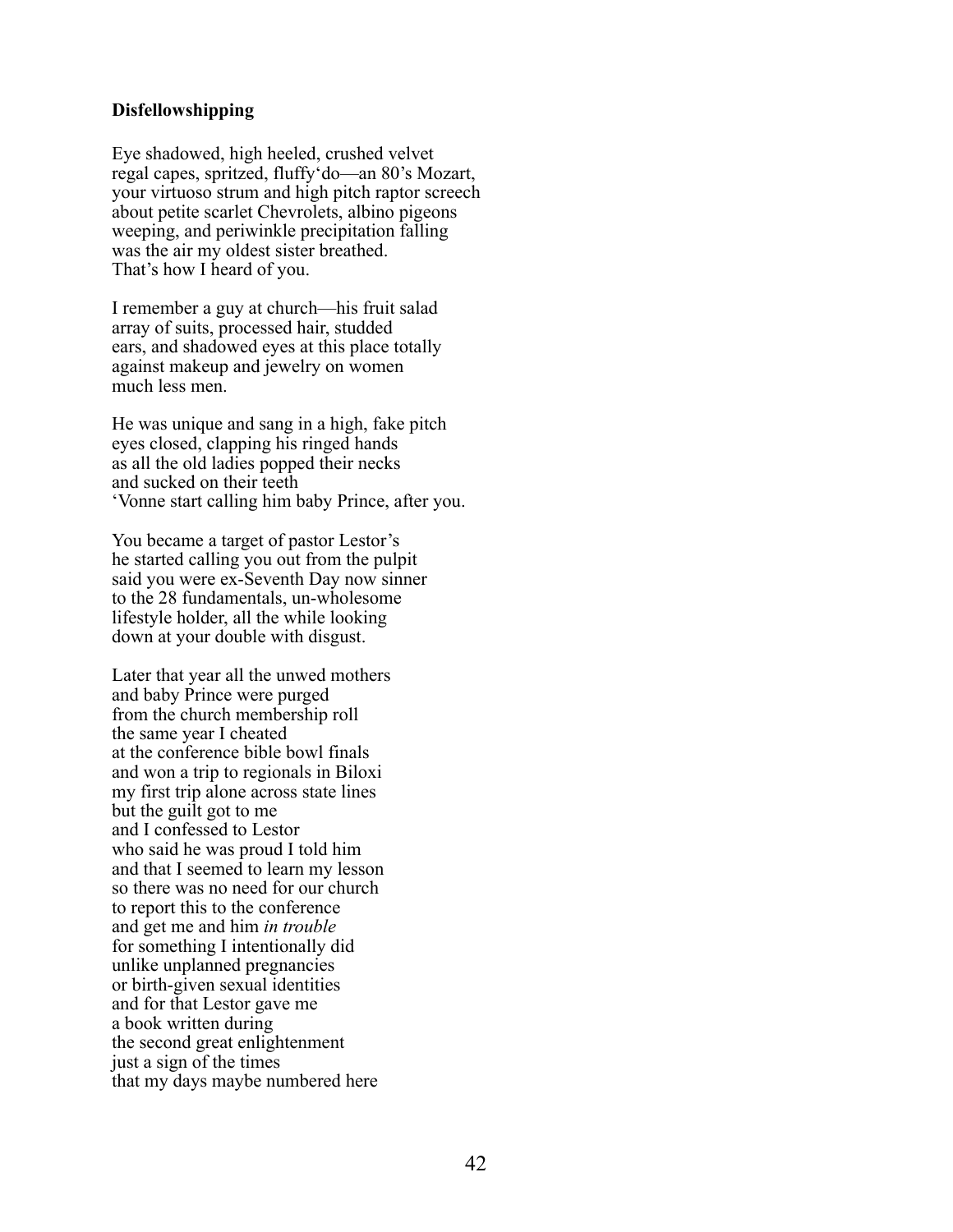**Disfellowshipping**

Eye shadowed, high heeled, crushed velvet  
regal capes, spritzed, fluffy'do—an 80's Mozart,  
your virtuoso strum and high pitch raptor screech  
about petite scarlet Chevrolets, albino pigeons  
weeping, and periwinkle precipitation falling  
was the air my oldest sister breathed.  
That's how I heard of you.

I remember a guy at church—his fruit salad  
array of suits, processed hair, studded  
ears, and shadowed eyes at this place totally  
against makeup and jewelry on women  
much less men.

He was unique and sang in a high, fake pitch  
eyes closed, clapping his ringed hands  
as all the old ladies popped their necks  
and sucked on their teeth  
'Vonne start calling him baby Prince, after you.

You became a target of pastor Lestor's  
he started calling you out from the pulpit  
said you were ex-Seventh Day now sinner  
to the 28 fundamentals, un-wholesome  
lifestyle holder, all the while looking  
down at your double with disgust.

Later that year all the unwed mothers  
and baby Prince were purged  
from the church membership roll  
the same year I cheated  
at the conference bible bowl finals  
and won a trip to regionals in Biloxi  
my first trip alone across state lines  
but the guilt got to me  
and I confessed to Lestor  
who said he was proud I told him  
and that I seemed to learn my lesson  
so there was no need for our church  
to report this to the conference  
and get me and him *in trouble*  
for something I intentionally did  
unlike unplanned pregnancies  
or birth-given sexual identities  
and for that Lestor gave me  
a book written during  
the second great enlightenment  
just a sign of the times  
that my days maybe numbered here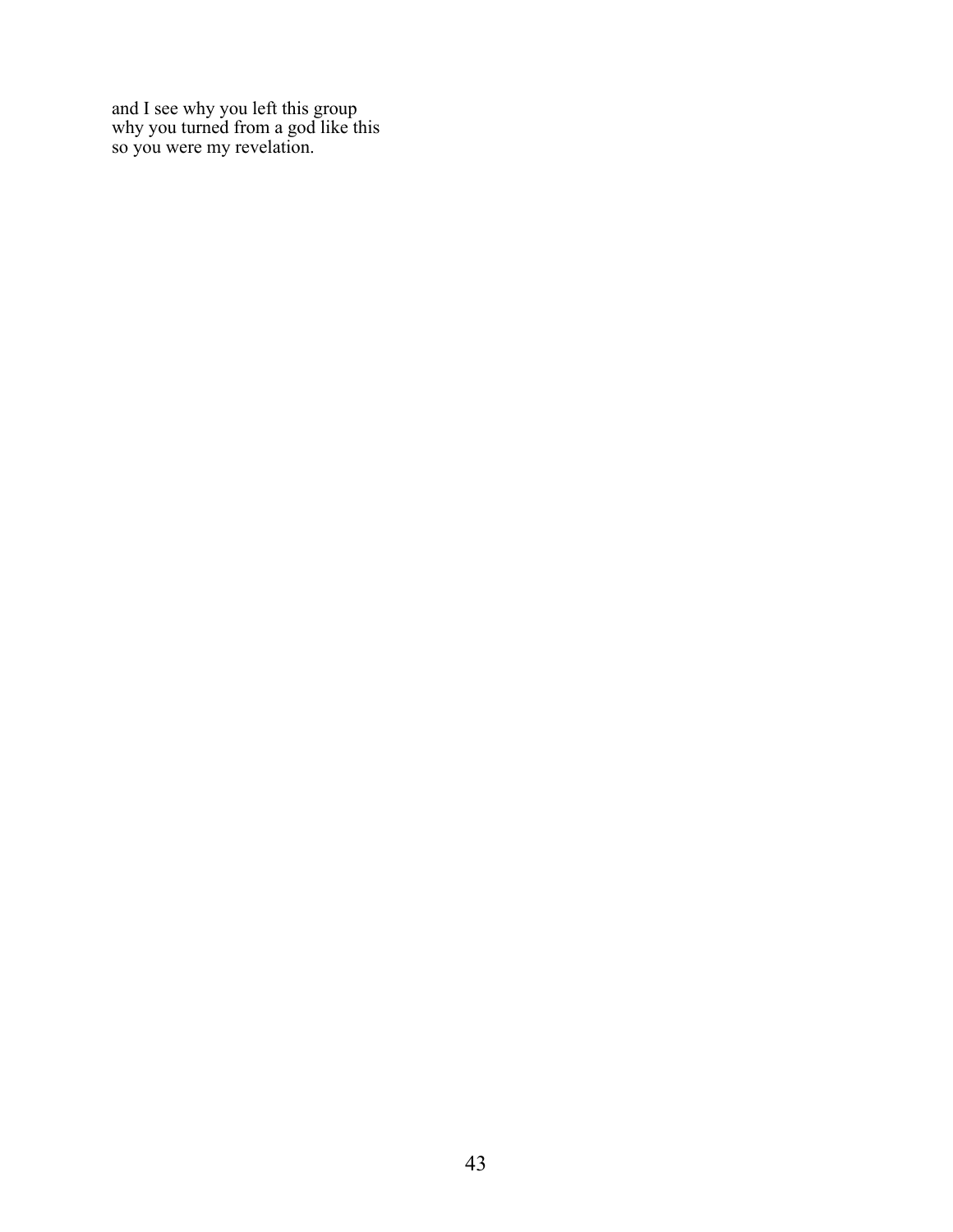and I see why you left this group  
why you turned from a god like this  
so you were my revelation.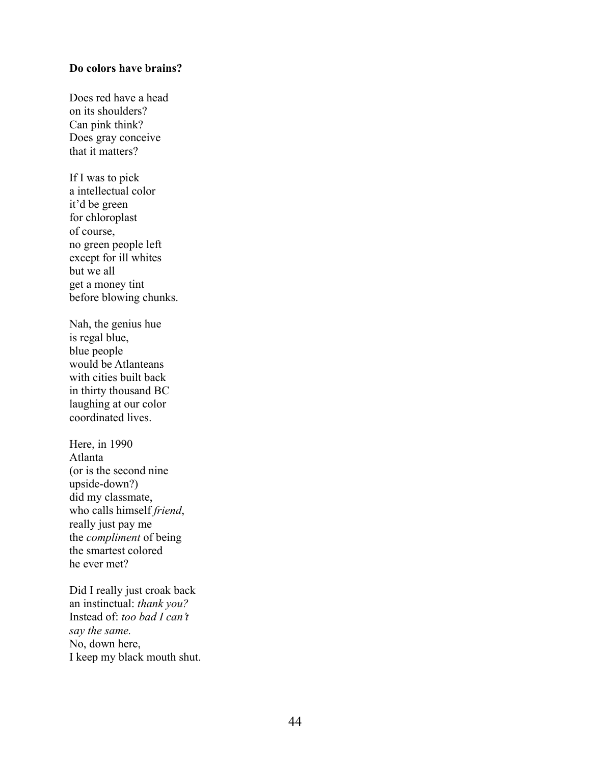**Do colors have brains?**

Does red have a head  
on its shoulders?  
Can pink think?  
Does gray conceive  
that it matters?

If I was to pick  
a intellectual color  
it'd be green  
for chloroplast  
of course,  
no green people left  
except for ill whites  
but we all  
get a money tint  
before blowing chunks.

Nah, the genius hue  
is regal blue,  
blue people  
would be Atlanteans  
with cities built back  
in thirty thousand BC  
laughing at our color  
coordinated lives.

Here, in 1990  
Atlanta  
(or is the second nine  
upside-down?)  
did my classmate,  
who calls himself *friend*,  
really just pay me  
the *compliment* of being  
the smartest colored  
he ever met?

Did I really just croak back  
an instinctual: *thank you?*  
Instead of: *too bad I can't*  
*say the same.*  
No, down here,  
I keep my black mouth shut.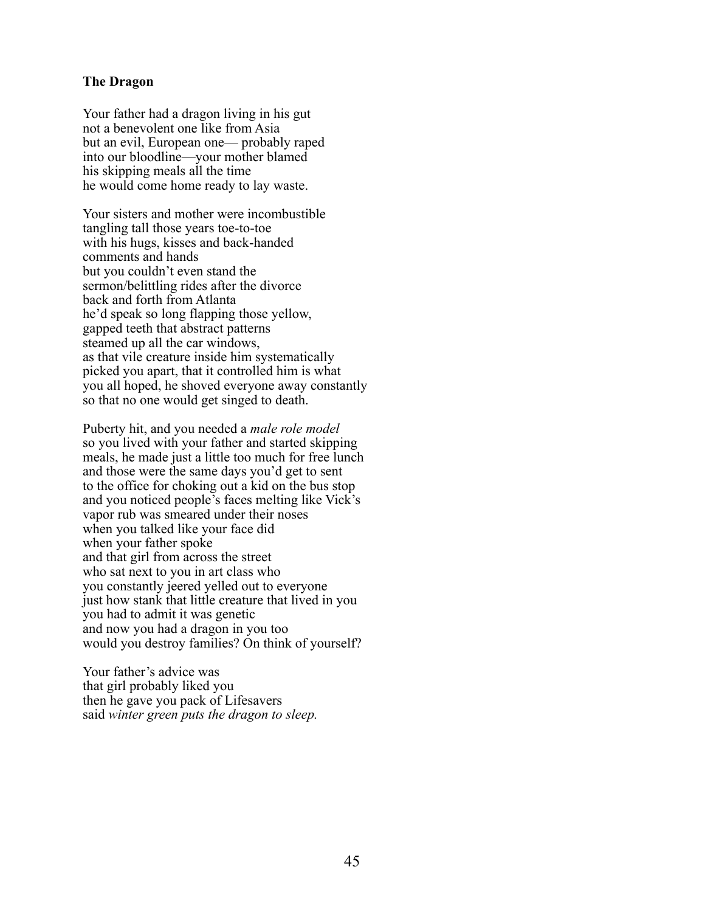**The Dragon**

Your father had a dragon living in his gut
not a benevolent one like from Asia
but an evil, European one— probably raped
into our bloodline—your mother blamed
his skipping meals all the time
he would come home ready to lay waste.

Your sisters and mother were incombustible
tangling tall those years toe-to-toe
with his hugs, kisses and back-handed
comments and hands
but you couldn't even stand the
sermon/belittling rides after the divorce
back and forth from Atlanta
he'd speak so long flapping those yellow,
gapped teeth that abstract patterns
steamed up all the car windows,
as that vile creature inside him systematically
picked you apart, that it controlled him is what
you all hoped, he shoved everyone away constantly
so that no one would get singed to death.

Puberty hit, and you needed a *male role model*
so you lived with your father and started skipping
meals, he made just a little too much for free lunch
and those were the same days you'd get to sent
to the office for choking out a kid on the bus stop
and you noticed people's faces melting like Vick's
vapor rub was smeared under their noses
when you talked like your face did
when your father spoke
and that girl from across the street
who sat next to you in art class who
you constantly jeered yelled out to everyone
just how stank that little creature that lived in you
you had to admit it was genetic
and now you had a dragon in you too
would you destroy families? On think of yourself?

Your father's advice was
that girl probably liked you
then he gave you pack of Lifesavers
said *winter green puts the dragon to sleep.*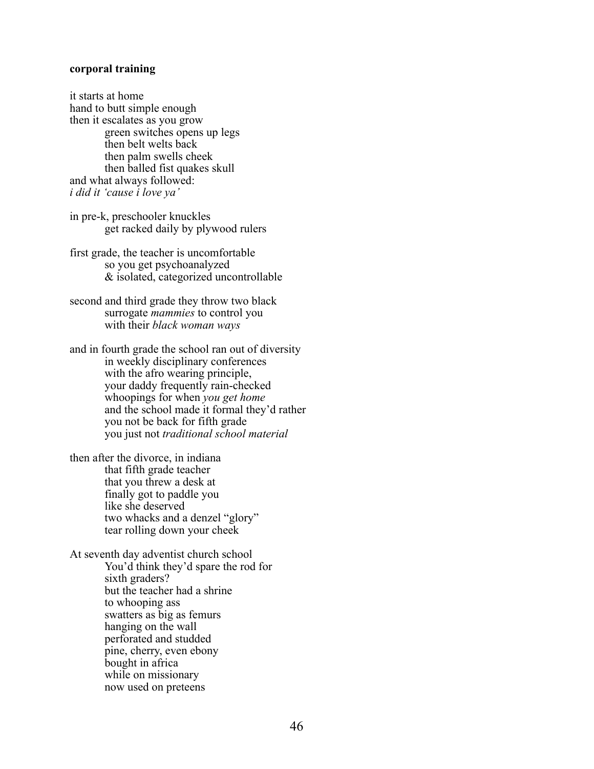**corporal training**

it starts at home
hand to butt simple enough
then it escalates as you grow
    green switches opens up legs
    then belt welts back
    then palm swells cheek
    then balled fist quakes skull
and what always followed:
*i did it 'cause i love ya'*

in pre-k, preschooler knuckles
    get racked daily by plywood rulers

first grade, the teacher is uncomfortable
    so you get psychoanalyzed
    & isolated, categorized uncontrollable

second and third grade they throw two black
    surrogate *mammies* to control you
    with their *black woman ways*

and in fourth grade the school ran out of diversity
    in weekly disciplinary conferences
    with the afro wearing principle,
    your daddy frequently rain-checked
    whoopings for when *you get home*
    and the school made it formal they'd rather
    you not be back for fifth grade
    you just not *traditional school material*

then after the divorce, in indiana
    that fifth grade teacher
    that you threw a desk at
    finally got to paddle you
    like she deserved
    two whacks and a denzel "glory"
    tear rolling down your cheek

At seventh day adventist church school
    You'd think they'd spare the rod for
    sixth graders?
    but the teacher had a shrine
    to whooping ass
    swatters as big as femurs
    hanging on the wall
    perforated and studded
    pine, cherry, even ebony
    bought in africa
    while on missionary
    now used on preteens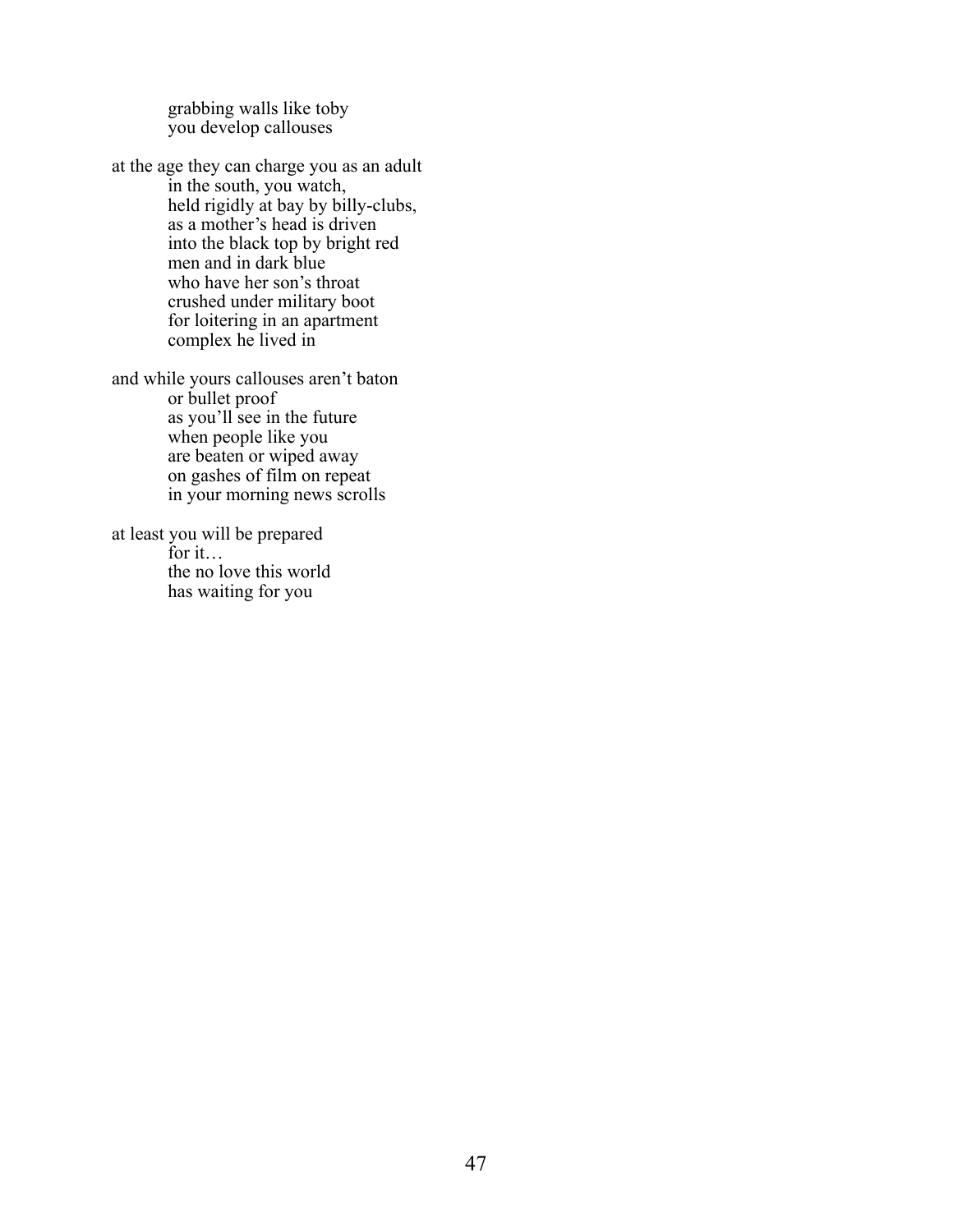grabbing walls like toby  
you develop callouses

at the age they can charge you as an adult  
in the south, you watch,  
held rigidly at bay by billy-clubs,  
as a mother's head is driven  
into the black top by bright red  
men and in dark blue  
who have her son's throat  
crushed under military boot  
for loitering in an apartment  
complex he lived in

and while yours callouses aren't baton  
or bullet proof  
as you'll see in the future  
when people like you  
are beaten or wiped away  
on gashes of film on repeat  
in your morning news scrolls

at least you will be prepared  
for it…  
the no love this world  
has waiting for you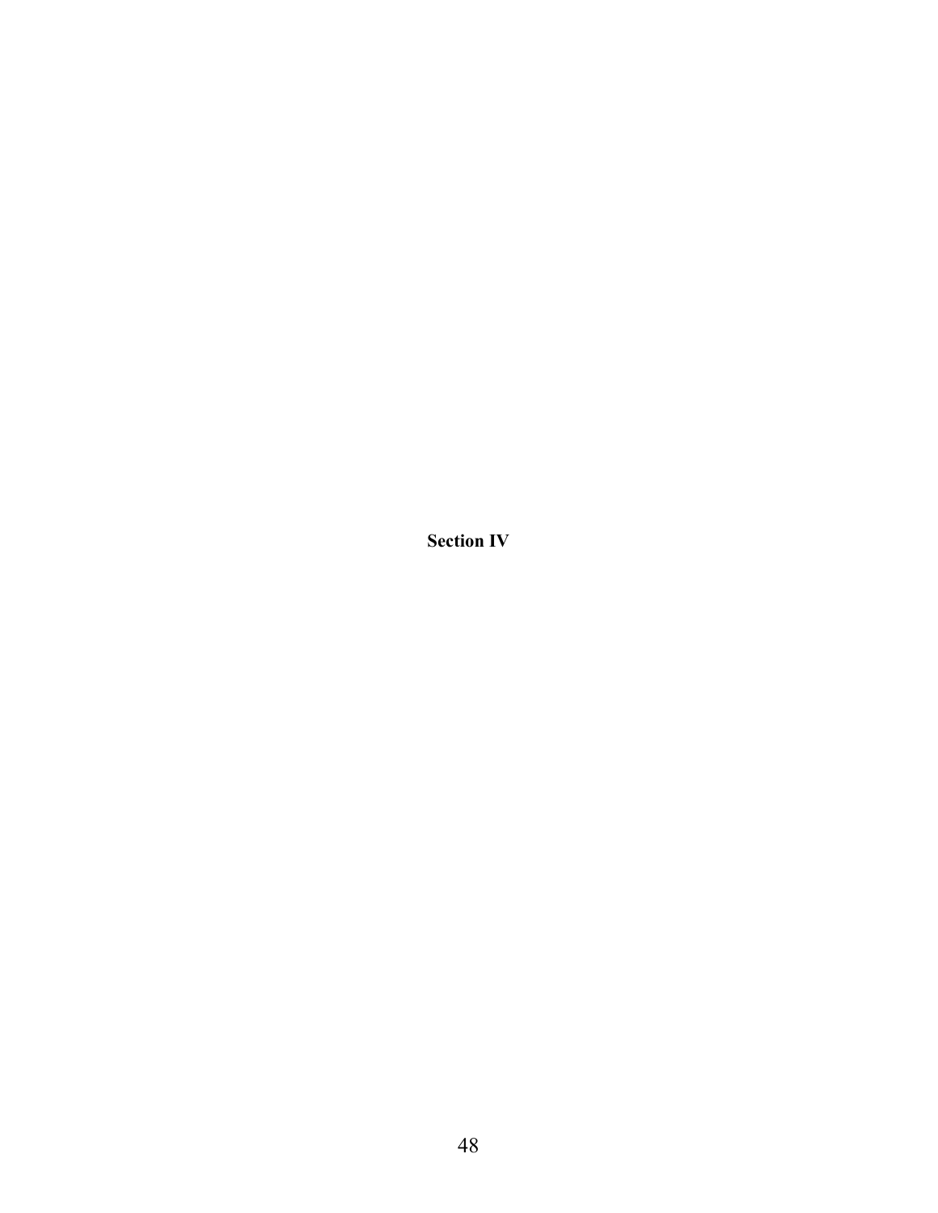# Section IV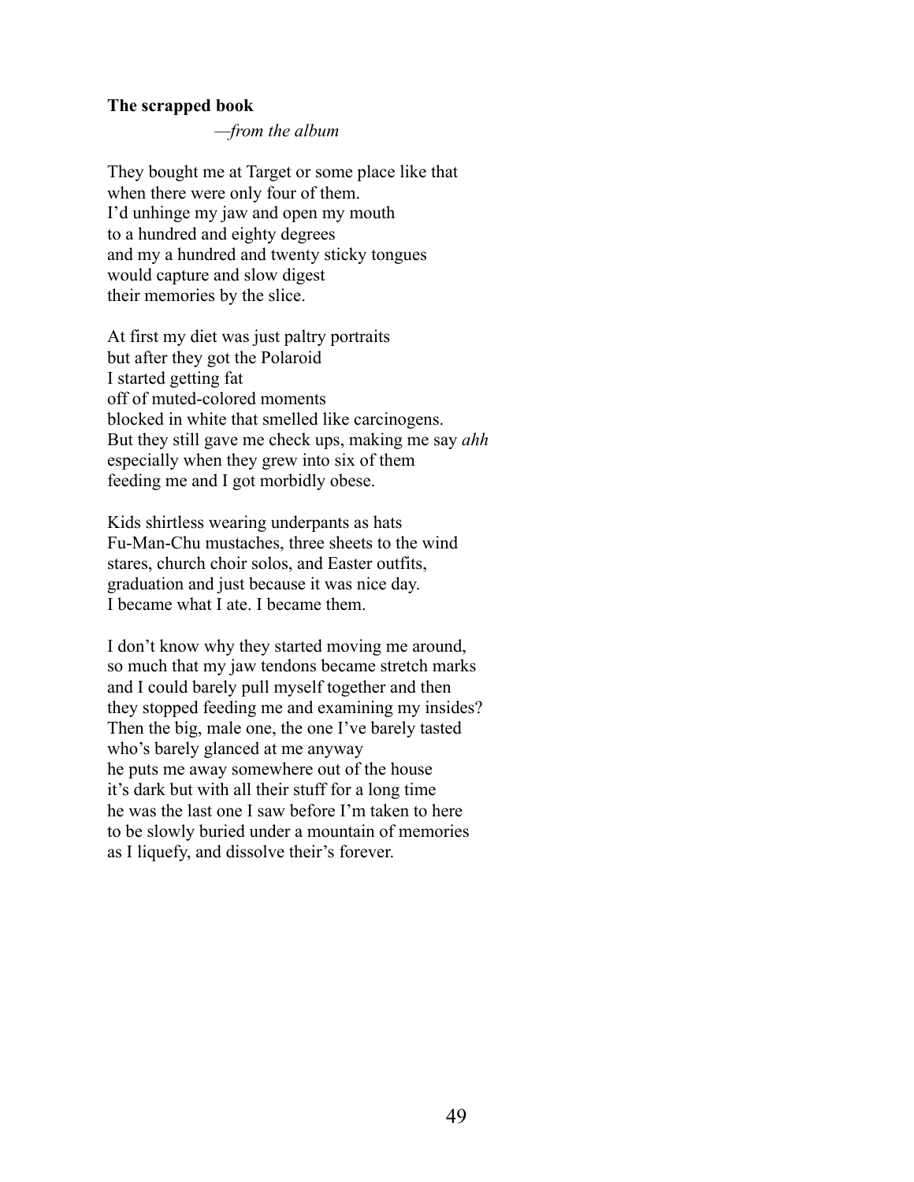**The scrapped book**

*—from the album*

They bought me at Target or some place like that  
when there were only four of them.  
I'd unhinge my jaw and open my mouth  
to a hundred and eighty degrees  
and my a hundred and twenty sticky tongues  
would capture and slow digest  
their memories by the slice.

At first my diet was just paltry portraits  
but after they got the Polaroid  
I started getting fat  
off of muted-colored moments  
blocked in white that smelled like carcinogens.  
But they still gave me check ups, making me say *ahh*  
especially when they grew into six of them  
feeding me and I got morbidly obese.

Kids shirtless wearing underpants as hats  
Fu-Man-Chu mustaches, three sheets to the wind  
stares, church choir solos, and Easter outfits,  
graduation and just because it was nice day.  
I became what I ate. I became them.

I don't know why they started moving me around,  
so much that my jaw tendons became stretch marks  
and I could barely pull myself together and then  
they stopped feeding me and examining my insides?  
Then the big, male one, the one I've barely tasted  
who's barely glanced at me anyway  
he puts me away somewhere out of the house  
it's dark but with all their stuff for a long time  
he was the last one I saw before I'm taken to here  
to be slowly buried under a mountain of memories  
as I liquefy, and dissolve their's forever.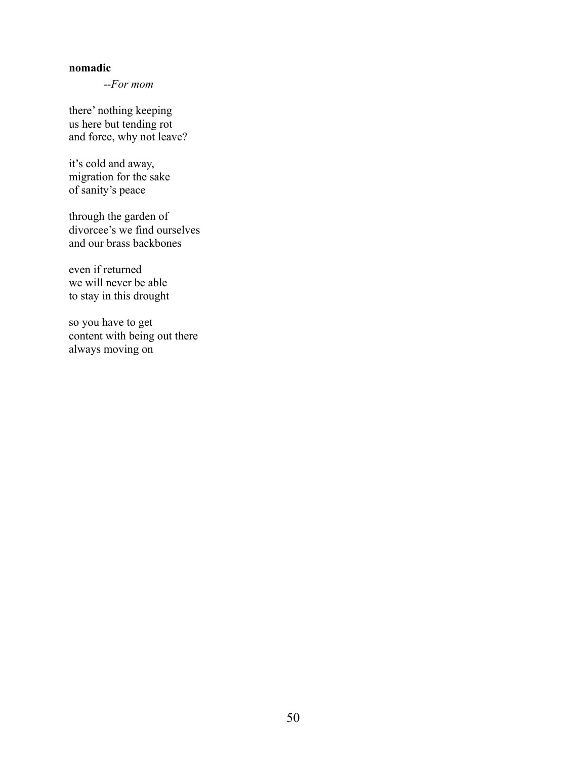**nomadic**

*--For mom*

there' nothing keeping
us here but tending rot
and force, why not leave?

it's cold and away,
migration for the sake
of sanity's peace

through the garden of
divorcee's we find ourselves
and our brass backbones

even if returned
we will never be able
to stay in this drought

so you have to get
content with being out there
always moving on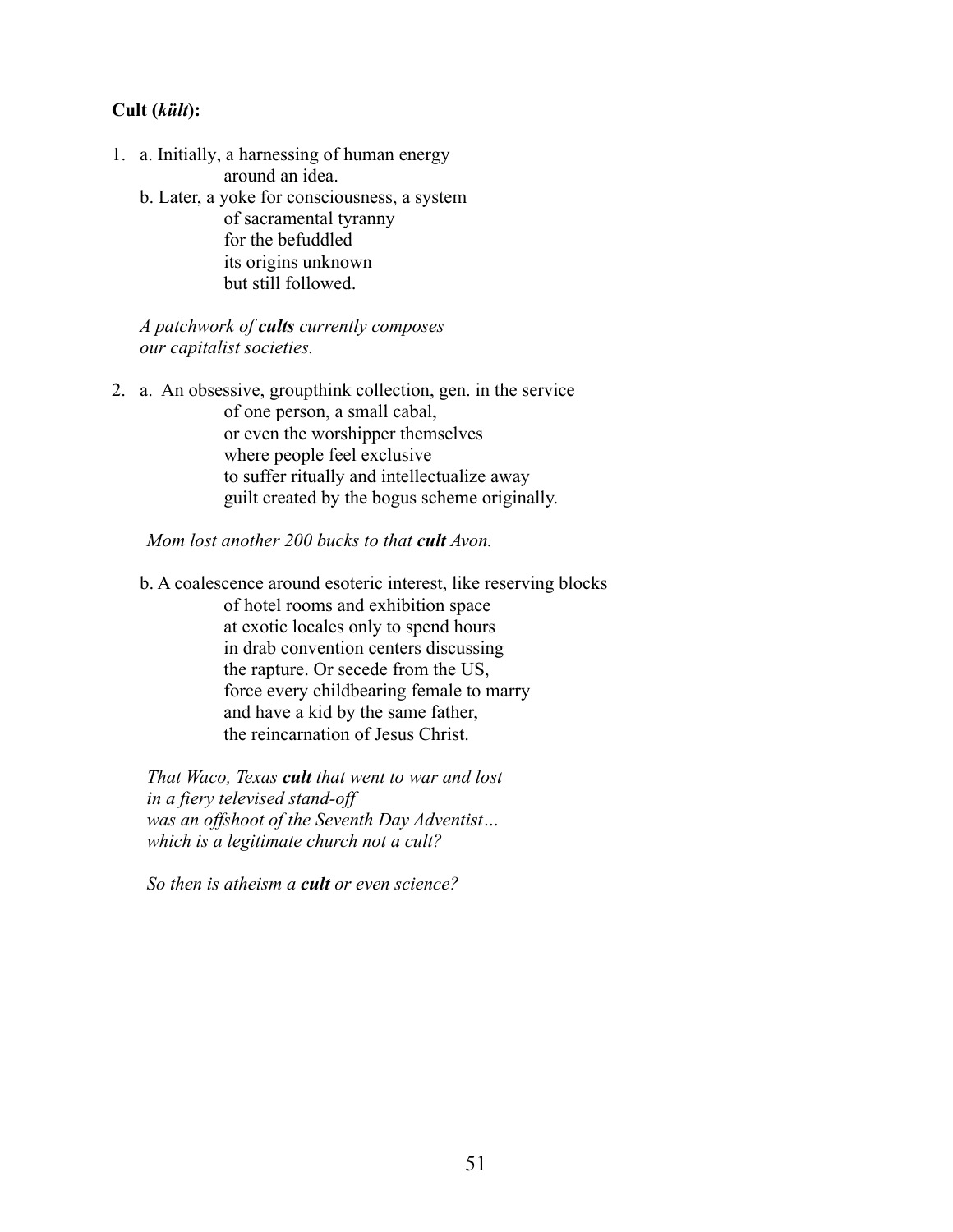**Cult (*kült*):**

1. a. Initially, a harnessing of human energy
   around an idea.

   b. Later, a yoke for consciousness, a system
   of sacramental tyranny
   for the befuddled
   its origins unknown
   but still followed.

   *A patchwork of **cults** currently composes
   our capitalist societies.*

2. a. An obsessive, groupthink collection, gen. in the service
   of one person, a small cabal,
   or even the worshipper themselves
   where people feel exclusive
   to suffer ritually and intellectualize away
   guilt created by the bogus scheme originally.

   *Mom lost another 200 bucks to that **cult** Avon.*

   b. A coalescence around esoteric interest, like reserving blocks
   of hotel rooms and exhibition space
   at exotic locales only to spend hours
   in drab convention centers discussing
   the rapture. Or secede from the US,
   force every childbearing female to marry
   and have a kid by the same father,
   the reincarnation of Jesus Christ.

   *That Waco, Texas **cult** that went to war and lost
   in a fiery televised stand-off
   was an offshoot of the Seventh Day Adventist…
   which is a legitimate church not a cult?*

   *So then is atheism a **cult** or even science?*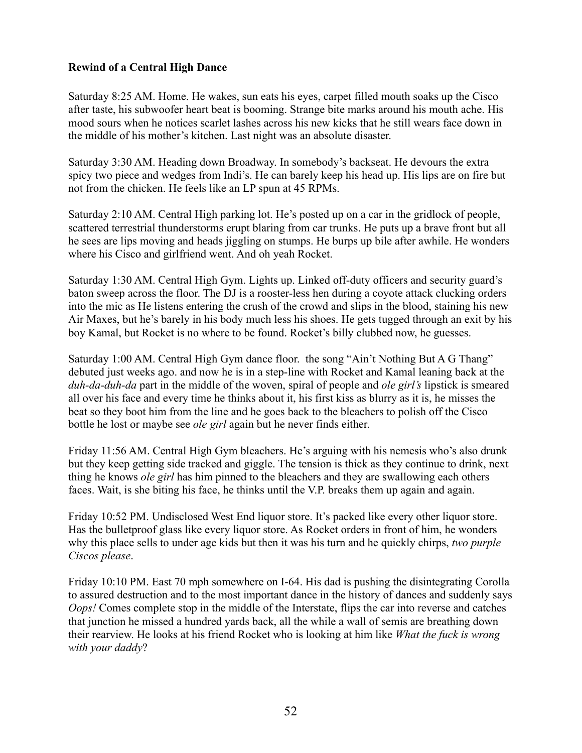**Rewind of a Central High Dance**

Saturday 8:25 AM. Home. He wakes, sun eats his eyes, carpet filled mouth soaks up the Cisco after taste, his subwoofer heart beat is booming. Strange bite marks around his mouth ache. His mood sours when he notices scarlet lashes across his new kicks that he still wears face down in the middle of his mother's kitchen. Last night was an absolute disaster.

Saturday 3:30 AM. Heading down Broadway. In somebody's backseat. He devours the extra spicy two piece and wedges from Indi's. He can barely keep his head up. His lips are on fire but not from the chicken. He feels like an LP spun at 45 RPMs.

Saturday 2:10 AM. Central High parking lot. He's posted up on a car in the gridlock of people, scattered terrestrial thunderstorms erupt blaring from car trunks. He puts up a brave front but all he sees are lips moving and heads jiggling on stumps. He burps up bile after awhile. He wonders where his Cisco and girlfriend went. And oh yeah Rocket.

Saturday 1:30 AM. Central High Gym. Lights up. Linked off-duty officers and security guard's baton sweep across the floor. The DJ is a rooster-less hen during a coyote attack clucking orders into the mic as He listens entering the crush of the crowd and slips in the blood, staining his new Air Maxes, but he's barely in his body much less his shoes. He gets tugged through an exit by his boy Kamal, but Rocket is no where to be found. Rocket's billy clubbed now, he guesses.

Saturday 1:00 AM. Central High Gym dance floor. the song "Ain't Nothing But A G Thang" debuted just weeks ago. and now he is in a step-line with Rocket and Kamal leaning back at the *duh-da-duh-da* part in the middle of the woven, spiral of people and *ole girl's* lipstick is smeared all over his face and every time he thinks about it, his first kiss as blurry as it is, he misses the beat so they boot him from the line and he goes back to the bleachers to polish off the Cisco bottle he lost or maybe see *ole girl* again but he never finds either.

Friday 11:56 AM. Central High Gym bleachers. He's arguing with his nemesis who's also drunk but they keep getting side tracked and giggle. The tension is thick as they continue to drink, next thing he knows *ole girl* has him pinned to the bleachers and they are swallowing each others faces. Wait, is she biting his face, he thinks until the V.P. breaks them up again and again.

Friday 10:52 PM. Undisclosed West End liquor store. It's packed like every other liquor store. Has the bulletproof glass like every liquor store. As Rocket orders in front of him, he wonders why this place sells to under age kids but then it was his turn and he quickly chirps, *two purple Ciscos please*.

Friday 10:10 PM. East 70 mph somewhere on I-64. His dad is pushing the disintegrating Corolla to assured destruction and to the most important dance in the history of dances and suddenly says *Oops!* Comes complete stop in the middle of the Interstate, flips the car into reverse and catches that junction he missed a hundred yards back, all the while a wall of semis are breathing down their rearview. He looks at his friend Rocket who is looking at him like *What the fuck is wrong with your daddy*?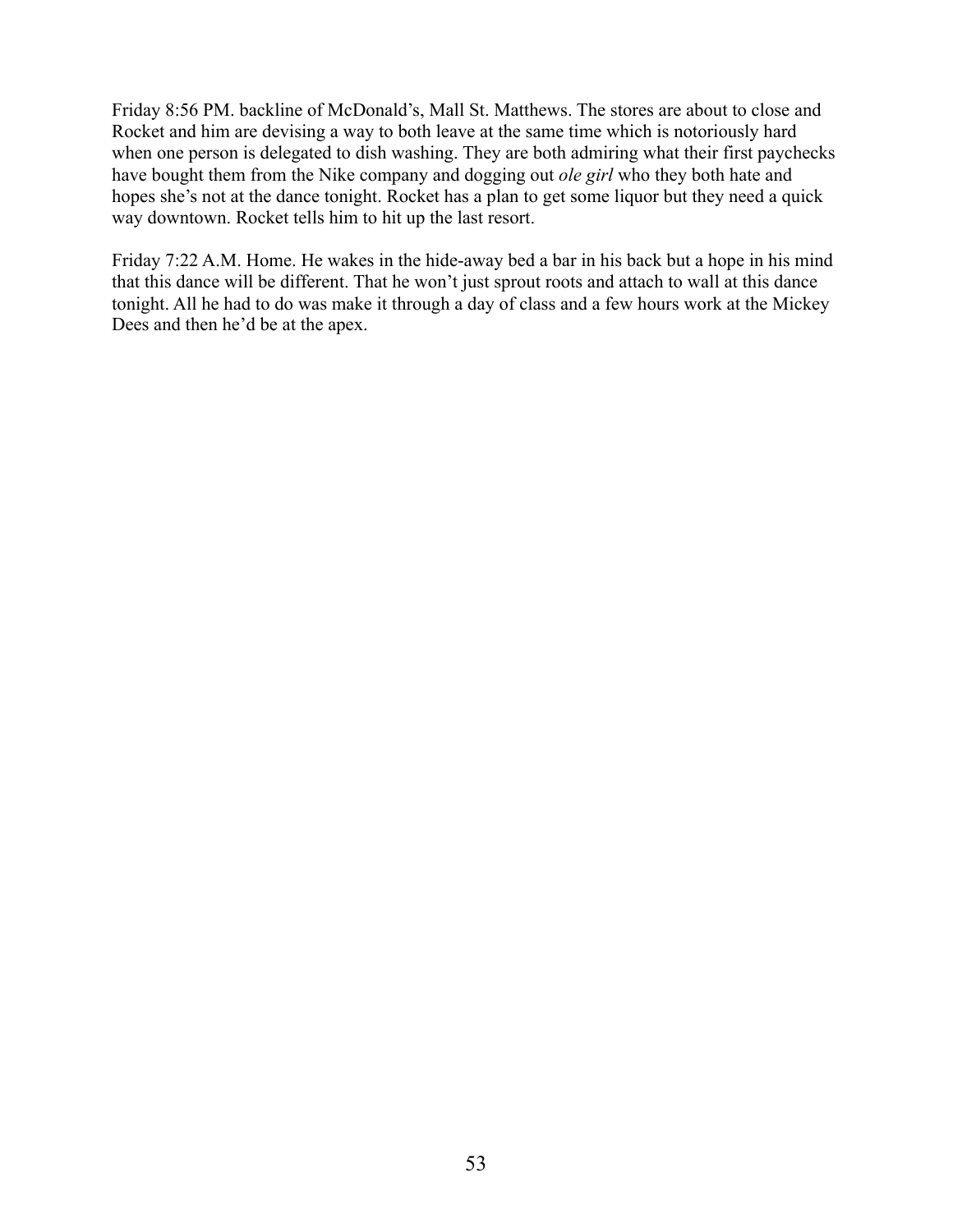Friday 8:56 PM. backline of McDonald's, Mall St. Matthews. The stores are about to close and Rocket and him are devising a way to both leave at the same time which is notoriously hard when one person is delegated to dish washing. They are both admiring what their first paychecks have bought them from the Nike company and dogging out *ole girl* who they both hate and hopes she's not at the dance tonight. Rocket has a plan to get some liquor but they need a quick way downtown. Rocket tells him to hit up the last resort.

Friday 7:22 A.M. Home. He wakes in the hide-away bed a bar in his back but a hope in his mind that this dance will be different. That he won't just sprout roots and attach to wall at this dance tonight. All he had to do was make it through a day of class and a few hours work at the Mickey Dees and then he'd be at the apex.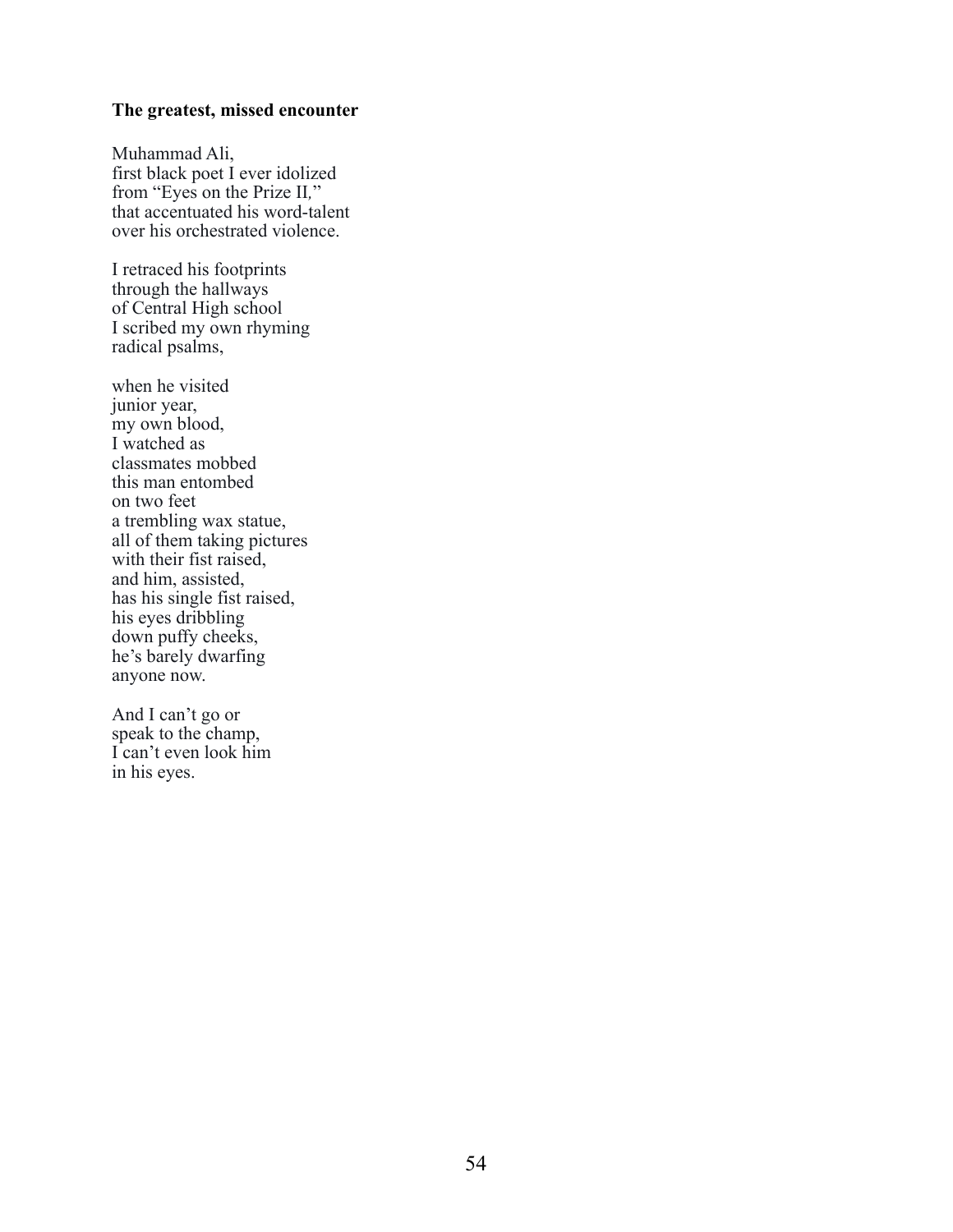**The greatest, missed encounter**

Muhammad Ali,  
first black poet I ever idolized  
from "Eyes on the Prize II,"  
that accentuated his word-talent  
over his orchestrated violence.

I retraced his footprints  
through the hallways  
of Central High school  
I scribed my own rhyming  
radical psalms,

when he visited  
junior year,  
my own blood,  
I watched as  
classmates mobbed  
this man entombed  
on two feet  
a trembling wax statue,  
all of them taking pictures  
with their fist raised,  
and him, assisted,  
has his single fist raised,  
his eyes dribbling  
down puffy cheeks,  
he's barely dwarfing  
anyone now.

And I can't go or  
speak to the champ,  
I can't even look him  
in his eyes.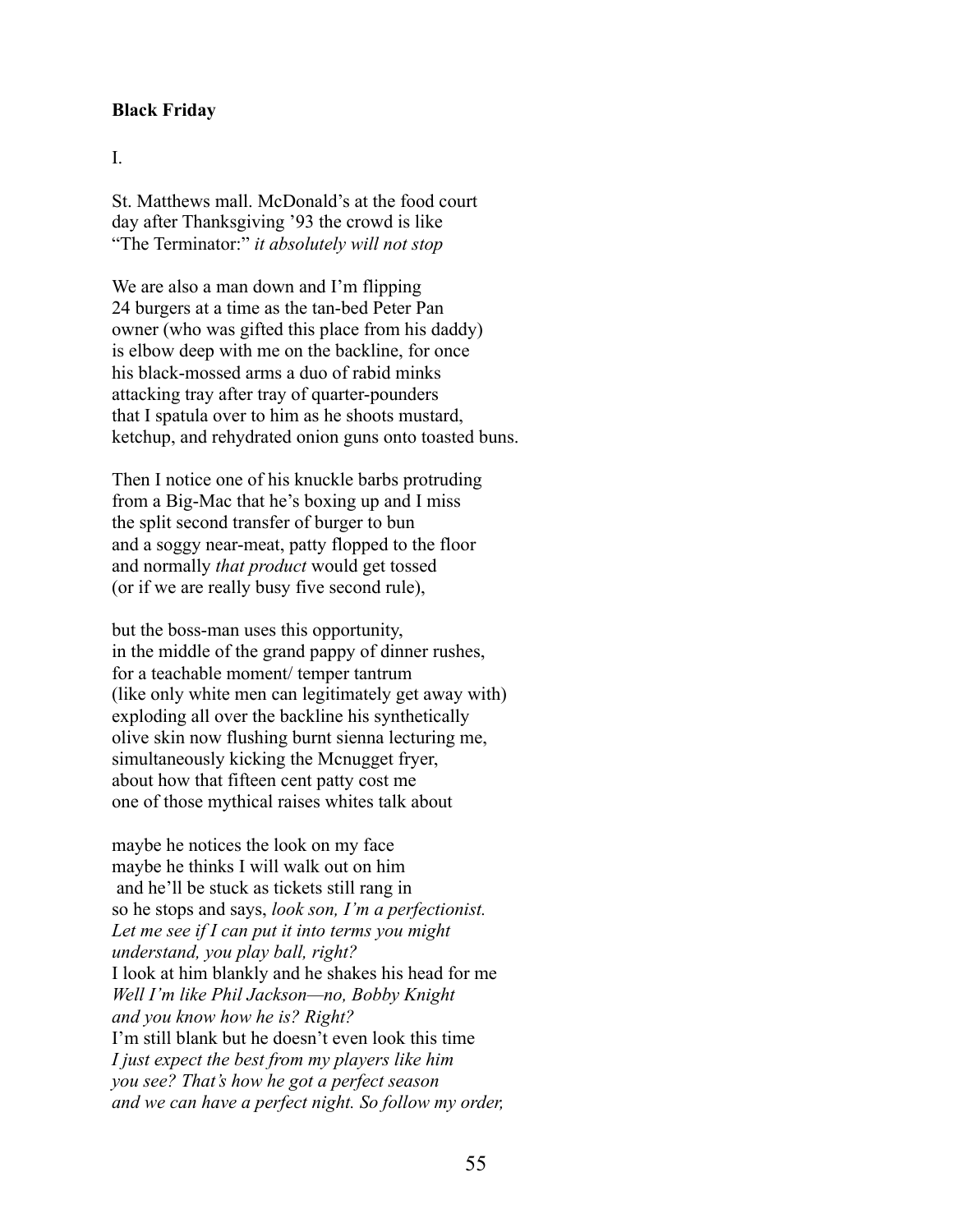**Black Friday**

I.

St. Matthews mall. McDonald's at the food court  
day after Thanksgiving '93 the crowd is like  
"The Terminator:" *it absolutely will not stop*

We are also a man down and I'm flipping  
24 burgers at a time as the tan-bed Peter Pan  
owner (who was gifted this place from his daddy)  
is elbow deep with me on the backline, for once  
his black-mossed arms a duo of rabid minks  
attacking tray after tray of quarter-pounders  
that I spatula over to him as he shoots mustard,  
ketchup, and rehydrated onion guns onto toasted buns.

Then I notice one of his knuckle barbs protruding  
from a Big-Mac that he's boxing up and I miss  
the split second transfer of burger to bun  
and a soggy near-meat, patty flopped to the floor  
and normally *that product* would get tossed  
(or if we are really busy five second rule),

but the boss-man uses this opportunity,  
in the middle of the grand pappy of dinner rushes,  
for a teachable moment/ temper tantrum  
(like only white men can legitimately get away with)  
exploding all over the backline his synthetically  
olive skin now flushing burnt sienna lecturing me,  
simultaneously kicking the Mcnugget fryer,  
about how that fifteen cent patty cost me  
one of those mythical raises whites talk about

maybe he notices the look on my face  
maybe he thinks I will walk out on him  
and he'll be stuck as tickets still rang in  
so he stops and says, *look son, I'm a perfectionist.*  
*Let me see if I can put it into terms you might*  
*understand, you play ball, right?*  
I look at him blankly and he shakes his head for me  
*Well I'm like Phil Jackson—no, Bobby Knight*  
*and you know how he is? Right?*  
I'm still blank but he doesn't even look this time  
*I just expect the best from my players like him*  
*you see? That's how he got a perfect season*  
*and we can have a perfect night. So follow my order,*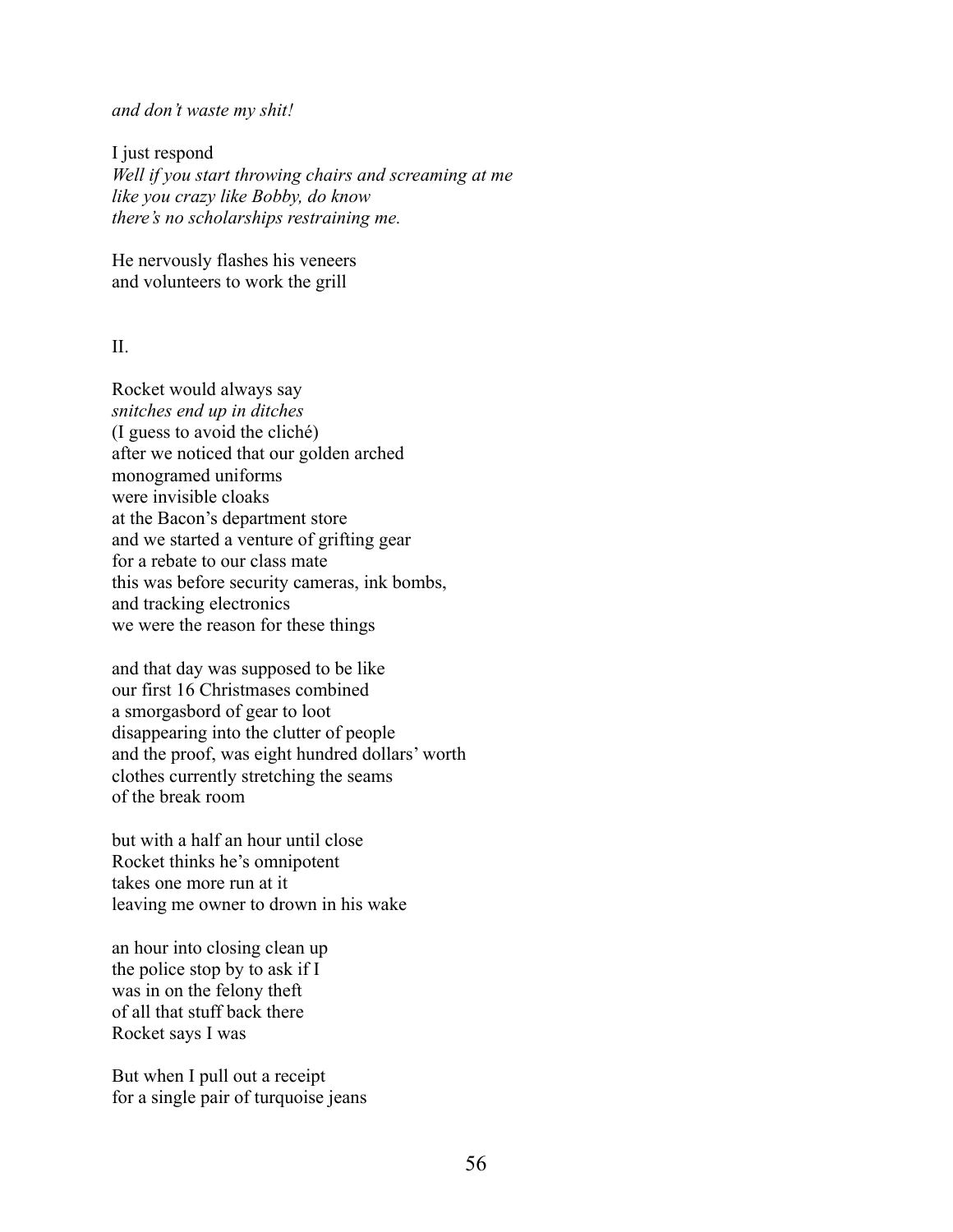*and don't waste my shit!*

I just respond  
*Well if you start throwing chairs and screaming at me*  
*like you crazy like Bobby, do know*  
*there's no scholarships restraining me.*

He nervously flashes his veneers  
and volunteers to work the grill

II.

Rocket would always say  
*snitches end up in ditches*  
(I guess to avoid the cliché)  
after we noticed that our golden arched  
monogramed uniforms  
were invisible cloaks  
at the Bacon's department store  
and we started a venture of grifting gear  
for a rebate to our class mate  
this was before security cameras, ink bombs,  
and tracking electronics  
we were the reason for these things

and that day was supposed to be like  
our first 16 Christmases combined  
a smorgasbord of gear to loot  
disappearing into the clutter of people  
and the proof, was eight hundred dollars' worth  
clothes currently stretching the seams  
of the break room

but with a half an hour until close  
Rocket thinks he's omnipotent  
takes one more run at it  
leaving me owner to drown in his wake

an hour into closing clean up  
the police stop by to ask if I  
was in on the felony theft  
of all that stuff back there  
Rocket says I was

But when I pull out a receipt  
for a single pair of turquoise jeans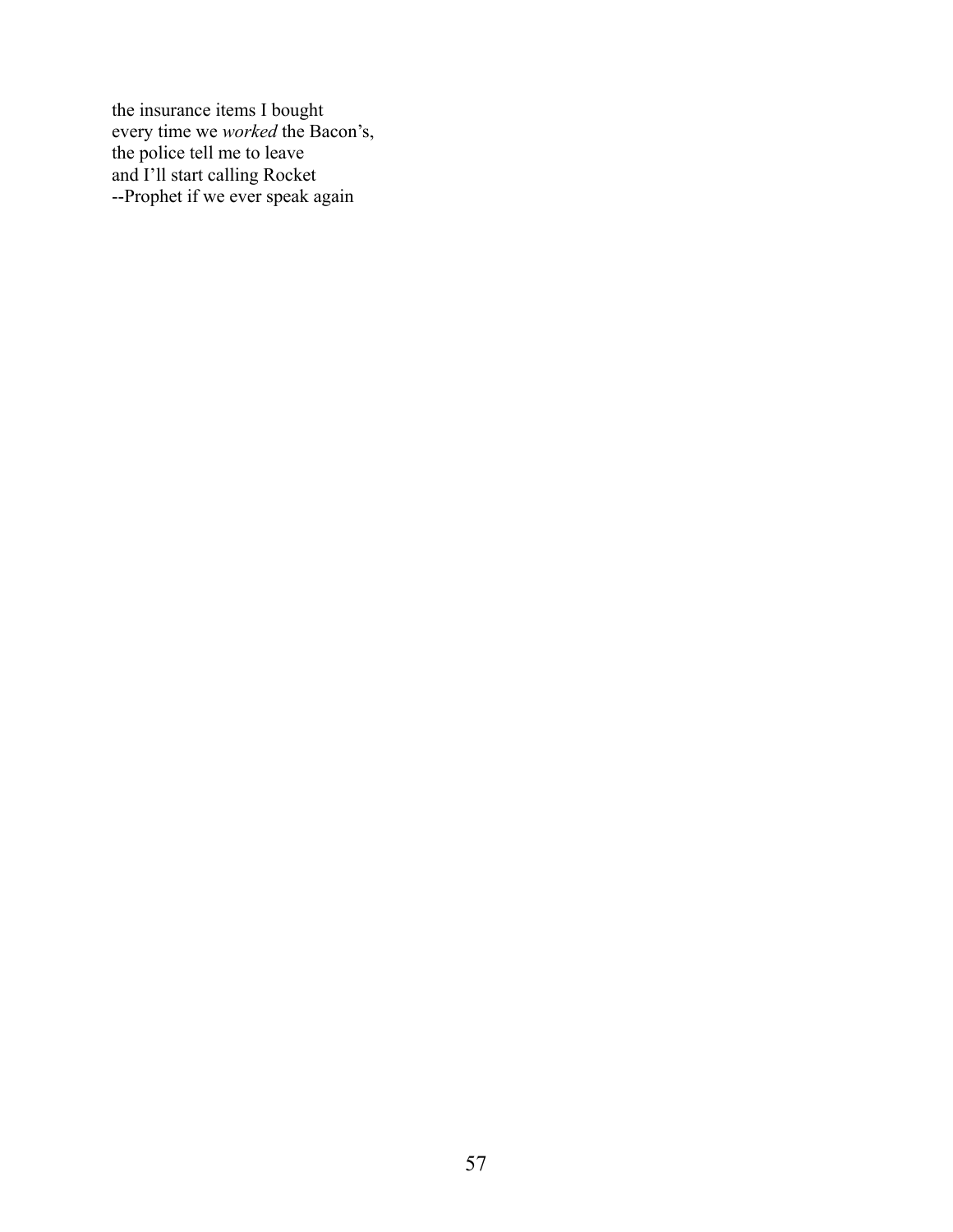the insurance items I bought  
every time we *worked* the Bacon's,  
the police tell me to leave  
and I'll start calling Rocket  
--Prophet if we ever speak again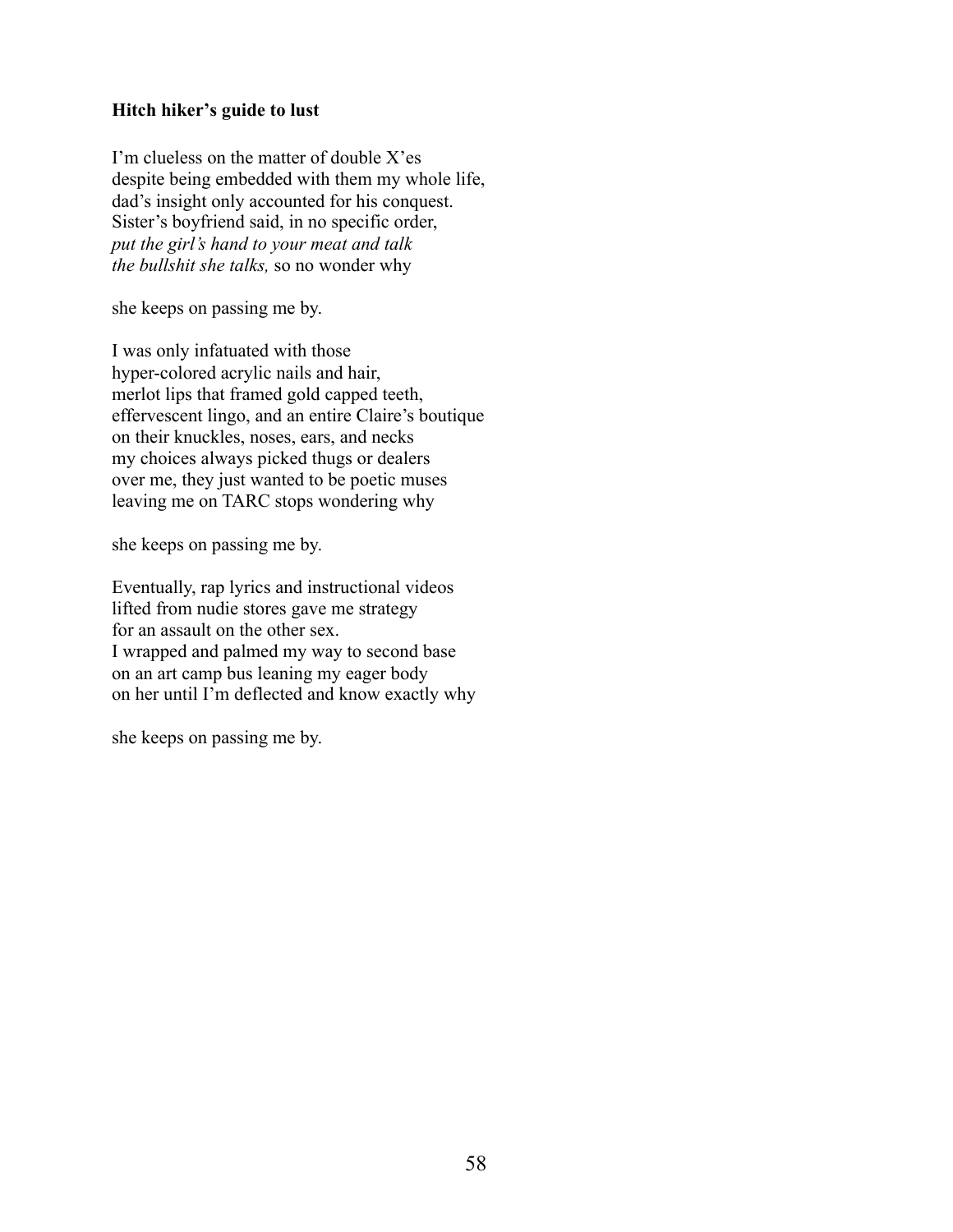**Hitch hiker's guide to lust**

I'm clueless on the matter of double X'es  
despite being embedded with them my whole life,  
dad's insight only accounted for his conquest.  
Sister's boyfriend said, in no specific order,  
*put the girl's hand to your meat and talk*  
*the bullshit she talks,* so no wonder why

she keeps on passing me by.

I was only infatuated with those  
hyper-colored acrylic nails and hair,  
merlot lips that framed gold capped teeth,  
effervescent lingo, and an entire Claire's boutique  
on their knuckles, noses, ears, and necks  
my choices always picked thugs or dealers  
over me, they just wanted to be poetic muses  
leaving me on TARC stops wondering why

she keeps on passing me by.

Eventually, rap lyrics and instructional videos  
lifted from nudie stores gave me strategy  
for an assault on the other sex.  
I wrapped and palmed my way to second base  
on an art camp bus leaning my eager body  
on her until I'm deflected and know exactly why

she keeps on passing me by.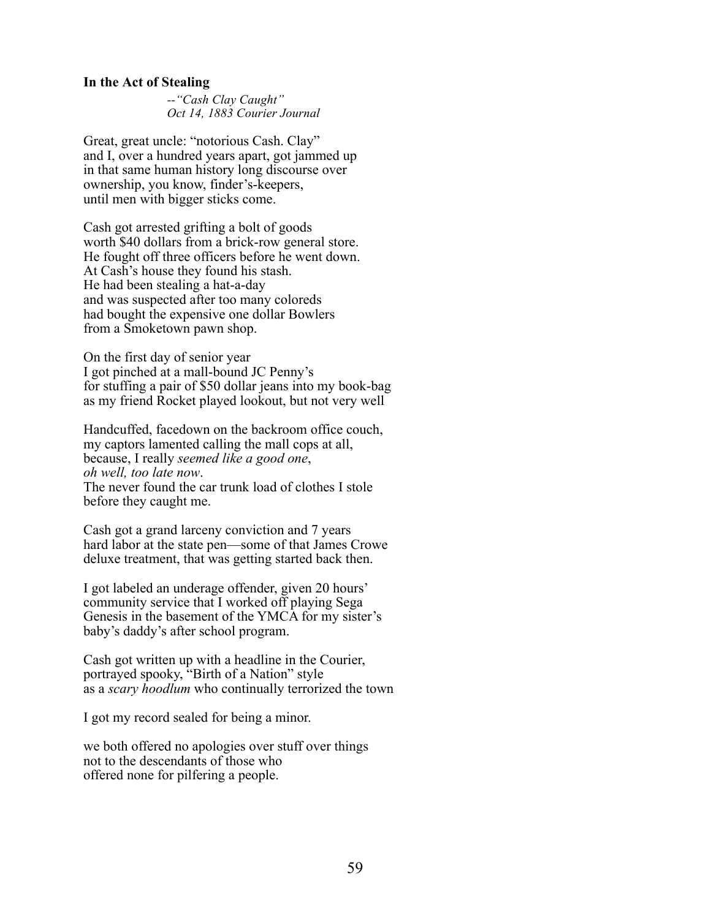**In the Act of Stealing**

*--"Cash Clay Caught"*
*Oct 14, 1883 Courier Journal*

Great, great uncle: "notorious Cash. Clay"
and I, over a hundred years apart, got jammed up
in that same human history long discourse over
ownership, you know, finder's-keepers,
until men with bigger sticks come.

Cash got arrested grifting a bolt of goods
worth $40 dollars from a brick-row general store.
He fought off three officers before he went down.
At Cash's house they found his stash.
He had been stealing a hat-a-day
and was suspected after too many coloreds
had bought the expensive one dollar Bowlers
from a Smoketown pawn shop.

On the first day of senior year
I got pinched at a mall-bound JC Penny's
for stuffing a pair of $50 dollar jeans into my book-bag
as my friend Rocket played lookout, but not very well

Handcuffed, facedown on the backroom office couch,
my captors lamented calling the mall cops at all,
because, I really *seemed like a good one*,
*oh well, too late now*.
The never found the car trunk load of clothes I stole
before they caught me.

Cash got a grand larceny conviction and 7 years
hard labor at the state pen—some of that James Crowe
deluxe treatment, that was getting started back then.

I got labeled an underage offender, given 20 hours'
community service that I worked off playing Sega
Genesis in the basement of the YMCA for my sister's
baby's daddy's after school program.

Cash got written up with a headline in the Courier,
portrayed spooky, "Birth of a Nation" style
as a *scary hoodlum* who continually terrorized the town

I got my record sealed for being a minor.

we both offered no apologies over stuff over things
not to the descendants of those who
offered none for pilfering a people.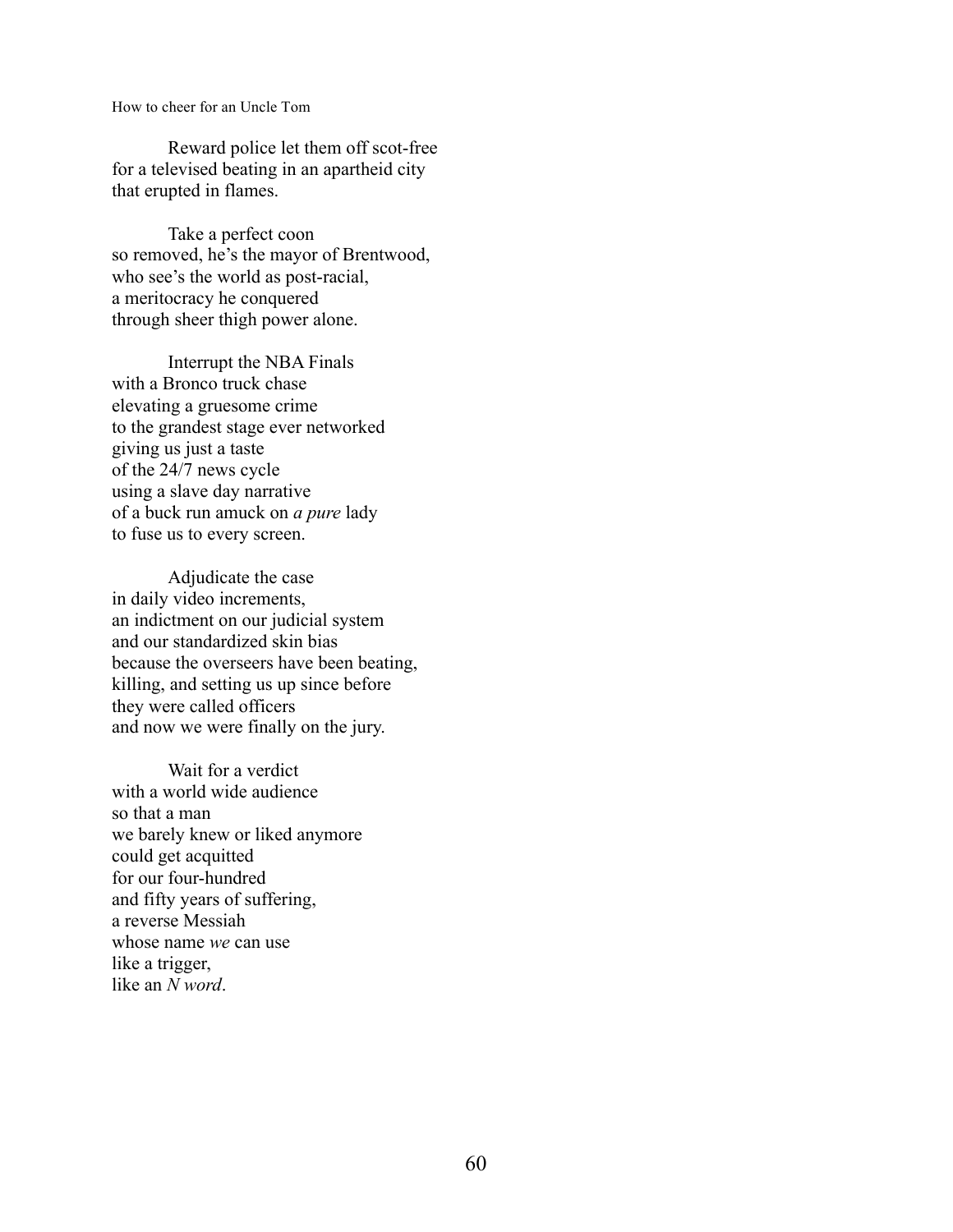How to cheer for an Uncle Tom

Reward police let them off scot-free  
for a televised beating in an apartheid city  
that erupted in flames.

Take a perfect coon  
so removed, he's the mayor of Brentwood,  
who see's the world as post-racial,  
a meritocracy he conquered  
through sheer thigh power alone.

Interrupt the NBA Finals  
with a Bronco truck chase  
elevating a gruesome crime  
to the grandest stage ever networked  
giving us just a taste  
of the 24/7 news cycle  
using a slave day narrative  
of a buck run amuck on *a pure* lady  
to fuse us to every screen.

Adjudicate the case  
in daily video increments,  
an indictment on our judicial system  
and our standardized skin bias  
because the overseers have been beating,  
killing, and setting us up since before  
they were called officers  
and now we were finally on the jury.

Wait for a verdict  
with a world wide audience  
so that a man  
we barely knew or liked anymore  
could get acquitted  
for our four-hundred  
and fifty years of suffering,  
a reverse Messiah  
whose name *we* can use  
like a trigger,  
like an *N word*.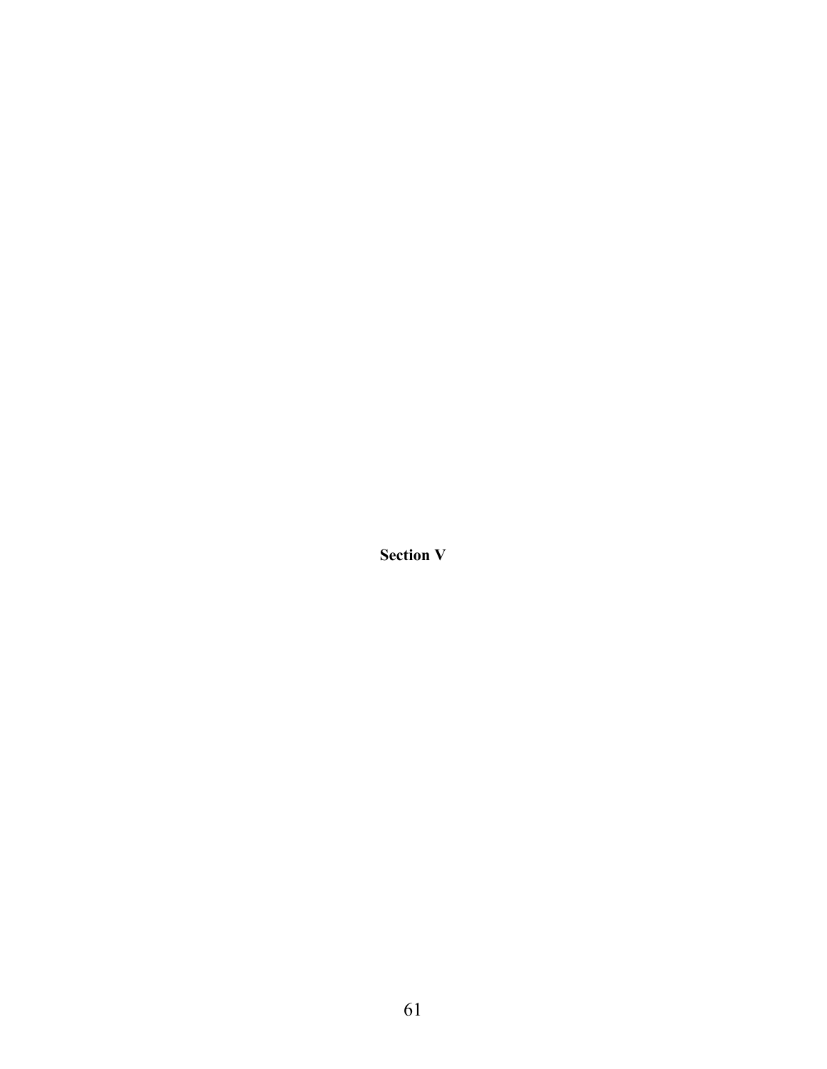# Section V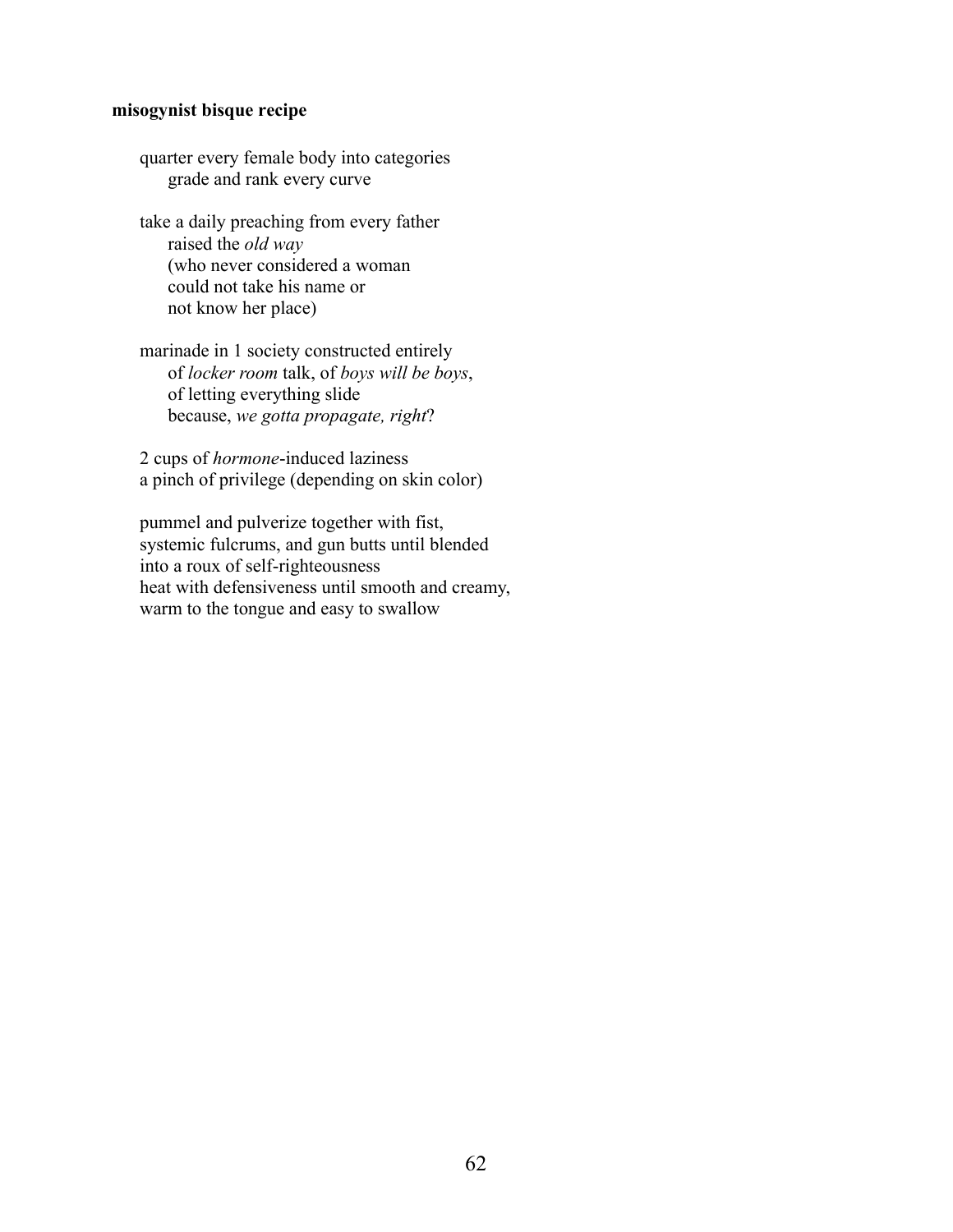**misogynist bisque recipe**

quarter every female body into categories
&nbsp;&nbsp;&nbsp;&nbsp;grade and rank every curve

take a daily preaching from every father
&nbsp;&nbsp;&nbsp;&nbsp;raised the *old way*
&nbsp;&nbsp;&nbsp;&nbsp;(who never considered a woman
&nbsp;&nbsp;&nbsp;&nbsp;could not take his name or
&nbsp;&nbsp;&nbsp;&nbsp;not know her place)

marinade in 1 society constructed entirely
&nbsp;&nbsp;&nbsp;&nbsp;of *locker room* talk, of *boys will be boys*,
&nbsp;&nbsp;&nbsp;&nbsp;of letting everything slide
&nbsp;&nbsp;&nbsp;&nbsp;because, *we gotta propagate, right*?

2 cups of *hormone*-induced laziness
a pinch of privilege (depending on skin color)

pummel and pulverize together with fist,
systemic fulcrums, and gun butts until blended
into a roux of self-righteousness
heat with defensiveness until smooth and creamy,
warm to the tongue and easy to swallow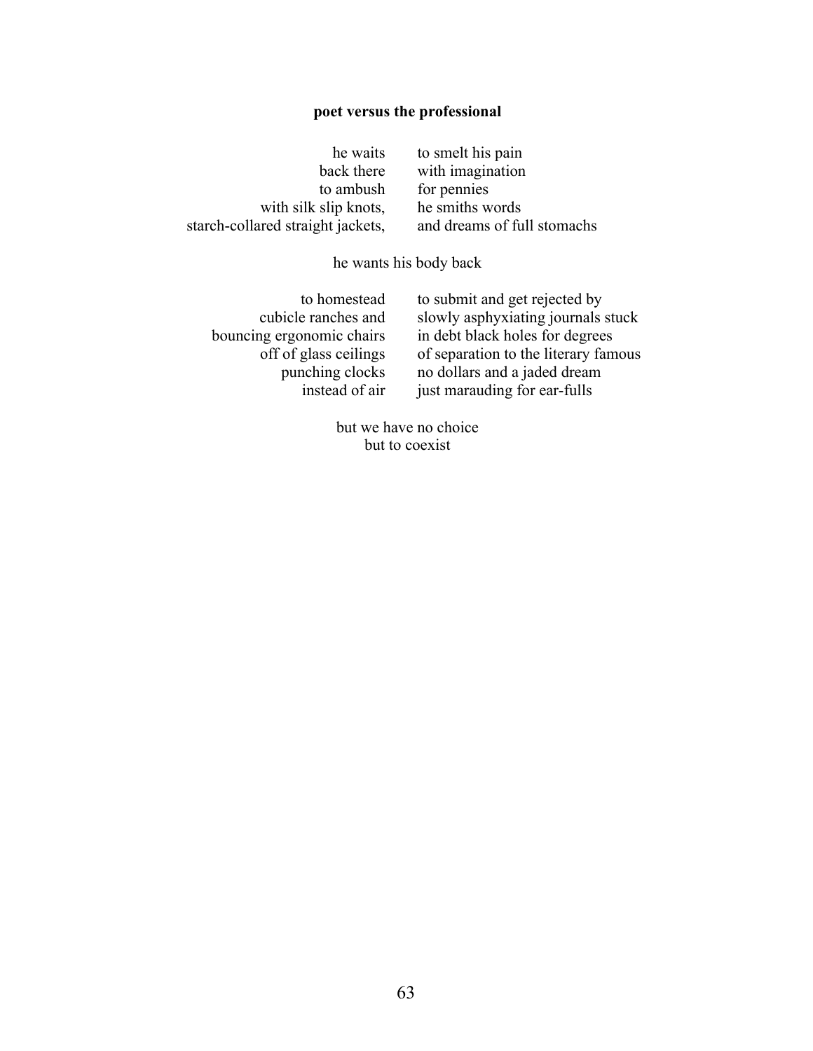**poet versus the professional**

| | |
|---:|:---|
| he waits | to smelt his pain |
| back there | with imagination |
| to ambush | for pennies |
| with silk slip knots, | he smiths words |
| starch-collared straight jackets, | and dreams of full stomachs |

he wants his body back

| | |
|---:|:---|
| to homestead | to submit and get rejected by |
| cubicle ranches and | slowly asphyxiating journals stuck |
| bouncing ergonomic chairs | in debt black holes for degrees |
| off of glass ceilings | of separation to the literary famous |
| punching clocks | no dollars and a jaded dream |
| instead of air | just marauding for ear-fulls |

but we have no choice
but to coexist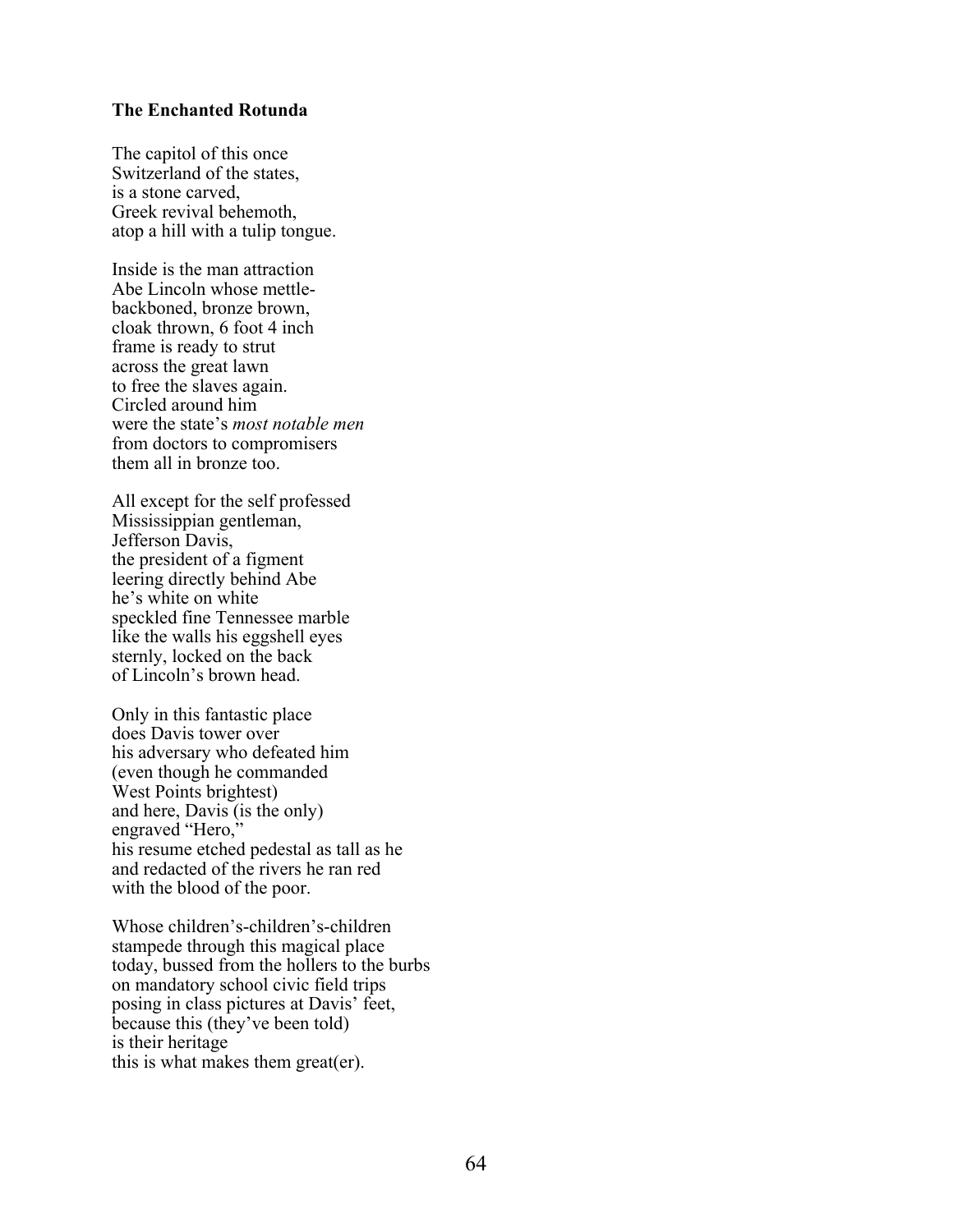**The Enchanted Rotunda**

The capitol of this once  
Switzerland of the states,  
is a stone carved,  
Greek revival behemoth,  
atop a hill with a tulip tongue.

Inside is the man attraction  
Abe Lincoln whose mettle-  
backboned, bronze brown,  
cloak thrown, 6 foot 4 inch  
frame is ready to strut  
across the great lawn  
to free the slaves again.  
Circled around him  
were the state's *most notable men*  
from doctors to compromisers  
them all in bronze too.

All except for the self professed  
Mississippian gentleman,  
Jefferson Davis,  
the president of a figment  
leering directly behind Abe  
he's white on white  
speckled fine Tennessee marble  
like the walls his eggshell eyes  
sternly, locked on the back  
of Lincoln's brown head.

Only in this fantastic place  
does Davis tower over  
his adversary who defeated him  
(even though he commanded  
West Points brightest)  
and here, Davis (is the only)  
engraved "Hero,"  
his resume etched pedestal as tall as he  
and redacted of the rivers he ran red  
with the blood of the poor.

Whose children's-children's-children  
stampede through this magical place  
today, bussed from the hollers to the burbs  
on mandatory school civic field trips  
posing in class pictures at Davis' feet,  
because this (they've been told)  
is their heritage  
this is what makes them great(er).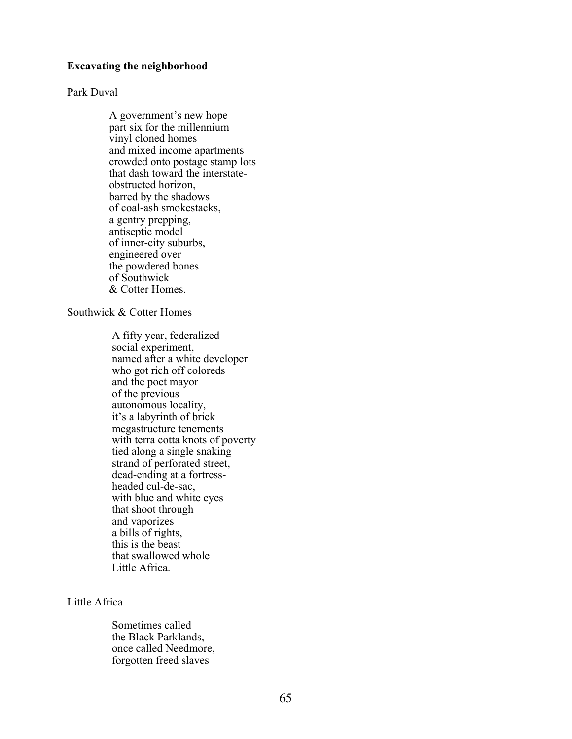**Excavating the neighborhood**

Park Duval

> A government's new hope  
> part six for the millennium  
> vinyl cloned homes  
> and mixed income apartments  
> crowded onto postage stamp lots  
> that dash toward the interstate-  
> obstructed horizon,  
> barred by the shadows  
> of coal-ash smokestacks,  
> a gentry prepping,  
> antiseptic model  
> of inner-city suburbs,  
> engineered over  
> the powdered bones  
> of Southwick  
> & Cotter Homes.

Southwick & Cotter Homes

> A fifty year, federalized  
> social experiment,  
> named after a white developer  
> who got rich off coloreds  
> and the poet mayor  
> of the previous  
> autonomous locality,  
> it's a labyrinth of brick  
> megastructure tenements  
> with terra cotta knots of poverty  
> tied along a single snaking  
> strand of perforated street,  
> dead-ending at a fortress-  
> headed cul-de-sac,  
> with blue and white eyes  
> that shoot through  
> and vaporizes  
> a bills of rights,  
> this is the beast  
> that swallowed whole  
> Little Africa.

Little Africa

> Sometimes called  
> the Black Parklands,  
> once called Needmore,  
> forgotten freed slaves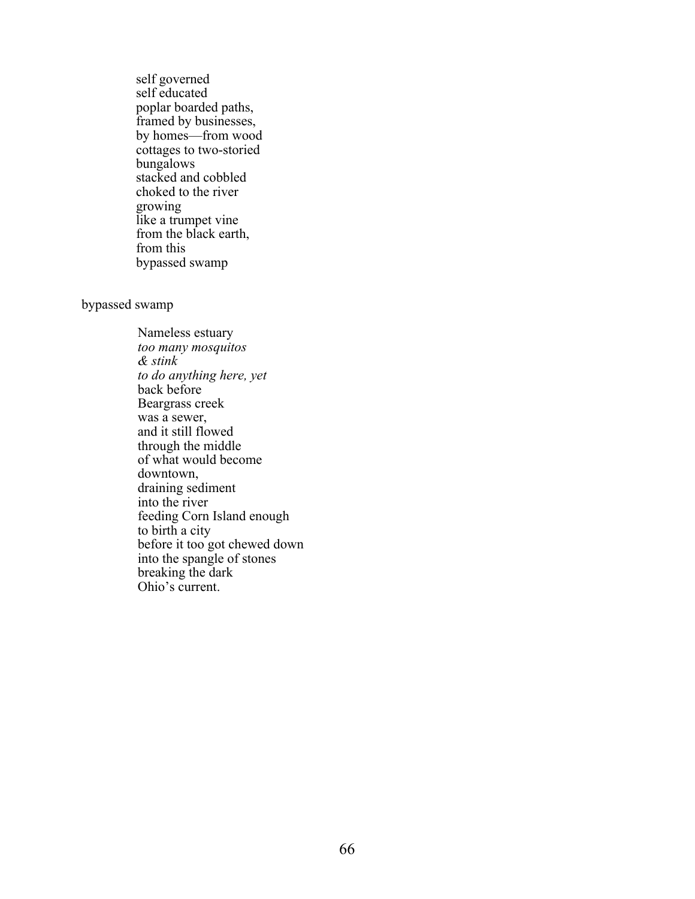self governed
self educated
poplar boarded paths,
framed by businesses,
by homes—from wood
cottages to two-storied
bungalows
stacked and cobbled
choked to the river
growing
like a trumpet vine
from the black earth,
from this
bypassed swamp

bypassed swamp

Nameless estuary
*too many mosquitos*
*& stink*
*to do anything here, yet*
back before
Beargrass creek
was a sewer,
and it still flowed
through the middle
of what would become
downtown,
draining sediment
into the river
feeding Corn Island enough
to birth a city
before it too got chewed down
into the spangle of stones
breaking the dark
Ohio's current.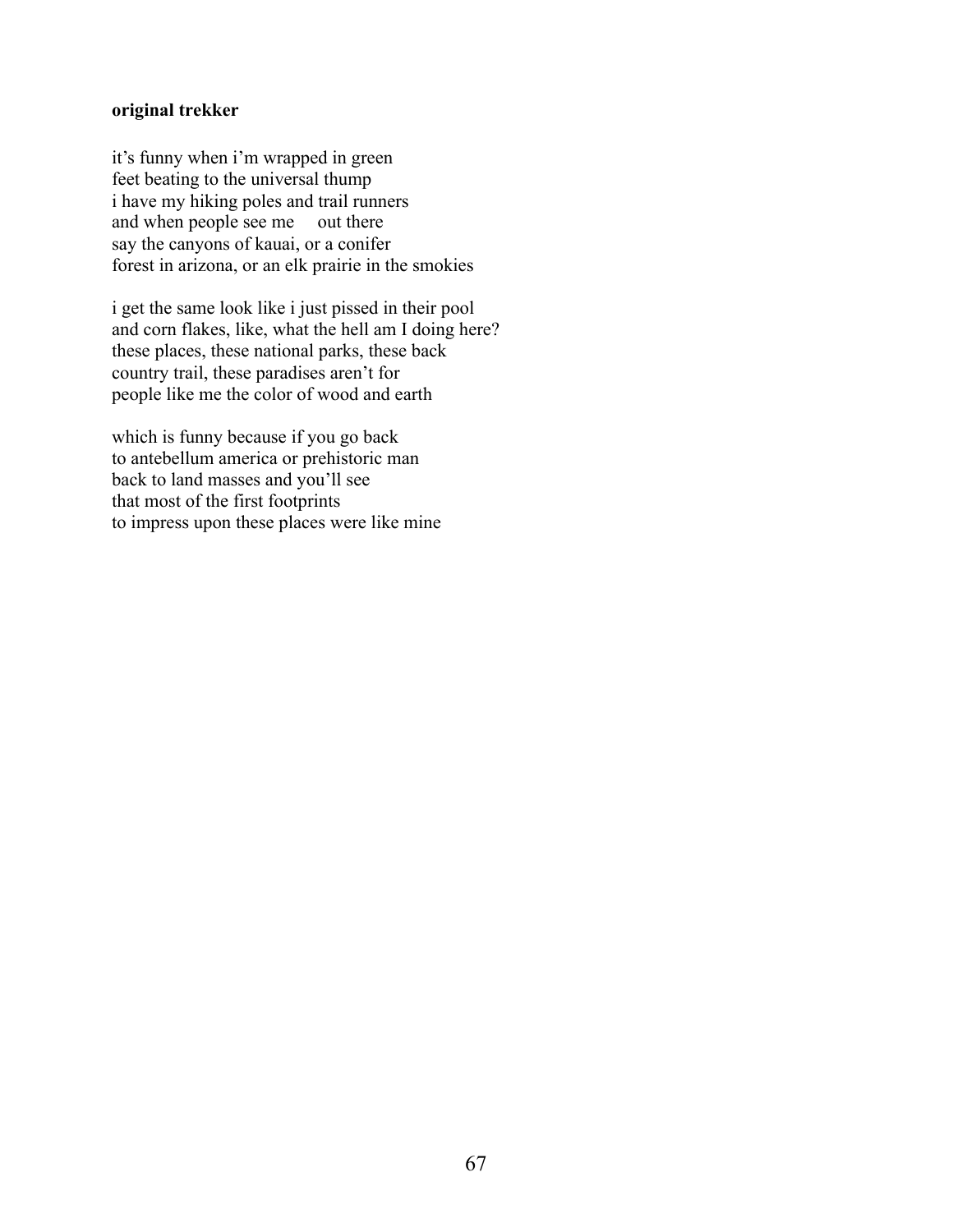**original trekker**

it's funny when i'm wrapped in green  
feet beating to the universal thump  
i have my hiking poles and trail runners  
and when people see me     out there  
say the canyons of kauai, or a conifer  
forest in arizona, or an elk prairie in the smokies

i get the same look like i just pissed in their pool  
and corn flakes, like, what the hell am I doing here?  
these places, these national parks, these back  
country trail, these paradises aren't for  
people like me the color of wood and earth

which is funny because if you go back  
to antebellum america or prehistoric man  
back to land masses and you'll see  
that most of the first footprints  
to impress upon these places were like mine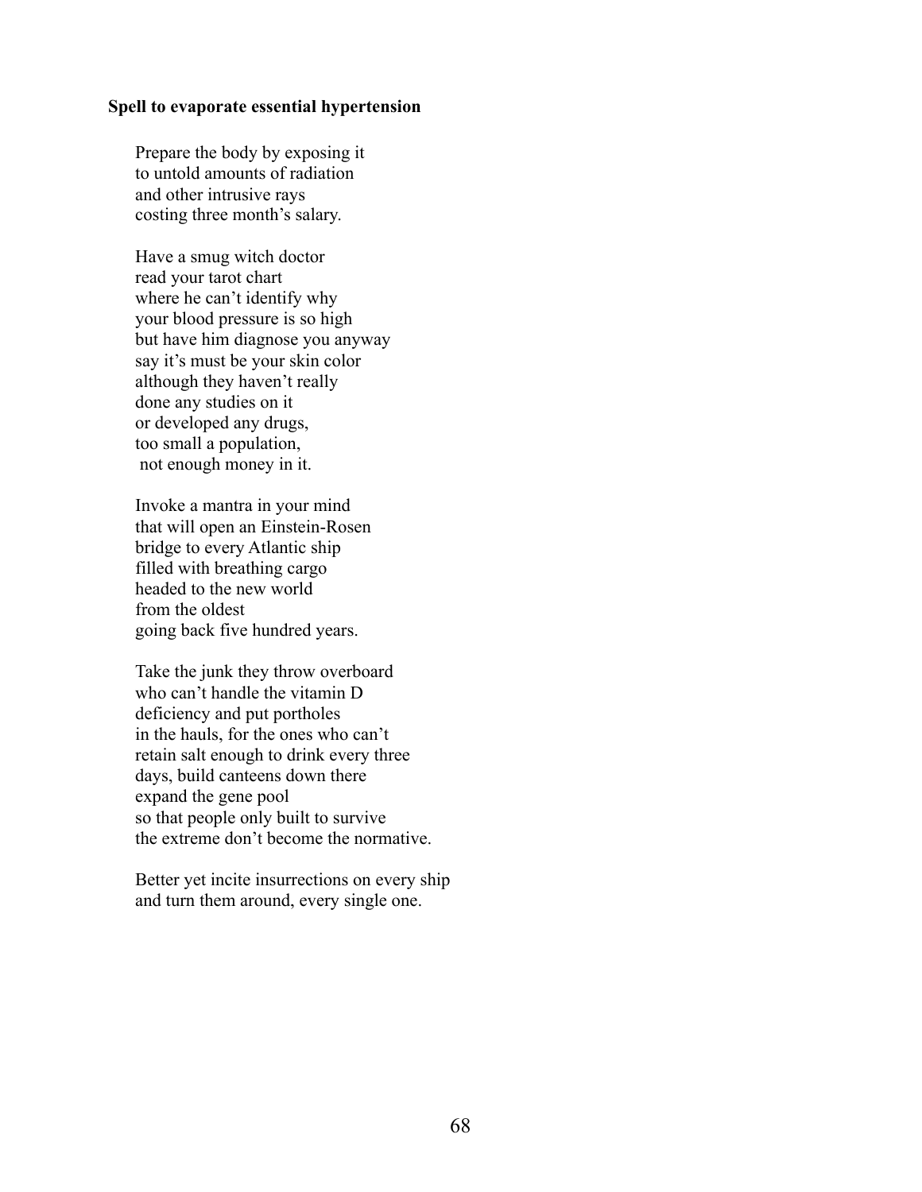**Spell to evaporate essential hypertension**

Prepare the body by exposing it  
to untold amounts of radiation  
and other intrusive rays  
costing three month's salary.

Have a smug witch doctor  
read your tarot chart  
where he can't identify why  
your blood pressure is so high  
but have him diagnose you anyway  
say it's must be your skin color  
although they haven't really  
done any studies on it  
or developed any drugs,  
too small a population,  
 not enough money in it.

Invoke a mantra in your mind  
that will open an Einstein-Rosen  
bridge to every Atlantic ship  
filled with breathing cargo  
headed to the new world  
from the oldest  
going back five hundred years.

Take the junk they throw overboard  
who can't handle the vitamin D  
deficiency and put portholes  
in the hauls, for the ones who can't  
retain salt enough to drink every three  
days, build canteens down there  
expand the gene pool  
so that people only built to survive  
the extreme don't become the normative.

Better yet incite insurrections on every ship  
and turn them around, every single one.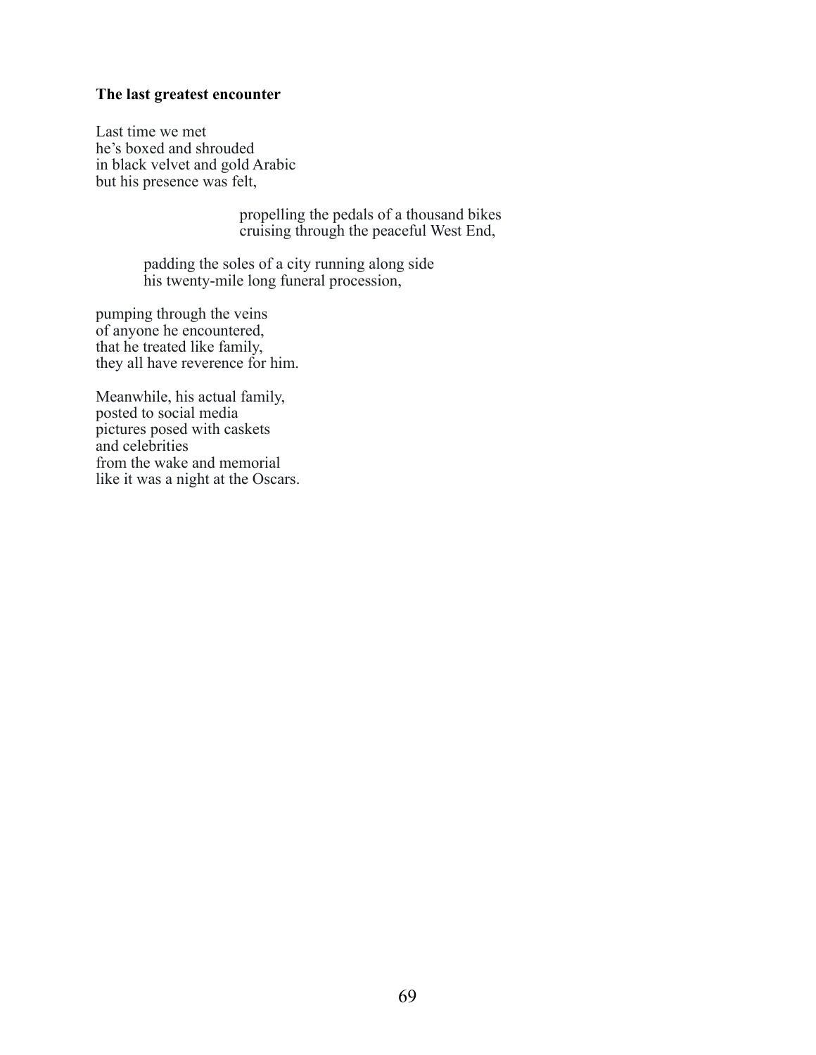**The last greatest encounter**

Last time we met  
he's boxed and shrouded  
in black velvet and gold Arabic  
but his presence was felt,

propelling the pedals of a thousand bikes  
cruising through the peaceful West End,

padding the soles of a city running along side  
his twenty-mile long funeral procession,

pumping through the veins  
of anyone he encountered,  
that he treated like family,  
they all have reverence for him.

Meanwhile, his actual family,  
posted to social media  
pictures posed with caskets  
and celebrities  
from the wake and memorial  
like it was a night at the Oscars.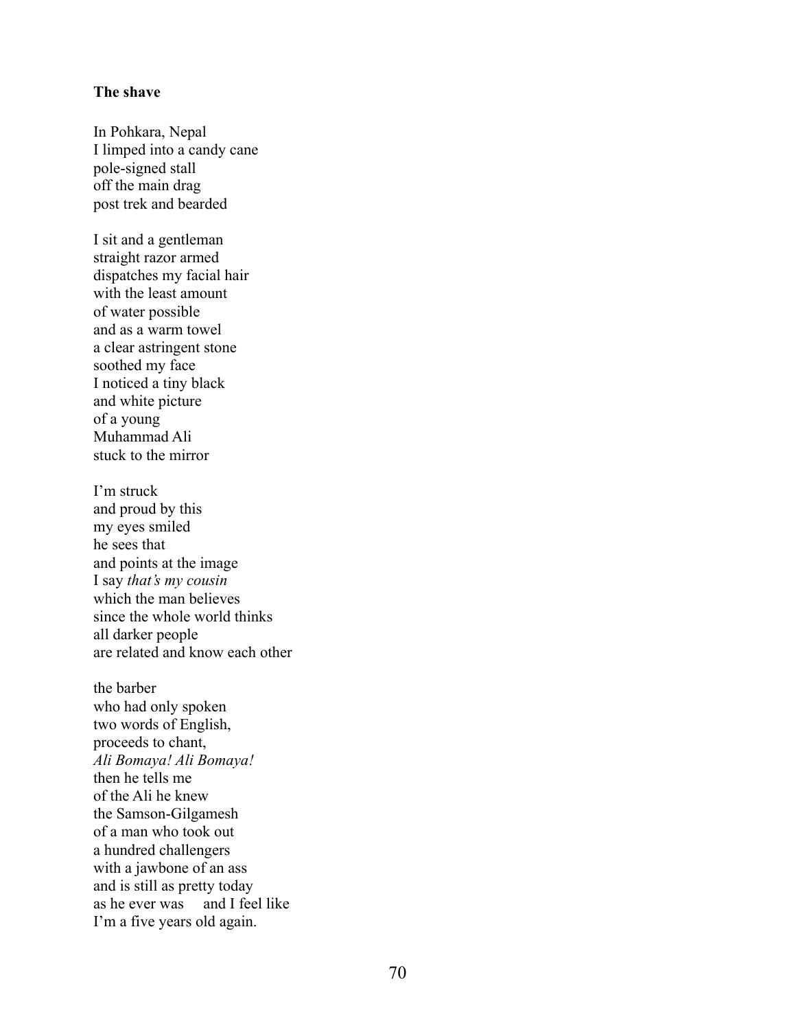**The shave**

In Pohkara, Nepal  
I limped into a candy cane  
pole-signed stall  
off the main drag  
post trek and bearded

I sit and a gentleman  
straight razor armed  
dispatches my facial hair  
with the least amount  
of water possible  
and as a warm towel  
a clear astringent stone  
soothed my face  
I noticed a tiny black  
and white picture  
of a young  
Muhammad Ali  
stuck to the mirror

I'm struck  
and proud by this  
my eyes smiled  
he sees that  
and points at the image  
I say *that's my cousin*  
which the man believes  
since the whole world thinks  
all darker people  
are related and know each other

the barber  
who had only spoken  
two words of English,  
proceeds to chant,  
*Ali Bomaya! Ali Bomaya!*  
then he tells me  
of the Ali he knew  
the Samson-Gilgamesh  
of a man who took out  
a hundred challengers  
with a jawbone of an ass  
and is still as pretty today  
as he ever was     and I feel like  
I'm a five years old again.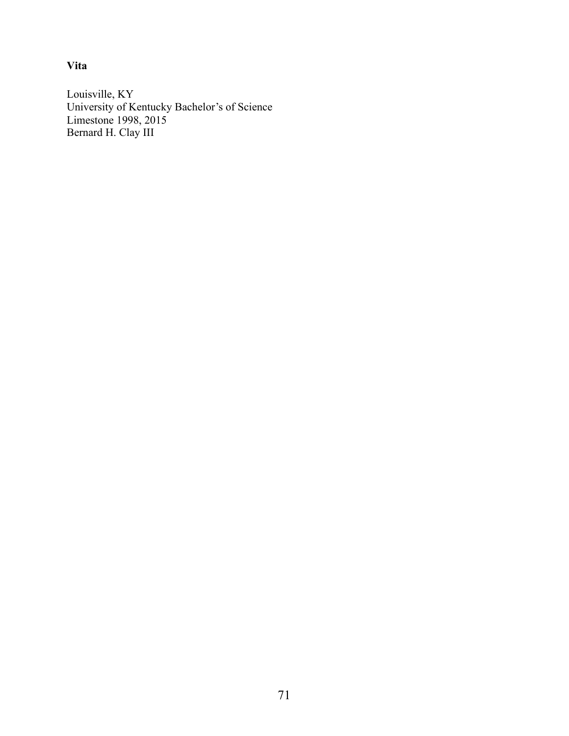**Vita**

Louisville, KY
University of Kentucky Bachelor's of Science
Limestone 1998, 2015
Bernard H. Clay III